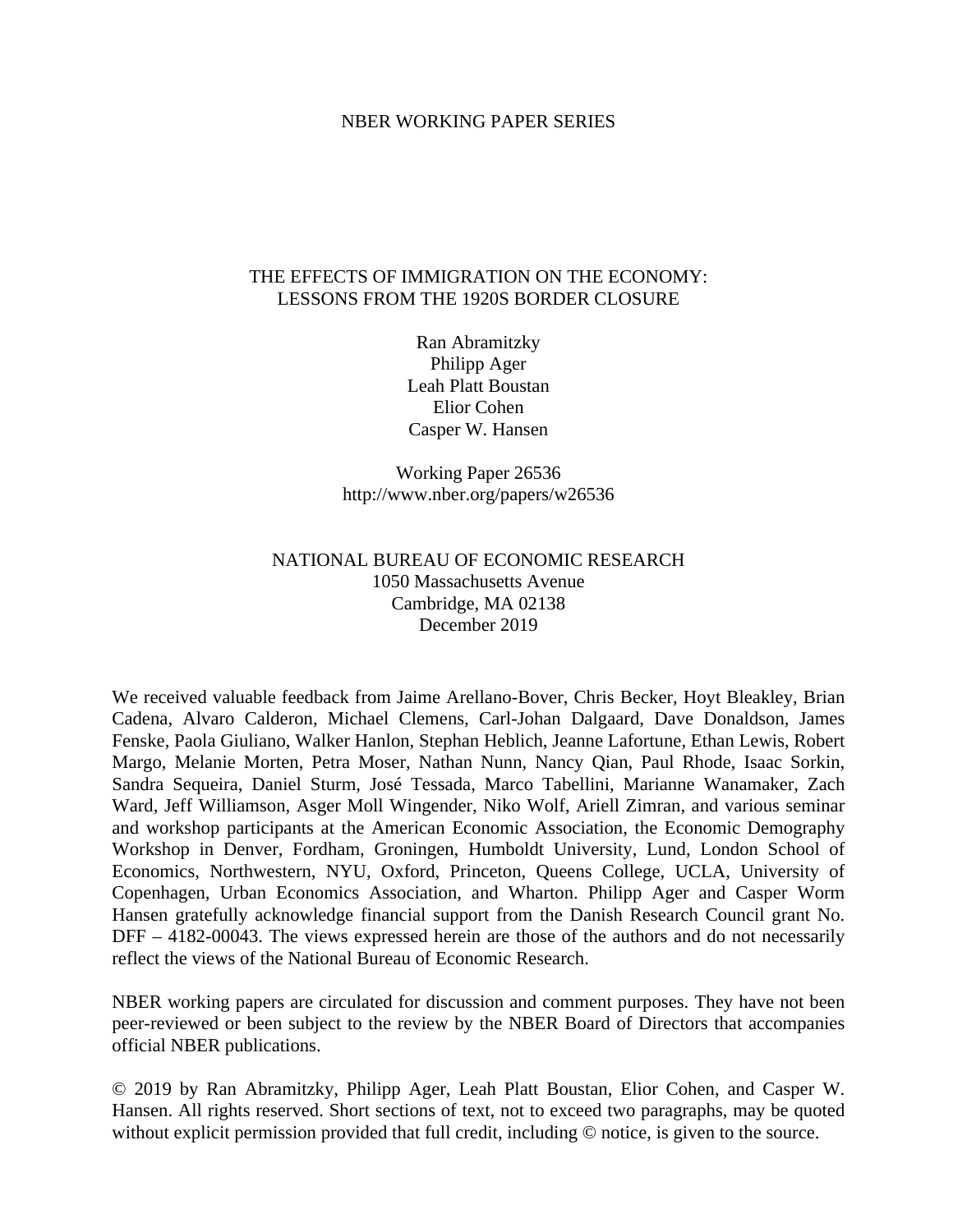NBER WORKING PAPER SERIES

# THE EFFECTS OF IMMIGRATION ON THE ECONOMY: LESSONS FROM THE 1920S BORDER CLOSURE

Ran Abramitzky
Philipp Ager
Leah Platt Boustan
Elior Cohen
Casper W. Hansen

Working Paper 26536
http://www.nber.org/papers/w26536

NATIONAL BUREAU OF ECONOMIC RESEARCH
1050 Massachusetts Avenue
Cambridge, MA 02138
December 2019

We received valuable feedback from Jaime Arellano-Bover, Chris Becker, Hoyt Bleakley, Brian Cadena, Alvaro Calderon, Michael Clemens, Carl-Johan Dalgaard, Dave Donaldson, James Fenske, Paola Giuliano, Walker Hanlon, Stephan Heblich, Jeanne Lafortune, Ethan Lewis, Robert Margo, Melanie Morten, Petra Moser, Nathan Nunn, Nancy Qian, Paul Rhode, Isaac Sorkin, Sandra Sequeira, Daniel Sturm, José Tessada, Marco Tabellini, Marianne Wanamaker, Zach Ward, Jeff Williamson, Asger Moll Wingender, Niko Wolf, Ariell Zimran, and various seminar and workshop participants at the American Economic Association, the Economic Demography Workshop in Denver, Fordham, Groningen, Humboldt University, Lund, London School of Economics, Northwestern, NYU, Oxford, Princeton, Queens College, UCLA, University of Copenhagen, Urban Economics Association, and Wharton. Philipp Ager and Casper Worm Hansen gratefully acknowledge financial support from the Danish Research Council grant No. DFF – 4182-00043. The views expressed herein are those of the authors and do not necessarily reflect the views of the National Bureau of Economic Research.

NBER working papers are circulated for discussion and comment purposes. They have not been peer-reviewed or been subject to the review by the NBER Board of Directors that accompanies official NBER publications.

© 2019 by Ran Abramitzky, Philipp Ager, Leah Platt Boustan, Elior Cohen, and Casper W. Hansen. All rights reserved. Short sections of text, not to exceed two paragraphs, may be quoted without explicit permission provided that full credit, including © notice, is given to the source.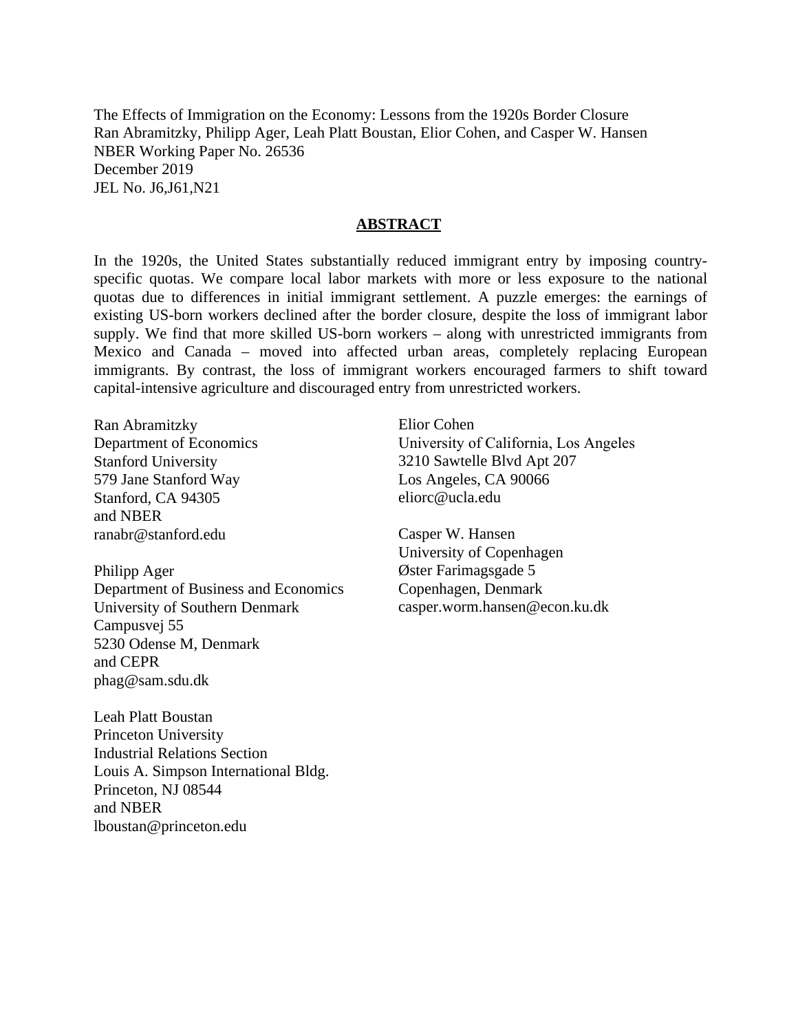The Effects of Immigration on the Economy: Lessons from the 1920s Border Closure
Ran Abramitzky, Philipp Ager, Leah Platt Boustan, Elior Cohen, and Casper W. Hansen
NBER Working Paper No. 26536
December 2019
JEL No. J6,J61,N21

## **ABSTRACT**

In the 1920s, the United States substantially reduced immigrant entry by imposing country-specific quotas. We compare local labor markets with more or less exposure to the national quotas due to differences in initial immigrant settlement. A puzzle emerges: the earnings of existing US-born workers declined after the border closure, despite the loss of immigrant labor supply. We find that more skilled US-born workers – along with unrestricted immigrants from Mexico and Canada – moved into affected urban areas, completely replacing European immigrants. By contrast, the loss of immigrant workers encouraged farmers to shift toward capital-intensive agriculture and discouraged entry from unrestricted workers.

Ran Abramitzky
Department of Economics
Stanford University
579 Jane Stanford Way
Stanford, CA 94305
and NBER
ranabr@stanford.edu

Philipp Ager
Department of Business and Economics
University of Southern Denmark
Campusvej 55
5230 Odense M, Denmark
and CEPR
phag@sam.sdu.dk

Leah Platt Boustan
Princeton University
Industrial Relations Section
Louis A. Simpson International Bldg.
Princeton, NJ 08544
and NBER
lboustan@princeton.edu

Elior Cohen
University of California, Los Angeles
3210 Sawtelle Blvd Apt 207
Los Angeles, CA 90066
eliorc@ucla.edu

Casper W. Hansen
University of Copenhagen
Øster Farimagsgade 5
Copenhagen, Denmark
casper.worm.hansen@econ.ku.dk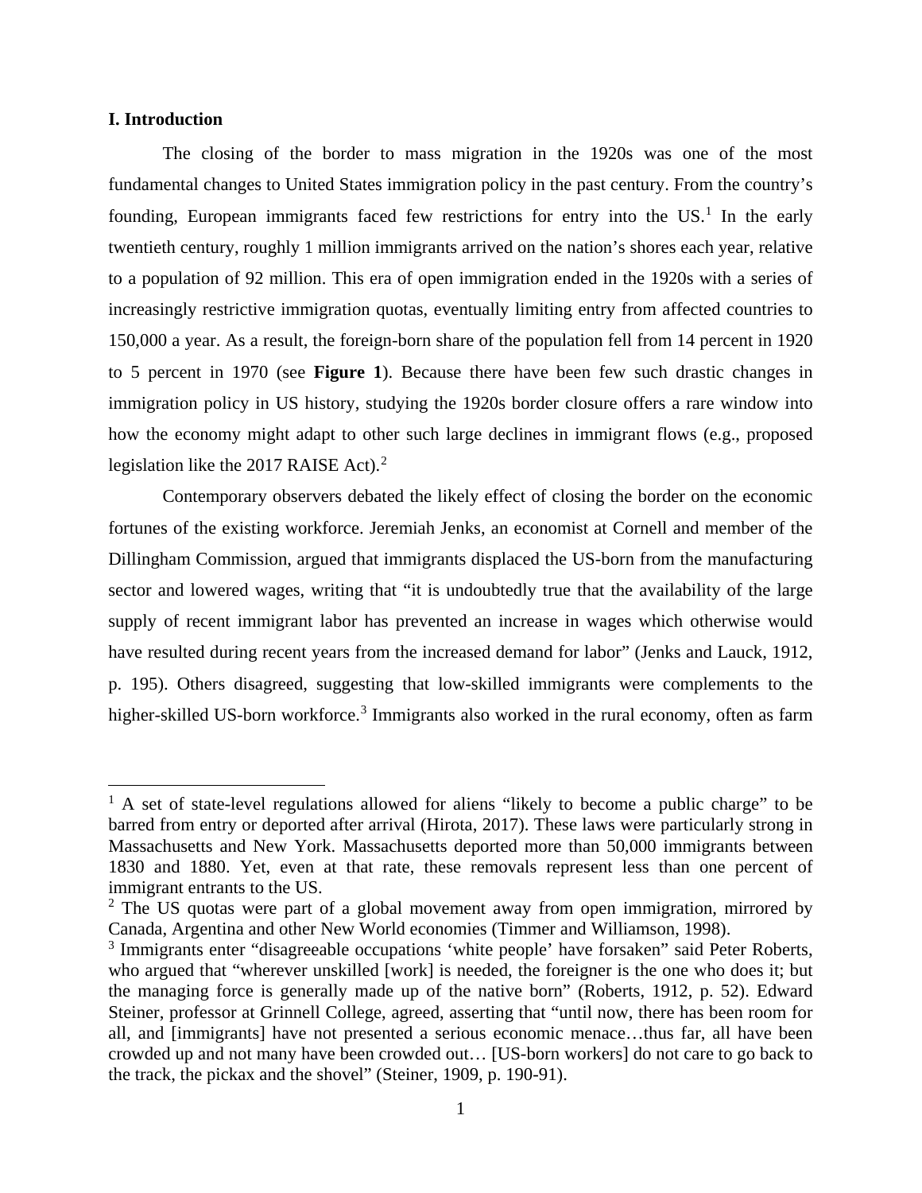## I. Introduction

The closing of the border to mass migration in the 1920s was one of the most fundamental changes to United States immigration policy in the past century. From the country's founding, European immigrants faced few restrictions for entry into the US.[1] In the early twentieth century, roughly 1 million immigrants arrived on the nation's shores each year, relative to a population of 92 million. This era of open immigration ended in the 1920s with a series of increasingly restrictive immigration quotas, eventually limiting entry from affected countries to 150,000 a year. As a result, the foreign-born share of the population fell from 14 percent in 1920 to 5 percent in 1970 (see **Figure 1**). Because there have been few such drastic changes in immigration policy in US history, studying the 1920s border closure offers a rare window into how the economy might adapt to other such large declines in immigrant flows (e.g., proposed legislation like the 2017 RAISE Act).[2]

Contemporary observers debated the likely effect of closing the border on the economic fortunes of the existing workforce. Jeremiah Jenks, an economist at Cornell and member of the Dillingham Commission, argued that immigrants displaced the US-born from the manufacturing sector and lowered wages, writing that "it is undoubtedly true that the availability of the large supply of recent immigrant labor has prevented an increase in wages which otherwise would have resulted during recent years from the increased demand for labor" (Jenks and Lauck, 1912, p. 195). Others disagreed, suggesting that low-skilled immigrants were complements to the higher-skilled US-born workforce.[3] Immigrants also worked in the rural economy, often as farm

---

[1] A set of state-level regulations allowed for aliens "likely to become a public charge" to be barred from entry or deported after arrival (Hirota, 2017). These laws were particularly strong in Massachusetts and New York. Massachusetts deported more than 50,000 immigrants between 1830 and 1880. Yet, even at that rate, these removals represent less than one percent of immigrant entrants to the US.

[2] The US quotas were part of a global movement away from open immigration, mirrored by Canada, Argentina and other New World economies (Timmer and Williamson, 1998).

[3] Immigrants enter "disagreeable occupations 'white people' have forsaken" said Peter Roberts, who argued that "wherever unskilled [work] is needed, the foreigner is the one who does it; but the managing force is generally made up of the native born" (Roberts, 1912, p. 52). Edward Steiner, professor at Grinnell College, agreed, asserting that "until now, there has been room for all, and [immigrants] have not presented a serious economic menace…thus far, all have been crowded up and not many have been crowded out… [US-born workers] do not care to go back to the track, the pickax and the shovel" (Steiner, 1909, p. 190-91).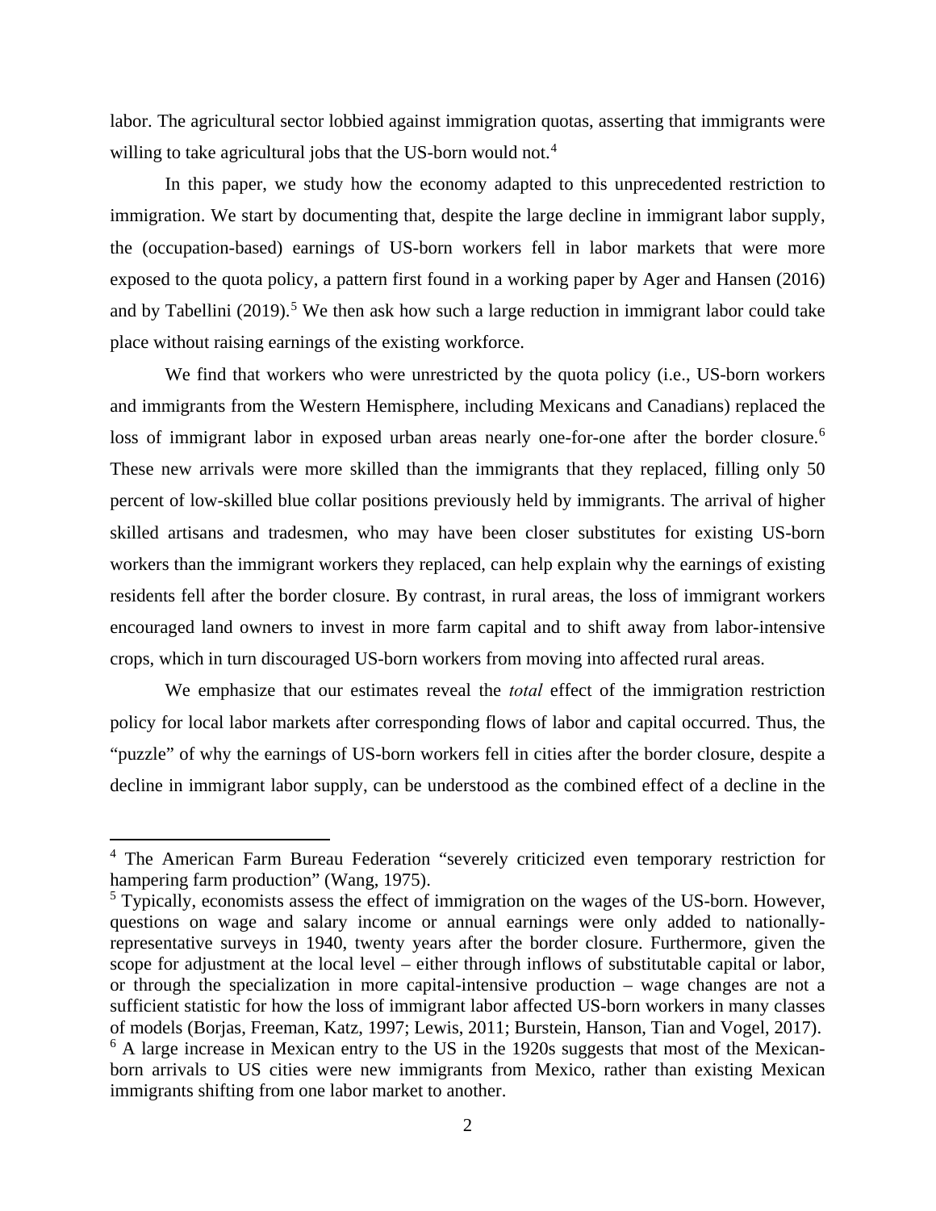labor. The agricultural sector lobbied against immigration quotas, asserting that immigrants were willing to take agricultural jobs that the US-born would not.[4]

In this paper, we study how the economy adapted to this unprecedented restriction to immigration. We start by documenting that, despite the large decline in immigrant labor supply, the (occupation-based) earnings of US-born workers fell in labor markets that were more exposed to the quota policy, a pattern first found in a working paper by Ager and Hansen (2016) and by Tabellini (2019).[5] We then ask how such a large reduction in immigrant labor could take place without raising earnings of the existing workforce.

We find that workers who were unrestricted by the quota policy (i.e., US-born workers and immigrants from the Western Hemisphere, including Mexicans and Canadians) replaced the loss of immigrant labor in exposed urban areas nearly one-for-one after the border closure.[6] These new arrivals were more skilled than the immigrants that they replaced, filling only 50 percent of low-skilled blue collar positions previously held by immigrants. The arrival of higher skilled artisans and tradesmen, who may have been closer substitutes for existing US-born workers than the immigrant workers they replaced, can help explain why the earnings of existing residents fell after the border closure. By contrast, in rural areas, the loss of immigrant workers encouraged land owners to invest in more farm capital and to shift away from labor-intensive crops, which in turn discouraged US-born workers from moving into affected rural areas.

We emphasize that our estimates reveal the *total* effect of the immigration restriction policy for local labor markets after corresponding flows of labor and capital occurred. Thus, the "puzzle" of why the earnings of US-born workers fell in cities after the border closure, despite a decline in immigrant labor supply, can be understood as the combined effect of a decline in the

[4] The American Farm Bureau Federation "severely criticized even temporary restriction for hampering farm production" (Wang, 1975).

[5] Typically, economists assess the effect of immigration on the wages of the US-born. However, questions on wage and salary income or annual earnings were only added to nationally-representative surveys in 1940, twenty years after the border closure. Furthermore, given the scope for adjustment at the local level – either through inflows of substitutable capital or labor, or through the specialization in more capital-intensive production – wage changes are not a sufficient statistic for how the loss of immigrant labor affected US-born workers in many classes of models (Borjas, Freeman, Katz, 1997; Lewis, 2011; Burstein, Hanson, Tian and Vogel, 2017).

[6] A large increase in Mexican entry to the US in the 1920s suggests that most of the Mexican-born arrivals to US cities were new immigrants from Mexico, rather than existing Mexican immigrants shifting from one labor market to another.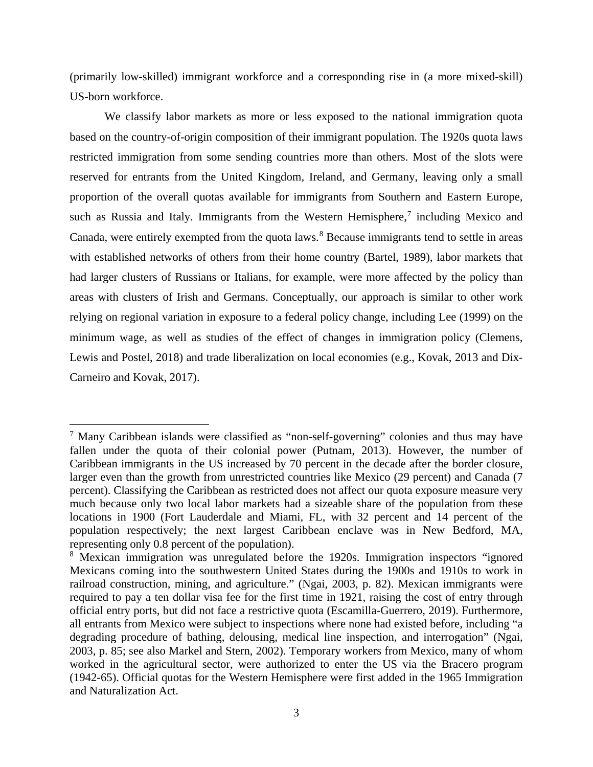(primarily low-skilled) immigrant workforce and a corresponding rise in (a more mixed-skill) US-born workforce.

We classify labor markets as more or less exposed to the national immigration quota based on the country-of-origin composition of their immigrant population. The 1920s quota laws restricted immigration from some sending countries more than others. Most of the slots were reserved for entrants from the United Kingdom, Ireland, and Germany, leaving only a small proportion of the overall quotas available for immigrants from Southern and Eastern Europe, such as Russia and Italy. Immigrants from the Western Hemisphere,[7] including Mexico and Canada, were entirely exempted from the quota laws.[8] Because immigrants tend to settle in areas with established networks of others from their home country (Bartel, 1989), labor markets that had larger clusters of Russians or Italians, for example, were more affected by the policy than areas with clusters of Irish and Germans. Conceptually, our approach is similar to other work relying on regional variation in exposure to a federal policy change, including Lee (1999) on the minimum wage, as well as studies of the effect of changes in immigration policy (Clemens, Lewis and Postel, 2018) and trade liberalization on local economies (e.g., Kovak, 2013 and Dix-Carneiro and Kovak, 2017).

---

[7] Many Caribbean islands were classified as "non-self-governing" colonies and thus may have fallen under the quota of their colonial power (Putnam, 2013). However, the number of Caribbean immigrants in the US increased by 70 percent in the decade after the border closure, larger even than the growth from unrestricted countries like Mexico (29 percent) and Canada (7 percent). Classifying the Caribbean as restricted does not affect our quota exposure measure very much because only two local labor markets had a sizeable share of the population from these locations in 1900 (Fort Lauderdale and Miami, FL, with 32 percent and 14 percent of the population respectively; the next largest Caribbean enclave was in New Bedford, MA, representing only 0.8 percent of the population).

[8] Mexican immigration was unregulated before the 1920s. Immigration inspectors "ignored Mexicans coming into the southwestern United States during the 1900s and 1910s to work in railroad construction, mining, and agriculture." (Ngai, 2003, p. 82). Mexican immigrants were required to pay a ten dollar visa fee for the first time in 1921, raising the cost of entry through official entry ports, but did not face a restrictive quota (Escamilla-Guerrero, 2019). Furthermore, all entrants from Mexico were subject to inspections where none had existed before, including "a degrading procedure of bathing, delousing, medical line inspection, and interrogation" (Ngai, 2003, p. 85; see also Markel and Stern, 2002). Temporary workers from Mexico, many of whom worked in the agricultural sector, were authorized to enter the US via the Bracero program (1942-65). Official quotas for the Western Hemisphere were first added in the 1965 Immigration and Naturalization Act.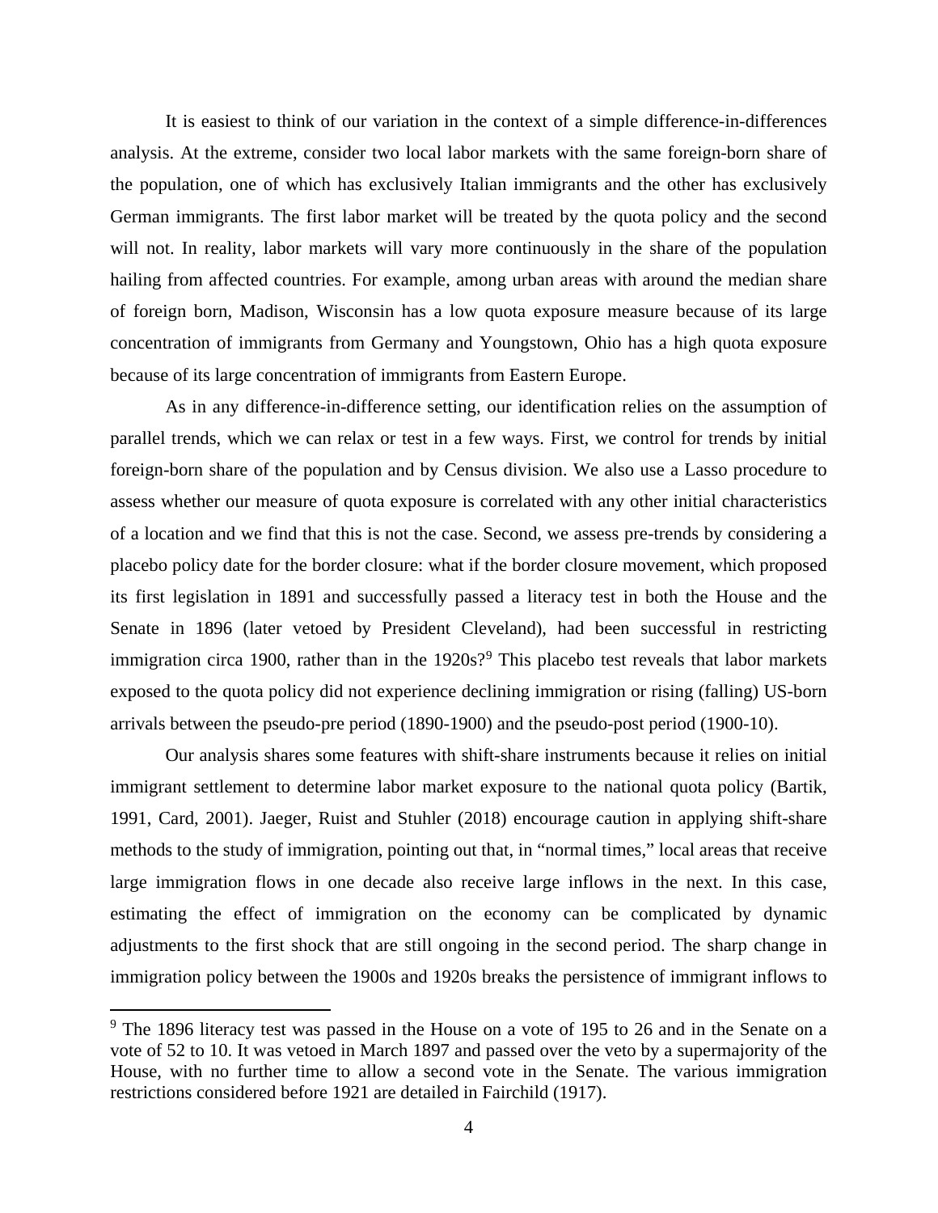It is easiest to think of our variation in the context of a simple difference-in-differences analysis. At the extreme, consider two local labor markets with the same foreign-born share of the population, one of which has exclusively Italian immigrants and the other has exclusively German immigrants. The first labor market will be treated by the quota policy and the second will not. In reality, labor markets will vary more continuously in the share of the population hailing from affected countries. For example, among urban areas with around the median share of foreign born, Madison, Wisconsin has a low quota exposure measure because of its large concentration of immigrants from Germany and Youngstown, Ohio has a high quota exposure because of its large concentration of immigrants from Eastern Europe.

As in any difference-in-difference setting, our identification relies on the assumption of parallel trends, which we can relax or test in a few ways. First, we control for trends by initial foreign-born share of the population and by Census division. We also use a Lasso procedure to assess whether our measure of quota exposure is correlated with any other initial characteristics of a location and we find that this is not the case. Second, we assess pre-trends by considering a placebo policy date for the border closure: what if the border closure movement, which proposed its first legislation in 1891 and successfully passed a literacy test in both the House and the Senate in 1896 (later vetoed by President Cleveland), had been successful in restricting immigration circa 1900, rather than in the 1920s?[9] This placebo test reveals that labor markets exposed to the quota policy did not experience declining immigration or rising (falling) US-born arrivals between the pseudo-pre period (1890-1900) and the pseudo-post period (1900-10).

Our analysis shares some features with shift-share instruments because it relies on initial immigrant settlement to determine labor market exposure to the national quota policy (Bartik, 1991, Card, 2001). Jaeger, Ruist and Stuhler (2018) encourage caution in applying shift-share methods to the study of immigration, pointing out that, in "normal times," local areas that receive large immigration flows in one decade also receive large inflows in the next. In this case, estimating the effect of immigration on the economy can be complicated by dynamic adjustments to the first shock that are still ongoing in the second period. The sharp change in immigration policy between the 1900s and 1920s breaks the persistence of immigrant inflows to

[9] The 1896 literacy test was passed in the House on a vote of 195 to 26 and in the Senate on a vote of 52 to 10. It was vetoed in March 1897 and passed over the veto by a supermajority of the House, with no further time to allow a second vote in the Senate. The various immigration restrictions considered before 1921 are detailed in Fairchild (1917).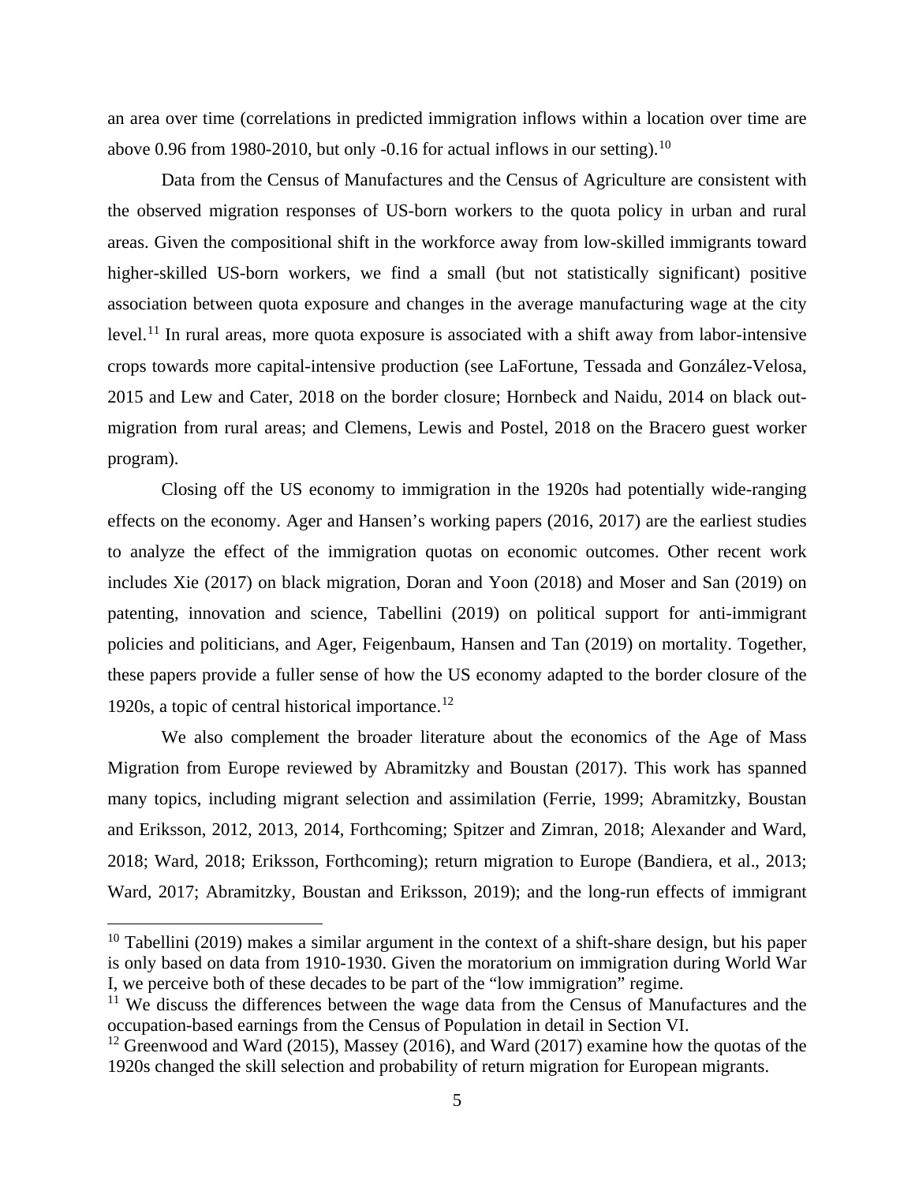an area over time (correlations in predicted immigration inflows within a location over time are above 0.96 from 1980-2010, but only -0.16 for actual inflows in our setting).[10]

Data from the Census of Manufactures and the Census of Agriculture are consistent with the observed migration responses of US-born workers to the quota policy in urban and rural areas. Given the compositional shift in the workforce away from low-skilled immigrants toward higher-skilled US-born workers, we find a small (but not statistically significant) positive association between quota exposure and changes in the average manufacturing wage at the city level.[11] In rural areas, more quota exposure is associated with a shift away from labor-intensive crops towards more capital-intensive production (see LaFortune, Tessada and González-Velosa, 2015 and Lew and Cater, 2018 on the border closure; Hornbeck and Naidu, 2014 on black out-migration from rural areas; and Clemens, Lewis and Postel, 2018 on the Bracero guest worker program).

Closing off the US economy to immigration in the 1920s had potentially wide-ranging effects on the economy. Ager and Hansen's working papers (2016, 2017) are the earliest studies to analyze the effect of the immigration quotas on economic outcomes. Other recent work includes Xie (2017) on black migration, Doran and Yoon (2018) and Moser and San (2019) on patenting, innovation and science, Tabellini (2019) on political support for anti-immigrant policies and politicians, and Ager, Feigenbaum, Hansen and Tan (2019) on mortality. Together, these papers provide a fuller sense of how the US economy adapted to the border closure of the 1920s, a topic of central historical importance.[12]

We also complement the broader literature about the economics of the Age of Mass Migration from Europe reviewed by Abramitzky and Boustan (2017). This work has spanned many topics, including migrant selection and assimilation (Ferrie, 1999; Abramitzky, Boustan and Eriksson, 2012, 2013, 2014, Forthcoming; Spitzer and Zimran, 2018; Alexander and Ward, 2018; Ward, 2018; Eriksson, Forthcoming); return migration to Europe (Bandiera, et al., 2013; Ward, 2017; Abramitzky, Boustan and Eriksson, 2019); and the long-run effects of immigrant

---

[10] Tabellini (2019) makes a similar argument in the context of a shift-share design, but his paper is only based on data from 1910-1930. Given the moratorium on immigration during World War I, we perceive both of these decades to be part of the "low immigration" regime.

[11] We discuss the differences between the wage data from the Census of Manufactures and the occupation-based earnings from the Census of Population in detail in Section VI.

[12] Greenwood and Ward (2015), Massey (2016), and Ward (2017) examine how the quotas of the 1920s changed the skill selection and probability of return migration for European migrants.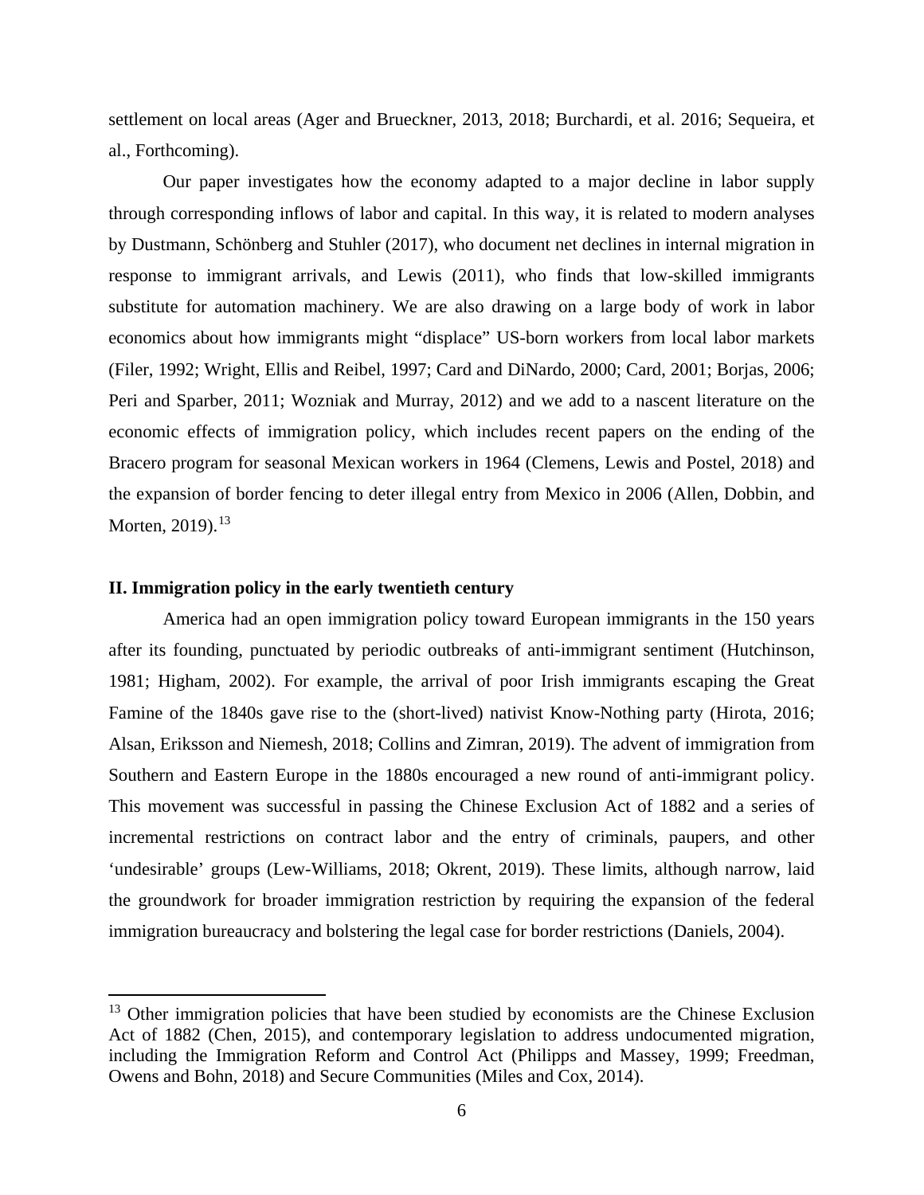settlement on local areas (Ager and Brueckner, 2013, 2018; Burchardi, et al. 2016; Sequeira, et al., Forthcoming).

Our paper investigates how the economy adapted to a major decline in labor supply through corresponding inflows of labor and capital. In this way, it is related to modern analyses by Dustmann, Schönberg and Stuhler (2017), who document net declines in internal migration in response to immigrant arrivals, and Lewis (2011), who finds that low-skilled immigrants substitute for automation machinery. We are also drawing on a large body of work in labor economics about how immigrants might "displace" US-born workers from local labor markets (Filer, 1992; Wright, Ellis and Reibel, 1997; Card and DiNardo, 2000; Card, 2001; Borjas, 2006; Peri and Sparber, 2011; Wozniak and Murray, 2012) and we add to a nascent literature on the economic effects of immigration policy, which includes recent papers on the ending of the Bracero program for seasonal Mexican workers in 1964 (Clemens, Lewis and Postel, 2018) and the expansion of border fencing to deter illegal entry from Mexico in 2006 (Allen, Dobbin, and Morten, 2019).[13]

## II. Immigration policy in the early twentieth century

America had an open immigration policy toward European immigrants in the 150 years after its founding, punctuated by periodic outbreaks of anti-immigrant sentiment (Hutchinson, 1981; Higham, 2002). For example, the arrival of poor Irish immigrants escaping the Great Famine of the 1840s gave rise to the (short-lived) nativist Know-Nothing party (Hirota, 2016; Alsan, Eriksson and Niemesh, 2018; Collins and Zimran, 2019). The advent of immigration from Southern and Eastern Europe in the 1880s encouraged a new round of anti-immigrant policy. This movement was successful in passing the Chinese Exclusion Act of 1882 and a series of incremental restrictions on contract labor and the entry of criminals, paupers, and other 'undesirable' groups (Lew-Williams, 2018; Okrent, 2019). These limits, although narrow, laid the groundwork for broader immigration restriction by requiring the expansion of the federal immigration bureaucracy and bolstering the legal case for border restrictions (Daniels, 2004).

[13] Other immigration policies that have been studied by economists are the Chinese Exclusion Act of 1882 (Chen, 2015), and contemporary legislation to address undocumented migration, including the Immigration Reform and Control Act (Philipps and Massey, 1999; Freedman, Owens and Bohn, 2018) and Secure Communities (Miles and Cox, 2014).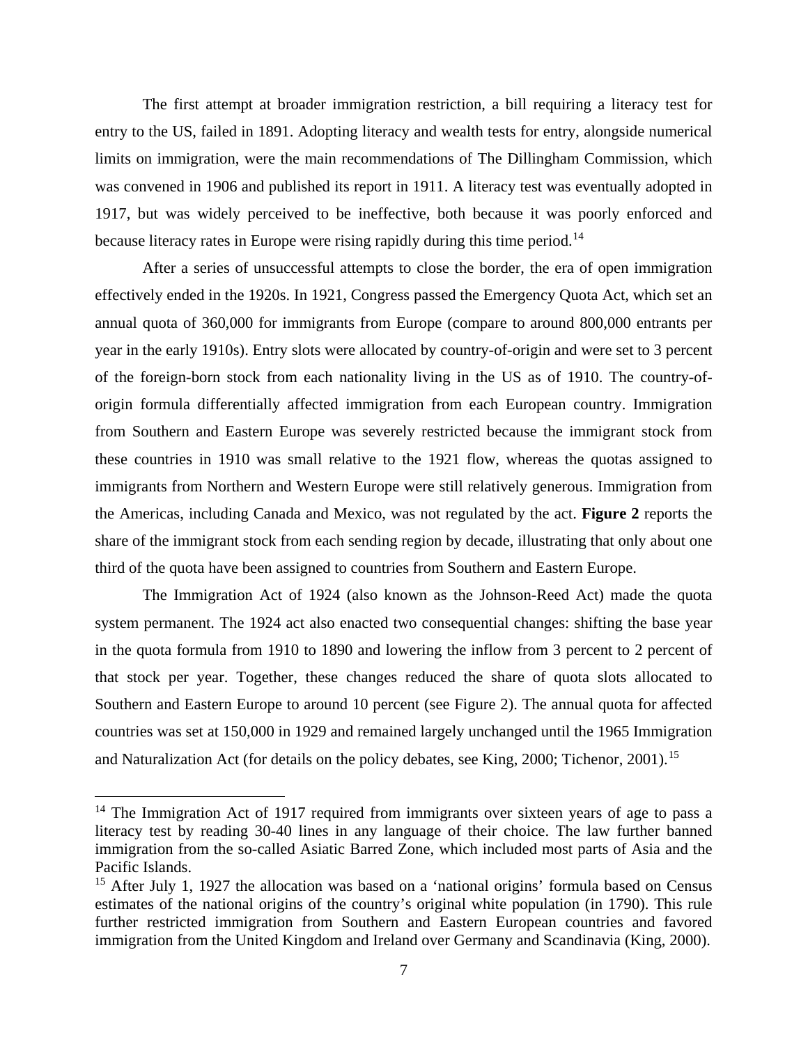The first attempt at broader immigration restriction, a bill requiring a literacy test for entry to the US, failed in 1891. Adopting literacy and wealth tests for entry, alongside numerical limits on immigration, were the main recommendations of The Dillingham Commission, which was convened in 1906 and published its report in 1911. A literacy test was eventually adopted in 1917, but was widely perceived to be ineffective, both because it was poorly enforced and because literacy rates in Europe were rising rapidly during this time period.[14]

After a series of unsuccessful attempts to close the border, the era of open immigration effectively ended in the 1920s. In 1921, Congress passed the Emergency Quota Act, which set an annual quota of 360,000 for immigrants from Europe (compare to around 800,000 entrants per year in the early 1910s). Entry slots were allocated by country-of-origin and were set to 3 percent of the foreign-born stock from each nationality living in the US as of 1910. The country-of-origin formula differentially affected immigration from each European country. Immigration from Southern and Eastern Europe was severely restricted because the immigrant stock from these countries in 1910 was small relative to the 1921 flow, whereas the quotas assigned to immigrants from Northern and Western Europe were still relatively generous. Immigration from the Americas, including Canada and Mexico, was not regulated by the act. **Figure 2** reports the share of the immigrant stock from each sending region by decade, illustrating that only about one third of the quota have been assigned to countries from Southern and Eastern Europe.

The Immigration Act of 1924 (also known as the Johnson-Reed Act) made the quota system permanent. The 1924 act also enacted two consequential changes: shifting the base year in the quota formula from 1910 to 1890 and lowering the inflow from 3 percent to 2 percent of that stock per year. Together, these changes reduced the share of quota slots allocated to Southern and Eastern Europe to around 10 percent (see Figure 2). The annual quota for affected countries was set at 150,000 in 1929 and remained largely unchanged until the 1965 Immigration and Naturalization Act (for details on the policy debates, see King, 2000; Tichenor, 2001).[15]

[14] The Immigration Act of 1917 required from immigrants over sixteen years of age to pass a literacy test by reading 30-40 lines in any language of their choice. The law further banned immigration from the so-called Asiatic Barred Zone, which included most parts of Asia and the Pacific Islands.

[15] After July 1, 1927 the allocation was based on a 'national origins' formula based on Census estimates of the national origins of the country's original white population (in 1790). This rule further restricted immigration from Southern and Eastern European countries and favored immigration from the United Kingdom and Ireland over Germany and Scandinavia (King, 2000).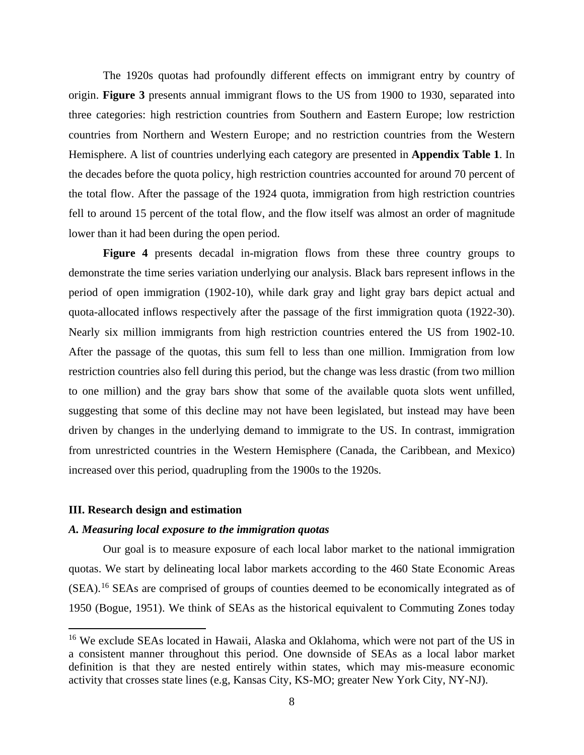The 1920s quotas had profoundly different effects on immigrant entry by country of origin. **Figure 3** presents annual immigrant flows to the US from 1900 to 1930, separated into three categories: high restriction countries from Southern and Eastern Europe; low restriction countries from Northern and Western Europe; and no restriction countries from the Western Hemisphere. A list of countries underlying each category are presented in **Appendix Table 1**. In the decades before the quota policy, high restriction countries accounted for around 70 percent of the total flow. After the passage of the 1924 quota, immigration from high restriction countries fell to around 15 percent of the total flow, and the flow itself was almost an order of magnitude lower than it had been during the open period.

**Figure 4** presents decadal in-migration flows from these three country groups to demonstrate the time series variation underlying our analysis. Black bars represent inflows in the period of open immigration (1902-10), while dark gray and light gray bars depict actual and quota-allocated inflows respectively after the passage of the first immigration quota (1922-30). Nearly six million immigrants from high restriction countries entered the US from 1902-10. After the passage of the quotas, this sum fell to less than one million. Immigration from low restriction countries also fell during this period, but the change was less drastic (from two million to one million) and the gray bars show that some of the available quota slots went unfilled, suggesting that some of this decline may not have been legislated, but instead may have been driven by changes in the underlying demand to immigrate to the US. In contrast, immigration from unrestricted countries in the Western Hemisphere (Canada, the Caribbean, and Mexico) increased over this period, quadrupling from the 1900s to the 1920s.

## III. Research design and estimation

### *A. Measuring local exposure to the immigration quotas*

Our goal is to measure exposure of each local labor market to the national immigration quotas. We start by delineating local labor markets according to the 460 State Economic Areas (SEA).[16] SEAs are comprised of groups of counties deemed to be economically integrated as of 1950 (Bogue, 1951). We think of SEAs as the historical equivalent to Commuting Zones today

[16] We exclude SEAs located in Hawaii, Alaska and Oklahoma, which were not part of the US in a consistent manner throughout this period. One downside of SEAs as a local labor market definition is that they are nested entirely within states, which may mis-measure economic activity that crosses state lines (e.g, Kansas City, KS-MO; greater New York City, NY-NJ).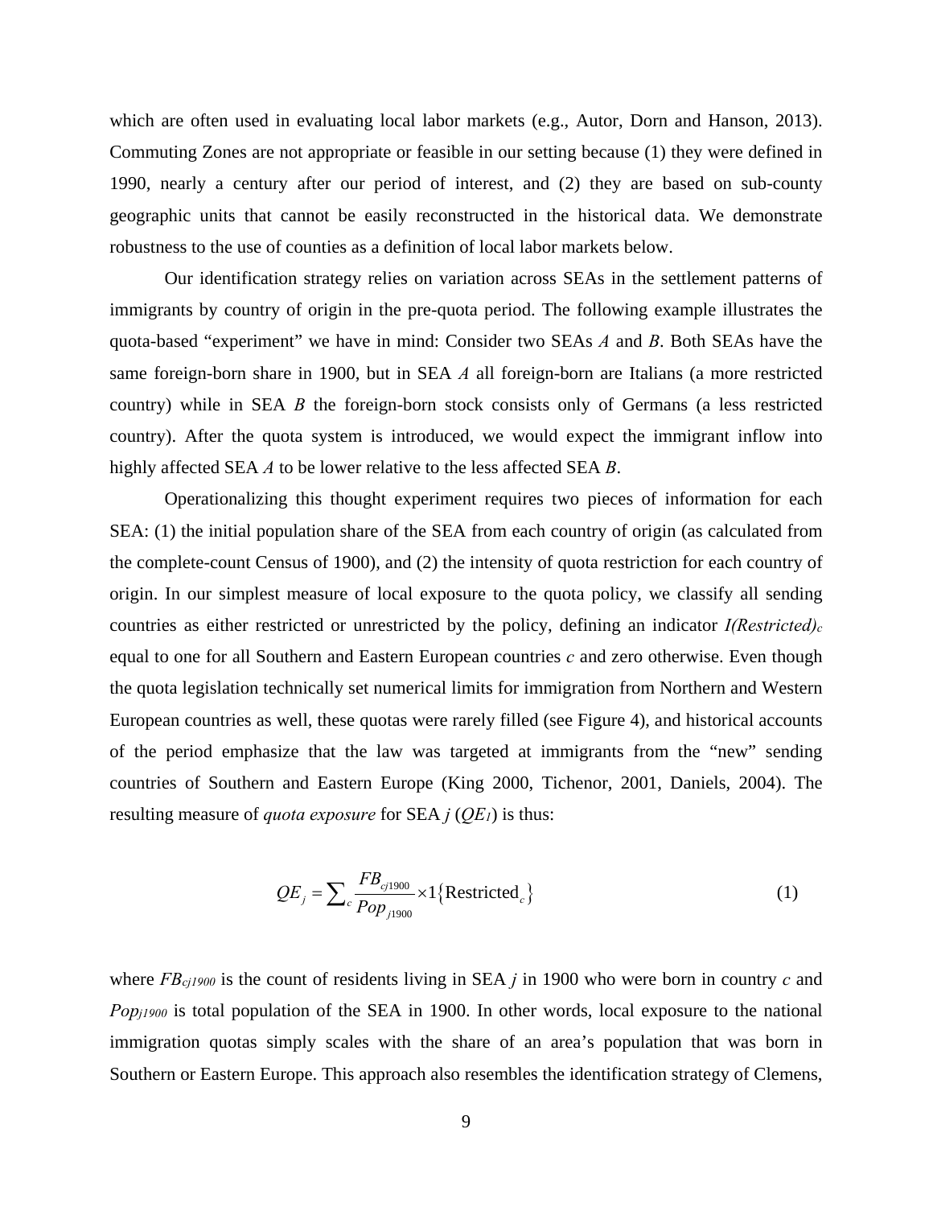which are often used in evaluating local labor markets (e.g., Autor, Dorn and Hanson, 2013). Commuting Zones are not appropriate or feasible in our setting because (1) they were defined in 1990, nearly a century after our period of interest, and (2) they are based on sub-county geographic units that cannot be easily reconstructed in the historical data. We demonstrate robustness to the use of counties as a definition of local labor markets below.

Our identification strategy relies on variation across SEAs in the settlement patterns of immigrants by country of origin in the pre-quota period. The following example illustrates the quota-based "experiment" we have in mind: Consider two SEAs *A* and *B*. Both SEAs have the same foreign-born share in 1900, but in SEA *A* all foreign-born are Italians (a more restricted country) while in SEA *B* the foreign-born stock consists only of Germans (a less restricted country). After the quota system is introduced, we would expect the immigrant inflow into highly affected SEA *A* to be lower relative to the less affected SEA *B*.

Operationalizing this thought experiment requires two pieces of information for each SEA: (1) the initial population share of the SEA from each country of origin (as calculated from the complete-count Census of 1900), and (2) the intensity of quota restriction for each country of origin. In our simplest measure of local exposure to the quota policy, we classify all sending countries as either restricted or unrestricted by the policy, defining an indicator $I(Restricted)_c$ equal to one for all Southern and Eastern European countries $c$ and zero otherwise. Even though the quota legislation technically set numerical limits for immigration from Northern and Western European countries as well, these quotas were rarely filled (see Figure 4), and historical accounts of the period emphasize that the law was targeted at immigrants from the "new" sending countries of Southern and Eastern Europe (King 2000, Tichenor, 2001, Daniels, 2004). The resulting measure of *quota exposure* for SEA $j$ ($QE_1$) is thus:

$$QE_j = \sum_c \frac{FB_{cj1900}}{Pop_{j1900}} \times 1\{\text{Restricted}_c\} \tag{1}$$

where $FB_{cj1900}$ is the count of residents living in SEA $j$ in 1900 who were born in country $c$ and $Pop_{j1900}$ is total population of the SEA in 1900. In other words, local exposure to the national immigration quotas simply scales with the share of an area's population that was born in Southern or Eastern Europe. This approach also resembles the identification strategy of Clemens,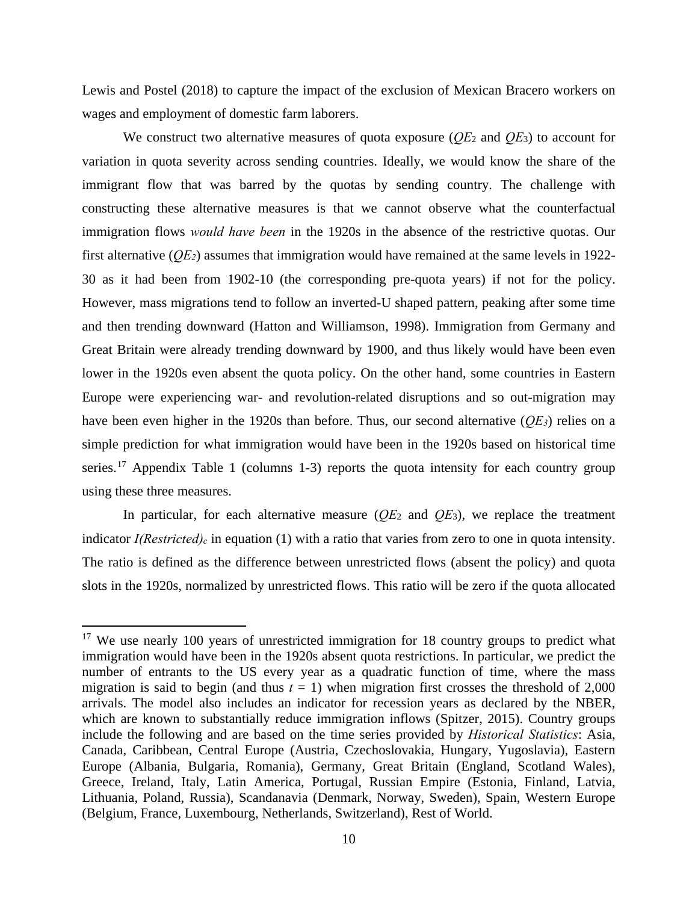Lewis and Postel (2018) to capture the impact of the exclusion of Mexican Bracero workers on wages and employment of domestic farm laborers.

We construct two alternative measures of quota exposure ($QE_2$ and $QE_3$) to account for variation in quota severity across sending countries. Ideally, we would know the share of the immigrant flow that was barred by the quotas by sending country. The challenge with constructing these alternative measures is that we cannot observe what the counterfactual immigration flows *would have been* in the 1920s in the absence of the restrictive quotas. Our first alternative ($QE_2$) assumes that immigration would have remained at the same levels in 1922-30 as it had been from 1902-10 (the corresponding pre-quota years) if not for the policy. However, mass migrations tend to follow an inverted-U shaped pattern, peaking after some time and then trending downward (Hatton and Williamson, 1998). Immigration from Germany and Great Britain were already trending downward by 1900, and thus likely would have been even lower in the 1920s even absent the quota policy. On the other hand, some countries in Eastern Europe were experiencing war- and revolution-related disruptions and so out-migration may have been even higher in the 1920s than before. Thus, our second alternative ($QE_3$) relies on a simple prediction for what immigration would have been in the 1920s based on historical time series.[17] Appendix Table 1 (columns 1-3) reports the quota intensity for each country group using these three measures.

In particular, for each alternative measure ($QE_2$ and $QE_3$), we replace the treatment indicator $I(Restricted)_c$ in equation (1) with a ratio that varies from zero to one in quota intensity. The ratio is defined as the difference between unrestricted flows (absent the policy) and quota slots in the 1920s, normalized by unrestricted flows. This ratio will be zero if the quota allocated

---

[17] We use nearly 100 years of unrestricted immigration for 18 country groups to predict what immigration would have been in the 1920s absent quota restrictions. In particular, we predict the number of entrants to the US every year as a quadratic function of time, where the mass migration is said to begin (and thus $t = 1$) when migration first crosses the threshold of 2,000 arrivals. The model also includes an indicator for recession years as declared by the NBER, which are known to substantially reduce immigration inflows (Spitzer, 2015). Country groups include the following and are based on the time series provided by *Historical Statistics*: Asia, Canada, Caribbean, Central Europe (Austria, Czechoslovakia, Hungary, Yugoslavia), Eastern Europe (Albania, Bulgaria, Romania), Germany, Great Britain (England, Scotland Wales), Greece, Ireland, Italy, Latin America, Portugal, Russian Empire (Estonia, Finland, Latvia, Lithuania, Poland, Russia), Scandanavia (Denmark, Norway, Sweden), Spain, Western Europe (Belgium, France, Luxembourg, Netherlands, Switzerland), Rest of World.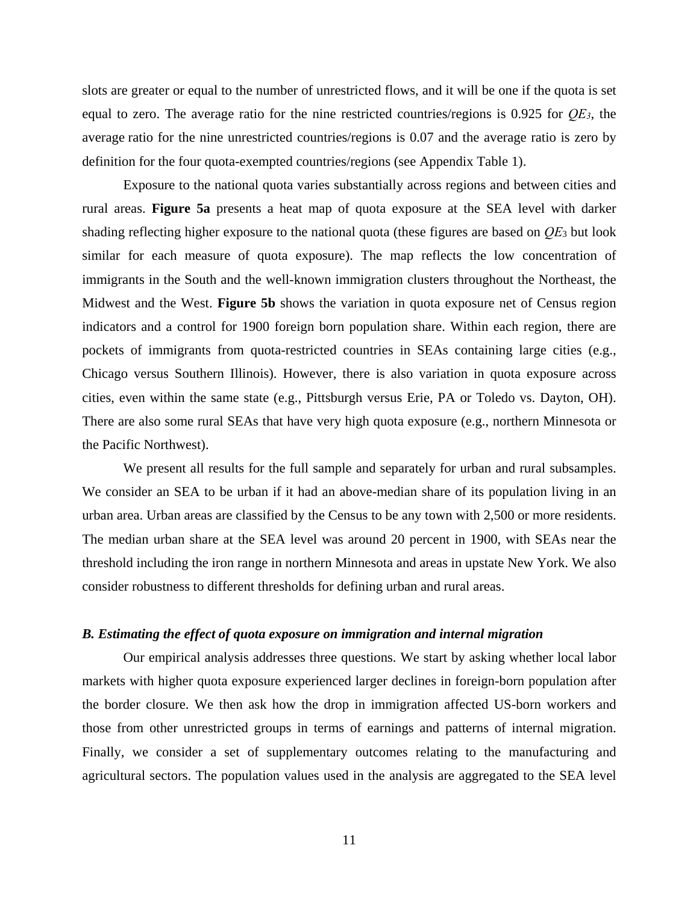slots are greater or equal to the number of unrestricted flows, and it will be one if the quota is set equal to zero. The average ratio for the nine restricted countries/regions is 0.925 for $QE_3$, the average ratio for the nine unrestricted countries/regions is 0.07 and the average ratio is zero by definition for the four quota-exempted countries/regions (see Appendix Table 1).

Exposure to the national quota varies substantially across regions and between cities and rural areas. **Figure 5a** presents a heat map of quota exposure at the SEA level with darker shading reflecting higher exposure to the national quota (these figures are based on $QE_3$ but look similar for each measure of quota exposure). The map reflects the low concentration of immigrants in the South and the well-known immigration clusters throughout the Northeast, the Midwest and the West. **Figure 5b** shows the variation in quota exposure net of Census region indicators and a control for 1900 foreign born population share. Within each region, there are pockets of immigrants from quota-restricted countries in SEAs containing large cities (e.g., Chicago versus Southern Illinois). However, there is also variation in quota exposure across cities, even within the same state (e.g., Pittsburgh versus Erie, PA or Toledo vs. Dayton, OH). There are also some rural SEAs that have very high quota exposure (e.g., northern Minnesota or the Pacific Northwest).

We present all results for the full sample and separately for urban and rural subsamples. We consider an SEA to be urban if it had an above-median share of its population living in an urban area. Urban areas are classified by the Census to be any town with 2,500 or more residents. The median urban share at the SEA level was around 20 percent in 1900, with SEAs near the threshold including the iron range in northern Minnesota and areas in upstate New York. We also consider robustness to different thresholds for defining urban and rural areas.

### *B. Estimating the effect of quota exposure on immigration and internal migration*

Our empirical analysis addresses three questions. We start by asking whether local labor markets with higher quota exposure experienced larger declines in foreign-born population after the border closure. We then ask how the drop in immigration affected US-born workers and those from other unrestricted groups in terms of earnings and patterns of internal migration. Finally, we consider a set of supplementary outcomes relating to the manufacturing and agricultural sectors. The population values used in the analysis are aggregated to the SEA level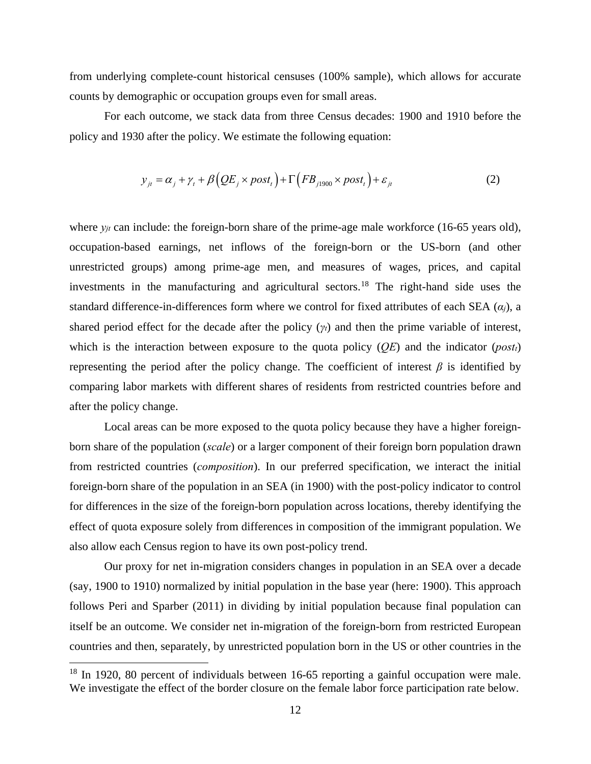from underlying complete-count historical censuses (100% sample), which allows for accurate counts by demographic or occupation groups even for small areas.

For each outcome, we stack data from three Census decades: 1900 and 1910 before the policy and 1930 after the policy. We estimate the following equation:

$$y_{jt} = \alpha_j + \gamma_t + \beta\left(QE_j \times post_t\right) + \Gamma\left(FB_{j1900} \times post_t\right) + \varepsilon_{jt} \tag{2}$$

where $y_{jt}$ can include: the foreign-born share of the prime-age male workforce (16-65 years old), occupation-based earnings, net inflows of the foreign-born or the US-born (and other unrestricted groups) among prime-age men, and measures of wages, prices, and capital investments in the manufacturing and agricultural sectors.[18] The right-hand side uses the standard difference-in-differences form where we control for fixed attributes of each SEA ($\alpha_j$), a shared period effect for the decade after the policy ($\gamma_t$) and then the prime variable of interest, which is the interaction between exposure to the quota policy ($QE$) and the indicator ($post_t$) representing the period after the policy change. The coefficient of interest $\beta$ is identified by comparing labor markets with different shares of residents from restricted countries before and after the policy change.

Local areas can be more exposed to the quota policy because they have a higher foreign-born share of the population (*scale*) or a larger component of their foreign born population drawn from restricted countries (*composition*). In our preferred specification, we interact the initial foreign-born share of the population in an SEA (in 1900) with the post-policy indicator to control for differences in the size of the foreign-born population across locations, thereby identifying the effect of quota exposure solely from differences in composition of the immigrant population. We also allow each Census region to have its own post-policy trend.

Our proxy for net in-migration considers changes in population in an SEA over a decade (say, 1900 to 1910) normalized by initial population in the base year (here: 1900). This approach follows Peri and Sparber (2011) in dividing by initial population because final population can itself be an outcome. We consider net in-migration of the foreign-born from restricted European countries and then, separately, by unrestricted population born in the US or other countries in the

[18] In 1920, 80 percent of individuals between 16-65 reporting a gainful occupation were male. We investigate the effect of the border closure on the female labor force participation rate below.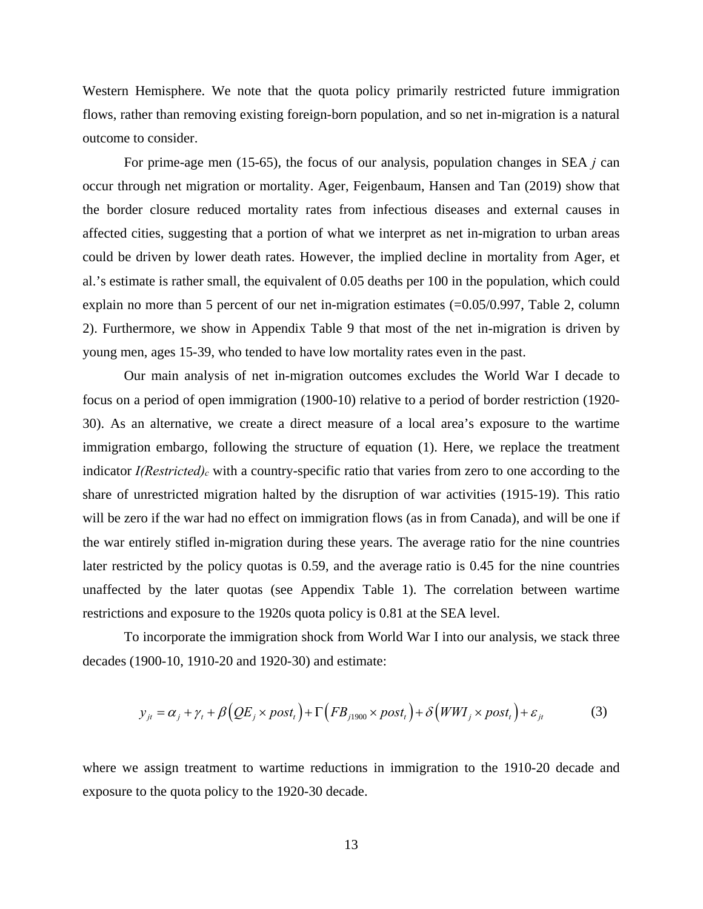Western Hemisphere. We note that the quota policy primarily restricted future immigration flows, rather than removing existing foreign-born population, and so net in-migration is a natural outcome to consider.

For prime-age men (15-65), the focus of our analysis, population changes in SEA $j$ can occur through net migration or mortality. Ager, Feigenbaum, Hansen and Tan (2019) show that the border closure reduced mortality rates from infectious diseases and external causes in affected cities, suggesting that a portion of what we interpret as net in-migration to urban areas could be driven by lower death rates. However, the implied decline in mortality from Ager, et al.'s estimate is rather small, the equivalent of 0.05 deaths per 100 in the population, which could explain no more than 5 percent of our net in-migration estimates (=0.05/0.997, Table 2, column 2). Furthermore, we show in Appendix Table 9 that most of the net in-migration is driven by young men, ages 15-39, who tended to have low mortality rates even in the past.

Our main analysis of net in-migration outcomes excludes the World War I decade to focus on a period of open immigration (1900-10) relative to a period of border restriction (1920-30). As an alternative, we create a direct measure of a local area's exposure to the wartime immigration embargo, following the structure of equation (1). Here, we replace the treatment indicator $I(Restricted)_c$ with a country-specific ratio that varies from zero to one according to the share of unrestricted migration halted by the disruption of war activities (1915-19). This ratio will be zero if the war had no effect on immigration flows (as in from Canada), and will be one if the war entirely stifled in-migration during these years. The average ratio for the nine countries later restricted by the policy quotas is 0.59, and the average ratio is 0.45 for the nine countries unaffected by the later quotas (see Appendix Table 1). The correlation between wartime restrictions and exposure to the 1920s quota policy is 0.81 at the SEA level.

To incorporate the immigration shock from World War I into our analysis, we stack three decades (1900-10, 1910-20 and 1920-30) and estimate:

$$y_{jt} = \alpha_j + \gamma_t + \beta\left(QE_j \times post_t\right) + \Gamma\left(FB_{j1900} \times post_t\right) + \delta\left(WWI_j \times post_t\right) + \varepsilon_{jt} \tag{3}$$

where we assign treatment to wartime reductions in immigration to the 1910-20 decade and exposure to the quota policy to the 1920-30 decade.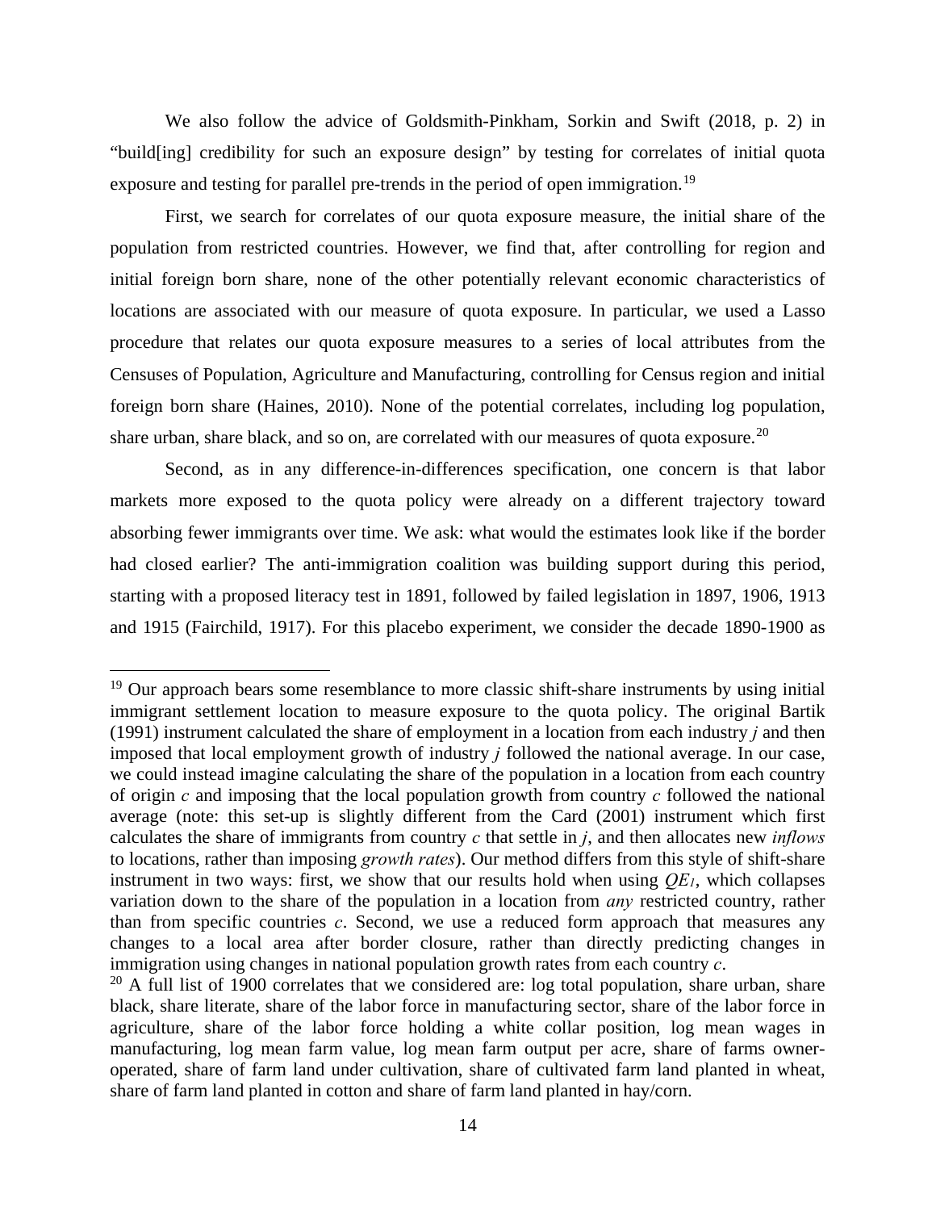We also follow the advice of Goldsmith-Pinkham, Sorkin and Swift (2018, p. 2) in "build[ing] credibility for such an exposure design" by testing for correlates of initial quota exposure and testing for parallel pre-trends in the period of open immigration.[19]

First, we search for correlates of our quota exposure measure, the initial share of the population from restricted countries. However, we find that, after controlling for region and initial foreign born share, none of the other potentially relevant economic characteristics of locations are associated with our measure of quota exposure. In particular, we used a Lasso procedure that relates our quota exposure measures to a series of local attributes from the Censuses of Population, Agriculture and Manufacturing, controlling for Census region and initial foreign born share (Haines, 2010). None of the potential correlates, including log population, share urban, share black, and so on, are correlated with our measures of quota exposure.[20]

Second, as in any difference-in-differences specification, one concern is that labor markets more exposed to the quota policy were already on a different trajectory toward absorbing fewer immigrants over time. We ask: what would the estimates look like if the border had closed earlier? The anti-immigration coalition was building support during this period, starting with a proposed literacy test in 1891, followed by failed legislation in 1897, 1906, 1913 and 1915 (Fairchild, 1917). For this placebo experiment, we consider the decade 1890-1900 as

[19] Our approach bears some resemblance to more classic shift-share instruments by using initial immigrant settlement location to measure exposure to the quota policy. The original Bartik (1991) instrument calculated the share of employment in a location from each industry *j* and then imposed that local employment growth of industry *j* followed the national average. In our case, we could instead imagine calculating the share of the population in a location from each country of origin *c* and imposing that the local population growth from country *c* followed the national average (note: this set-up is slightly different from the Card (2001) instrument which first calculates the share of immigrants from country *c* that settle in *j*, and then allocates new *inflows* to locations, rather than imposing *growth rates*). Our method differs from this style of shift-share instrument in two ways: first, we show that our results hold when using $QE_1$, which collapses variation down to the share of the population in a location from *any* restricted country, rather than from specific countries *c*. Second, we use a reduced form approach that measures any changes to a local area after border closure, rather than directly predicting changes in immigration using changes in national population growth rates from each country *c*.

[20] A full list of 1900 correlates that we considered are: log total population, share urban, share black, share literate, share of the labor force in manufacturing sector, share of the labor force in agriculture, share of the labor force holding a white collar position, log mean wages in manufacturing, log mean farm value, log mean farm output per acre, share of farms owner-operated, share of farm land under cultivation, share of cultivated farm land planted in wheat, share of farm land planted in cotton and share of farm land planted in hay/corn.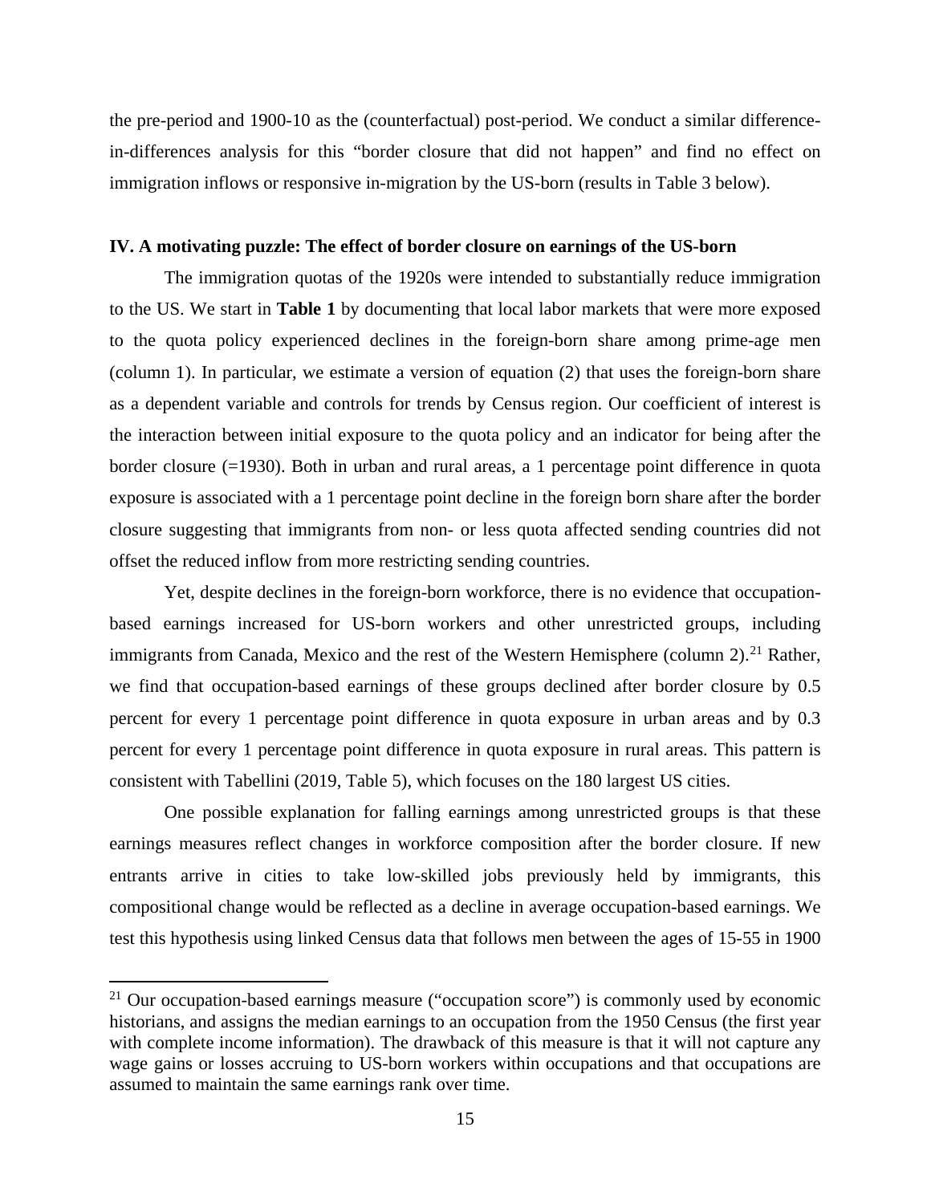the pre-period and 1900-10 as the (counterfactual) post-period. We conduct a similar difference-in-differences analysis for this "border closure that did not happen" and find no effect on immigration inflows or responsive in-migration by the US-born (results in Table 3 below).

## IV. A motivating puzzle: The effect of border closure on earnings of the US-born

The immigration quotas of the 1920s were intended to substantially reduce immigration to the US. We start in **Table 1** by documenting that local labor markets that were more exposed to the quota policy experienced declines in the foreign-born share among prime-age men (column 1). In particular, we estimate a version of equation (2) that uses the foreign-born share as a dependent variable and controls for trends by Census region. Our coefficient of interest is the interaction between initial exposure to the quota policy and an indicator for being after the border closure (=1930). Both in urban and rural areas, a 1 percentage point difference in quota exposure is associated with a 1 percentage point decline in the foreign born share after the border closure suggesting that immigrants from non- or less quota affected sending countries did not offset the reduced inflow from more restricting sending countries.

Yet, despite declines in the foreign-born workforce, there is no evidence that occupation-based earnings increased for US-born workers and other unrestricted groups, including immigrants from Canada, Mexico and the rest of the Western Hemisphere (column 2).[21] Rather, we find that occupation-based earnings of these groups declined after border closure by 0.5 percent for every 1 percentage point difference in quota exposure in urban areas and by 0.3 percent for every 1 percentage point difference in quota exposure in rural areas. This pattern is consistent with Tabellini (2019, Table 5), which focuses on the 180 largest US cities.

One possible explanation for falling earnings among unrestricted groups is that these earnings measures reflect changes in workforce composition after the border closure. If new entrants arrive in cities to take low-skilled jobs previously held by immigrants, this compositional change would be reflected as a decline in average occupation-based earnings. We test this hypothesis using linked Census data that follows men between the ages of 15-55 in 1900

[21] Our occupation-based earnings measure ("occupation score") is commonly used by economic historians, and assigns the median earnings to an occupation from the 1950 Census (the first year with complete income information). The drawback of this measure is that it will not capture any wage gains or losses accruing to US-born workers within occupations and that occupations are assumed to maintain the same earnings rank over time.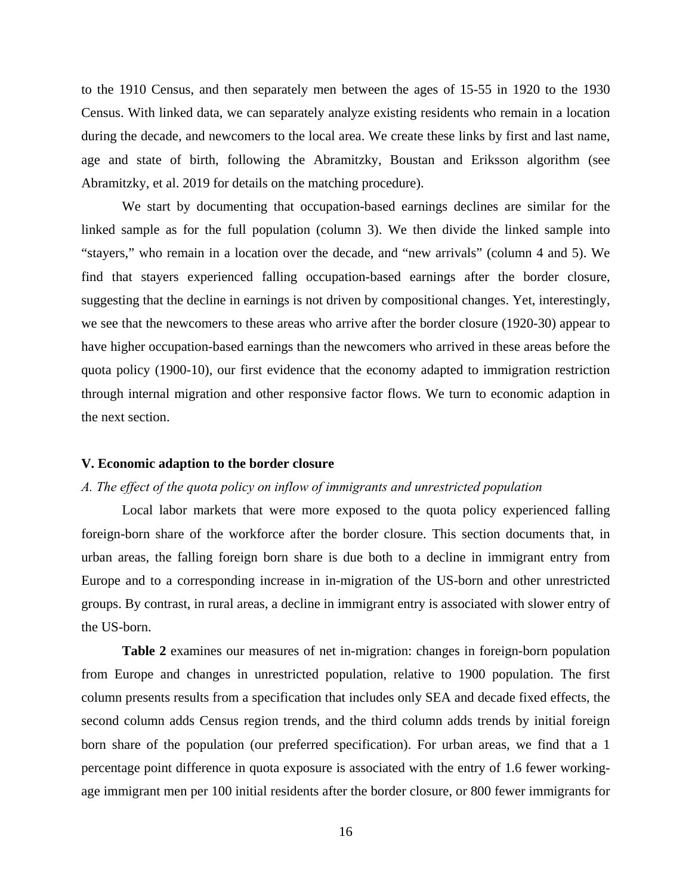to the 1910 Census, and then separately men between the ages of 15-55 in 1920 to the 1930 Census. With linked data, we can separately analyze existing residents who remain in a location during the decade, and newcomers to the local area. We create these links by first and last name, age and state of birth, following the Abramitzky, Boustan and Eriksson algorithm (see Abramitzky, et al. 2019 for details on the matching procedure).

We start by documenting that occupation-based earnings declines are similar for the linked sample as for the full population (column 3). We then divide the linked sample into "stayers," who remain in a location over the decade, and "new arrivals" (column 4 and 5). We find that stayers experienced falling occupation-based earnings after the border closure, suggesting that the decline in earnings is not driven by compositional changes. Yet, interestingly, we see that the newcomers to these areas who arrive after the border closure (1920-30) appear to have higher occupation-based earnings than the newcomers who arrived in these areas before the quota policy (1900-10), our first evidence that the economy adapted to immigration restriction through internal migration and other responsive factor flows. We turn to economic adaption in the next section.

### V. Economic adaption to the border closure

*A. The effect of the quota policy on inflow of immigrants and unrestricted population*

Local labor markets that were more exposed to the quota policy experienced falling foreign-born share of the workforce after the border closure. This section documents that, in urban areas, the falling foreign born share is due both to a decline in immigrant entry from Europe and to a corresponding increase in in-migration of the US-born and other unrestricted groups. By contrast, in rural areas, a decline in immigrant entry is associated with slower entry of the US-born.

**Table 2** examines our measures of net in-migration: changes in foreign-born population from Europe and changes in unrestricted population, relative to 1900 population. The first column presents results from a specification that includes only SEA and decade fixed effects, the second column adds Census region trends, and the third column adds trends by initial foreign born share of the population (our preferred specification). For urban areas, we find that a 1 percentage point difference in quota exposure is associated with the entry of 1.6 fewer working-age immigrant men per 100 initial residents after the border closure, or 800 fewer immigrants for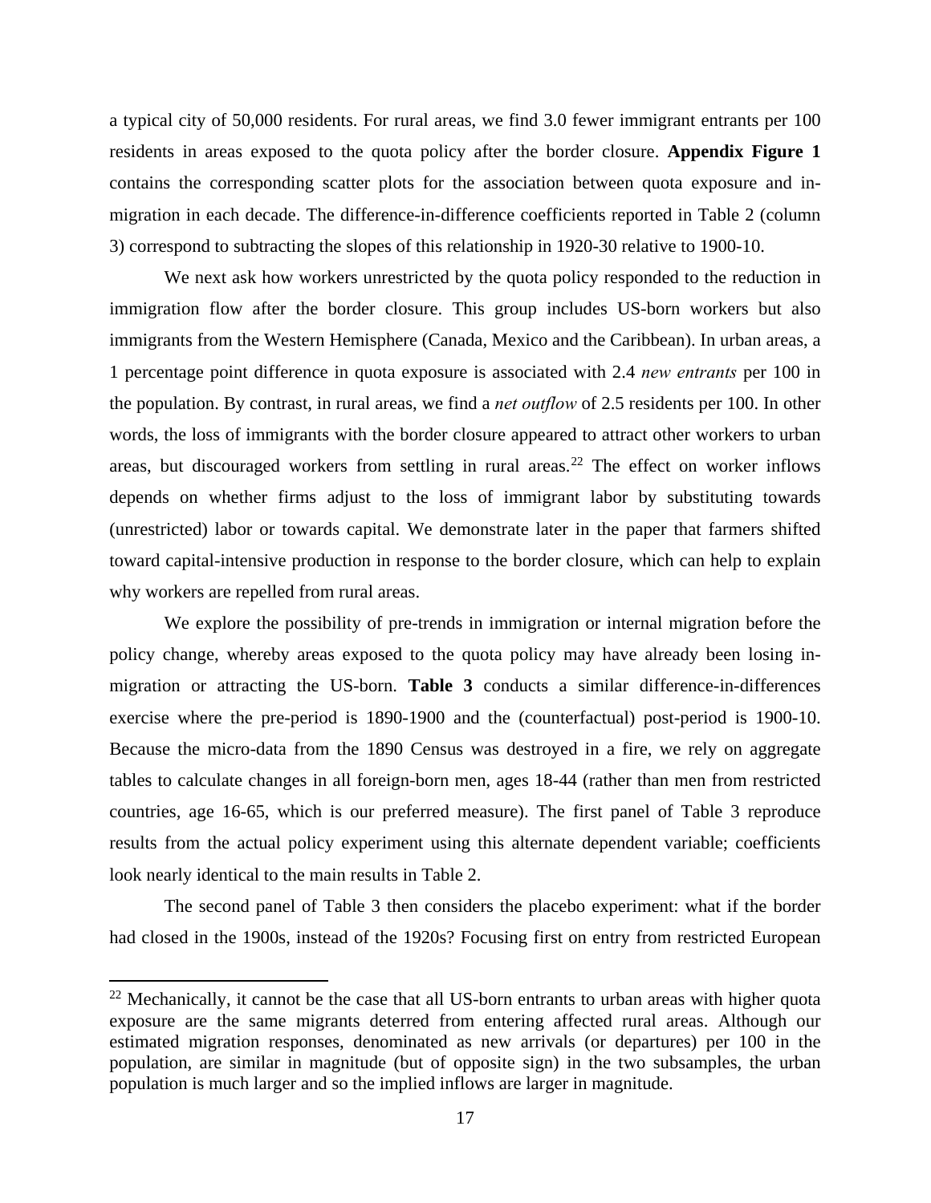a typical city of 50,000 residents. For rural areas, we find 3.0 fewer immigrant entrants per 100 residents in areas exposed to the quota policy after the border closure. **Appendix Figure 1** contains the corresponding scatter plots for the association between quota exposure and in-migration in each decade. The difference-in-difference coefficients reported in Table 2 (column 3) correspond to subtracting the slopes of this relationship in 1920-30 relative to 1900-10.

We next ask how workers unrestricted by the quota policy responded to the reduction in immigration flow after the border closure. This group includes US-born workers but also immigrants from the Western Hemisphere (Canada, Mexico and the Caribbean). In urban areas, a 1 percentage point difference in quota exposure is associated with 2.4 *new entrants* per 100 in the population. By contrast, in rural areas, we find a *net outflow* of 2.5 residents per 100. In other words, the loss of immigrants with the border closure appeared to attract other workers to urban areas, but discouraged workers from settling in rural areas.[22] The effect on worker inflows depends on whether firms adjust to the loss of immigrant labor by substituting towards (unrestricted) labor or towards capital. We demonstrate later in the paper that farmers shifted toward capital-intensive production in response to the border closure, which can help to explain why workers are repelled from rural areas.

We explore the possibility of pre-trends in immigration or internal migration before the policy change, whereby areas exposed to the quota policy may have already been losing in-migration or attracting the US-born. **Table 3** conducts a similar difference-in-differences exercise where the pre-period is 1890-1900 and the (counterfactual) post-period is 1900-10. Because the micro-data from the 1890 Census was destroyed in a fire, we rely on aggregate tables to calculate changes in all foreign-born men, ages 18-44 (rather than men from restricted countries, age 16-65, which is our preferred measure). The first panel of Table 3 reproduce results from the actual policy experiment using this alternate dependent variable; coefficients look nearly identical to the main results in Table 2.

The second panel of Table 3 then considers the placebo experiment: what if the border had closed in the 1900s, instead of the 1920s? Focusing first on entry from restricted European

[22] Mechanically, it cannot be the case that all US-born entrants to urban areas with higher quota exposure are the same migrants deterred from entering affected rural areas. Although our estimated migration responses, denominated as new arrivals (or departures) per 100 in the population, are similar in magnitude (but of opposite sign) in the two subsamples, the urban population is much larger and so the implied inflows are larger in magnitude.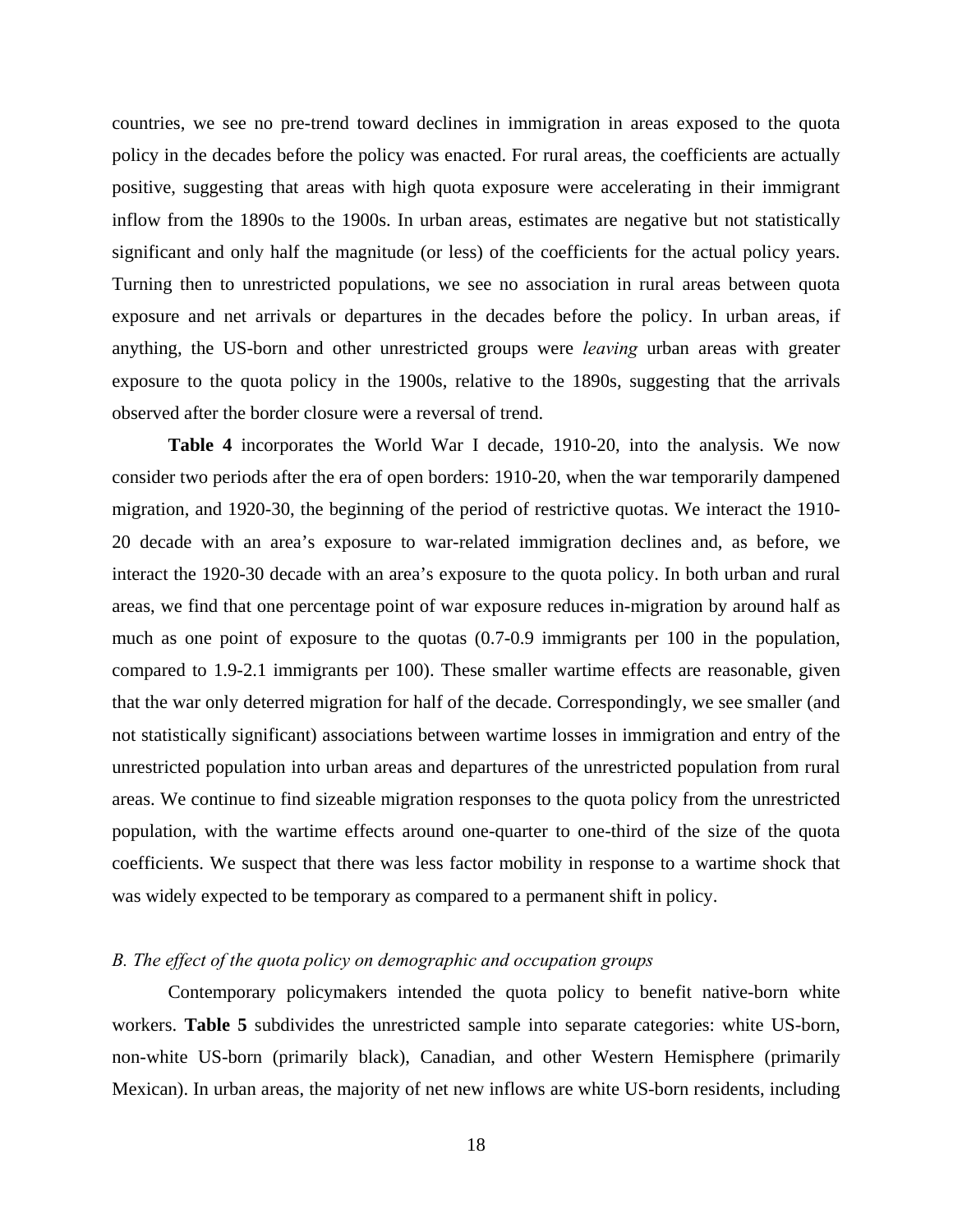countries, we see no pre-trend toward declines in immigration in areas exposed to the quota policy in the decades before the policy was enacted. For rural areas, the coefficients are actually positive, suggesting that areas with high quota exposure were accelerating in their immigrant inflow from the 1890s to the 1900s. In urban areas, estimates are negative but not statistically significant and only half the magnitude (or less) of the coefficients for the actual policy years. Turning then to unrestricted populations, we see no association in rural areas between quota exposure and net arrivals or departures in the decades before the policy. In urban areas, if anything, the US-born and other unrestricted groups were *leaving* urban areas with greater exposure to the quota policy in the 1900s, relative to the 1890s, suggesting that the arrivals observed after the border closure were a reversal of trend.

**Table 4** incorporates the World War I decade, 1910-20, into the analysis. We now consider two periods after the era of open borders: 1910-20, when the war temporarily dampened migration, and 1920-30, the beginning of the period of restrictive quotas. We interact the 1910-20 decade with an area's exposure to war-related immigration declines and, as before, we interact the 1920-30 decade with an area's exposure to the quota policy. In both urban and rural areas, we find that one percentage point of war exposure reduces in-migration by around half as much as one point of exposure to the quotas (0.7-0.9 immigrants per 100 in the population, compared to 1.9-2.1 immigrants per 100). These smaller wartime effects are reasonable, given that the war only deterred migration for half of the decade. Correspondingly, we see smaller (and not statistically significant) associations between wartime losses in immigration and entry of the unrestricted population into urban areas and departures of the unrestricted population from rural areas. We continue to find sizeable migration responses to the quota policy from the unrestricted population, with the wartime effects around one-quarter to one-third of the size of the quota coefficients. We suspect that there was less factor mobility in response to a wartime shock that was widely expected to be temporary as compared to a permanent shift in policy.

### *B. The effect of the quota policy on demographic and occupation groups*

Contemporary policymakers intended the quota policy to benefit native-born white workers. **Table 5** subdivides the unrestricted sample into separate categories: white US-born, non-white US-born (primarily black), Canadian, and other Western Hemisphere (primarily Mexican). In urban areas, the majority of net new inflows are white US-born residents, including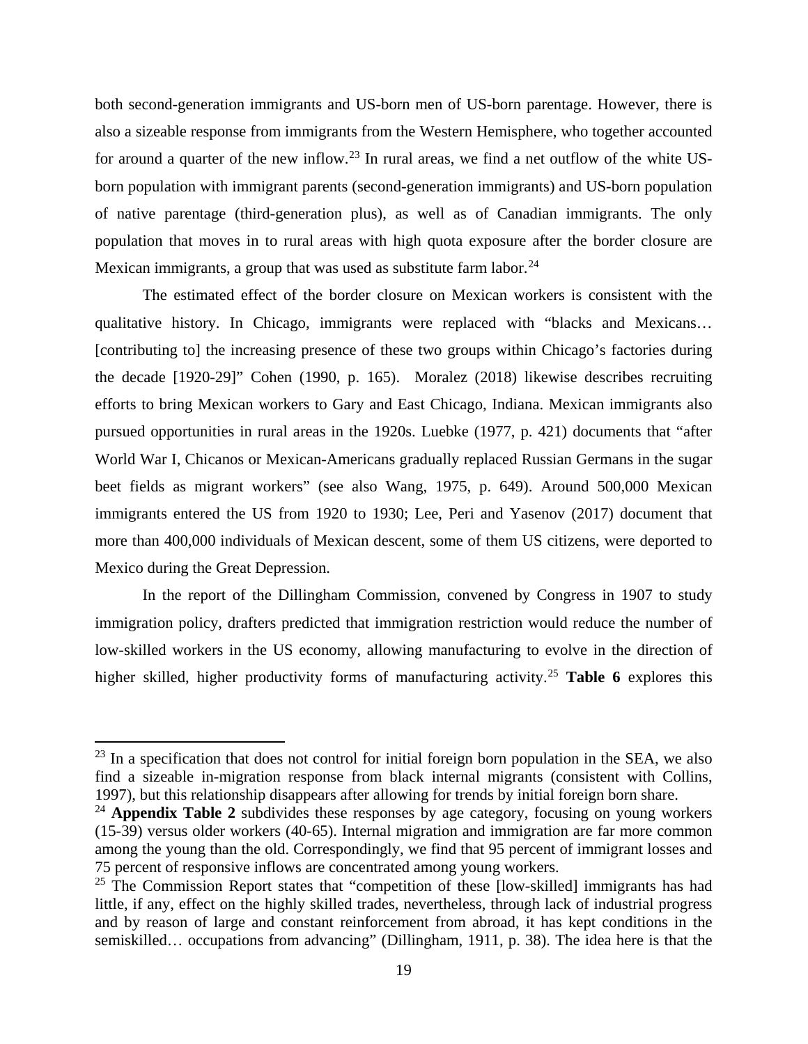both second-generation immigrants and US-born men of US-born parentage. However, there is also a sizeable response from immigrants from the Western Hemisphere, who together accounted for around a quarter of the new inflow.[23] In rural areas, we find a net outflow of the white US-born population with immigrant parents (second-generation immigrants) and US-born population of native parentage (third-generation plus), as well as of Canadian immigrants. The only population that moves in to rural areas with high quota exposure after the border closure are Mexican immigrants, a group that was used as substitute farm labor.[24]

The estimated effect of the border closure on Mexican workers is consistent with the qualitative history. In Chicago, immigrants were replaced with "blacks and Mexicans… [contributing to] the increasing presence of these two groups within Chicago's factories during the decade [1920-29]" Cohen (1990, p. 165). Moralez (2018) likewise describes recruiting efforts to bring Mexican workers to Gary and East Chicago, Indiana. Mexican immigrants also pursued opportunities in rural areas in the 1920s. Luebke (1977, p. 421) documents that "after World War I, Chicanos or Mexican-Americans gradually replaced Russian Germans in the sugar beet fields as migrant workers" (see also Wang, 1975, p. 649). Around 500,000 Mexican immigrants entered the US from 1920 to 1930; Lee, Peri and Yasenov (2017) document that more than 400,000 individuals of Mexican descent, some of them US citizens, were deported to Mexico during the Great Depression.

In the report of the Dillingham Commission, convened by Congress in 1907 to study immigration policy, drafters predicted that immigration restriction would reduce the number of low-skilled workers in the US economy, allowing manufacturing to evolve in the direction of higher skilled, higher productivity forms of manufacturing activity.[25] **Table 6** explores this

---

[23] In a specification that does not control for initial foreign born population in the SEA, we also find a sizeable in-migration response from black internal migrants (consistent with Collins, 1997), but this relationship disappears after allowing for trends by initial foreign born share.

[24] **Appendix Table 2** subdivides these responses by age category, focusing on young workers (15-39) versus older workers (40-65). Internal migration and immigration are far more common among the young than the old. Correspondingly, we find that 95 percent of immigrant losses and 75 percent of responsive inflows are concentrated among young workers.

[25] The Commission Report states that "competition of these [low-skilled] immigrants has had little, if any, effect on the highly skilled trades, nevertheless, through lack of industrial progress and by reason of large and constant reinforcement from abroad, it has kept conditions in the semiskilled… occupations from advancing" (Dillingham, 1911, p. 38). The idea here is that the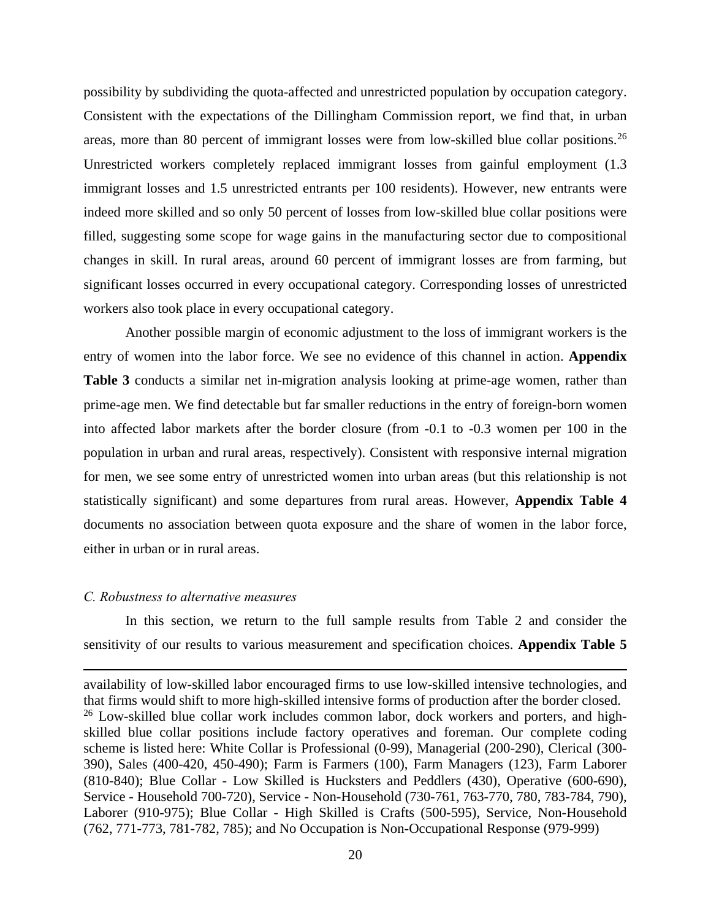possibility by subdividing the quota-affected and unrestricted population by occupation category. Consistent with the expectations of the Dillingham Commission report, we find that, in urban areas, more than 80 percent of immigrant losses were from low-skilled blue collar positions.[26] Unrestricted workers completely replaced immigrant losses from gainful employment (1.3 immigrant losses and 1.5 unrestricted entrants per 100 residents). However, new entrants were indeed more skilled and so only 50 percent of losses from low-skilled blue collar positions were filled, suggesting some scope for wage gains in the manufacturing sector due to compositional changes in skill. In rural areas, around 60 percent of immigrant losses are from farming, but significant losses occurred in every occupational category. Corresponding losses of unrestricted workers also took place in every occupational category.

Another possible margin of economic adjustment to the loss of immigrant workers is the entry of women into the labor force. We see no evidence of this channel in action. **Appendix Table 3** conducts a similar net in-migration analysis looking at prime-age women, rather than prime-age men. We find detectable but far smaller reductions in the entry of foreign-born women into affected labor markets after the border closure (from -0.1 to -0.3 women per 100 in the population in urban and rural areas, respectively). Consistent with responsive internal migration for men, we see some entry of unrestricted women into urban areas (but this relationship is not statistically significant) and some departures from rural areas. However, **Appendix Table 4** documents no association between quota exposure and the share of women in the labor force, either in urban or in rural areas.

### *C. Robustness to alternative measures*

In this section, we return to the full sample results from Table 2 and consider the sensitivity of our results to various measurement and specification choices. **Appendix Table 5**

---

availability of low-skilled labor encouraged firms to use low-skilled intensive technologies, and that firms would shift to more high-skilled intensive forms of production after the border closed.

[26] Low-skilled blue collar work includes common labor, dock workers and porters, and high-skilled blue collar positions include factory operatives and foreman. Our complete coding scheme is listed here: White Collar is Professional (0-99), Managerial (200-290), Clerical (300-390), Sales (400-420, 450-490); Farm is Farmers (100), Farm Managers (123), Farm Laborer (810-840); Blue Collar - Low Skilled is Hucksters and Peddlers (430), Operative (600-690), Service - Household 700-720), Service - Non-Household (730-761, 763-770, 780, 783-784, 790), Laborer (910-975); Blue Collar - High Skilled is Crafts (500-595), Service, Non-Household (762, 771-773, 781-782, 785); and No Occupation is Non-Occupational Response (979-999)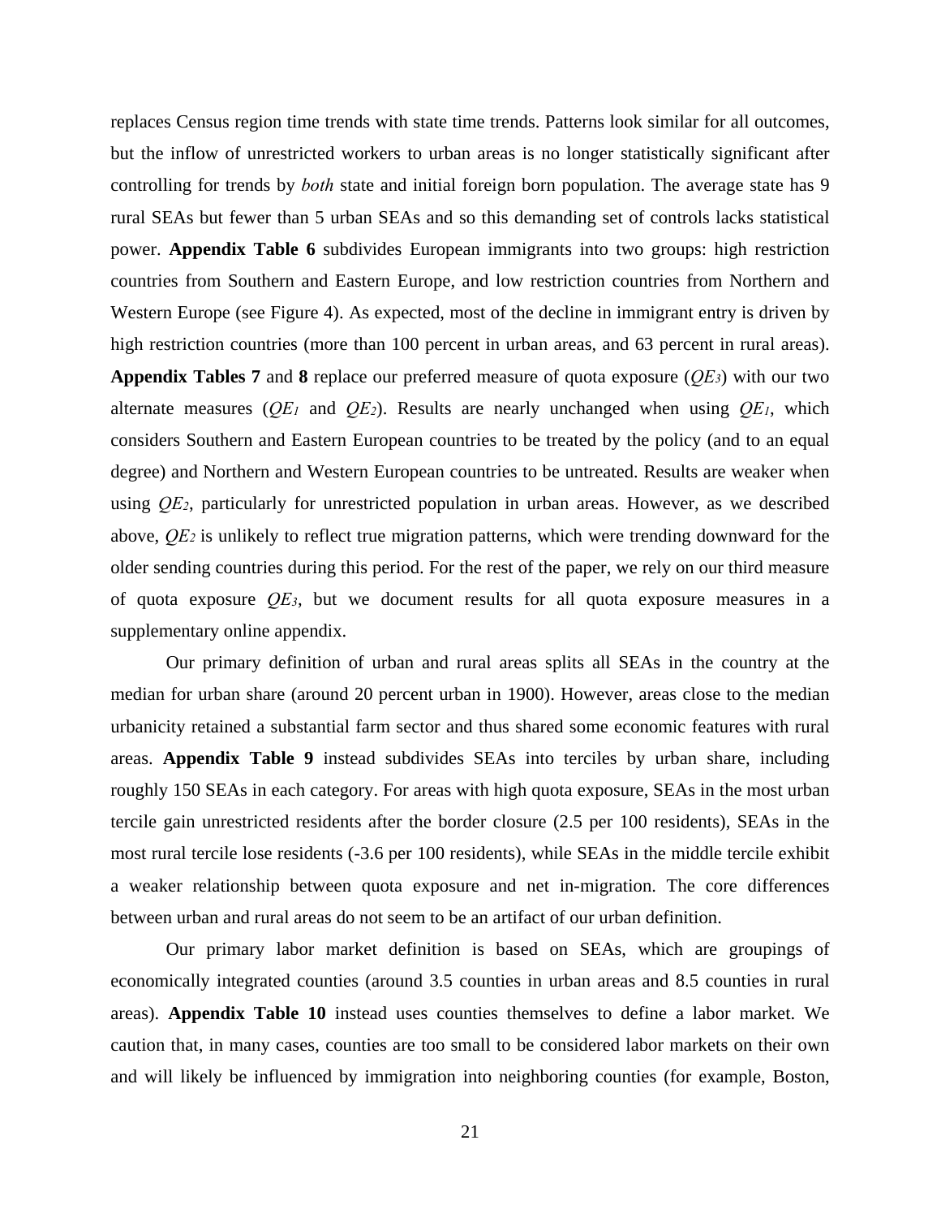replaces Census region time trends with state time trends. Patterns look similar for all outcomes, but the inflow of unrestricted workers to urban areas is no longer statistically significant after controlling for trends by *both* state and initial foreign born population. The average state has 9 rural SEAs but fewer than 5 urban SEAs and so this demanding set of controls lacks statistical power. **Appendix Table 6** subdivides European immigrants into two groups: high restriction countries from Southern and Eastern Europe, and low restriction countries from Northern and Western Europe (see Figure 4). As expected, most of the decline in immigrant entry is driven by high restriction countries (more than 100 percent in urban areas, and 63 percent in rural areas). **Appendix Tables 7** and **8** replace our preferred measure of quota exposure ($QE_3$) with our two alternate measures ($QE_1$ and $QE_2$). Results are nearly unchanged when using $QE_1$, which considers Southern and Eastern European countries to be treated by the policy (and to an equal degree) and Northern and Western European countries to be untreated. Results are weaker when using $QE_2$, particularly for unrestricted population in urban areas. However, as we described above, $QE_2$ is unlikely to reflect true migration patterns, which were trending downward for the older sending countries during this period. For the rest of the paper, we rely on our third measure of quota exposure $QE_3$, but we document results for all quota exposure measures in a supplementary online appendix.

Our primary definition of urban and rural areas splits all SEAs in the country at the median for urban share (around 20 percent urban in 1900). However, areas close to the median urbanicity retained a substantial farm sector and thus shared some economic features with rural areas. **Appendix Table 9** instead subdivides SEAs into terciles by urban share, including roughly 150 SEAs in each category. For areas with high quota exposure, SEAs in the most urban tercile gain unrestricted residents after the border closure (2.5 per 100 residents), SEAs in the most rural tercile lose residents (-3.6 per 100 residents), while SEAs in the middle tercile exhibit a weaker relationship between quota exposure and net in-migration. The core differences between urban and rural areas do not seem to be an artifact of our urban definition.

Our primary labor market definition is based on SEAs, which are groupings of economically integrated counties (around 3.5 counties in urban areas and 8.5 counties in rural areas). **Appendix Table 10** instead uses counties themselves to define a labor market. We caution that, in many cases, counties are too small to be considered labor markets on their own and will likely be influenced by immigration into neighboring counties (for example, Boston,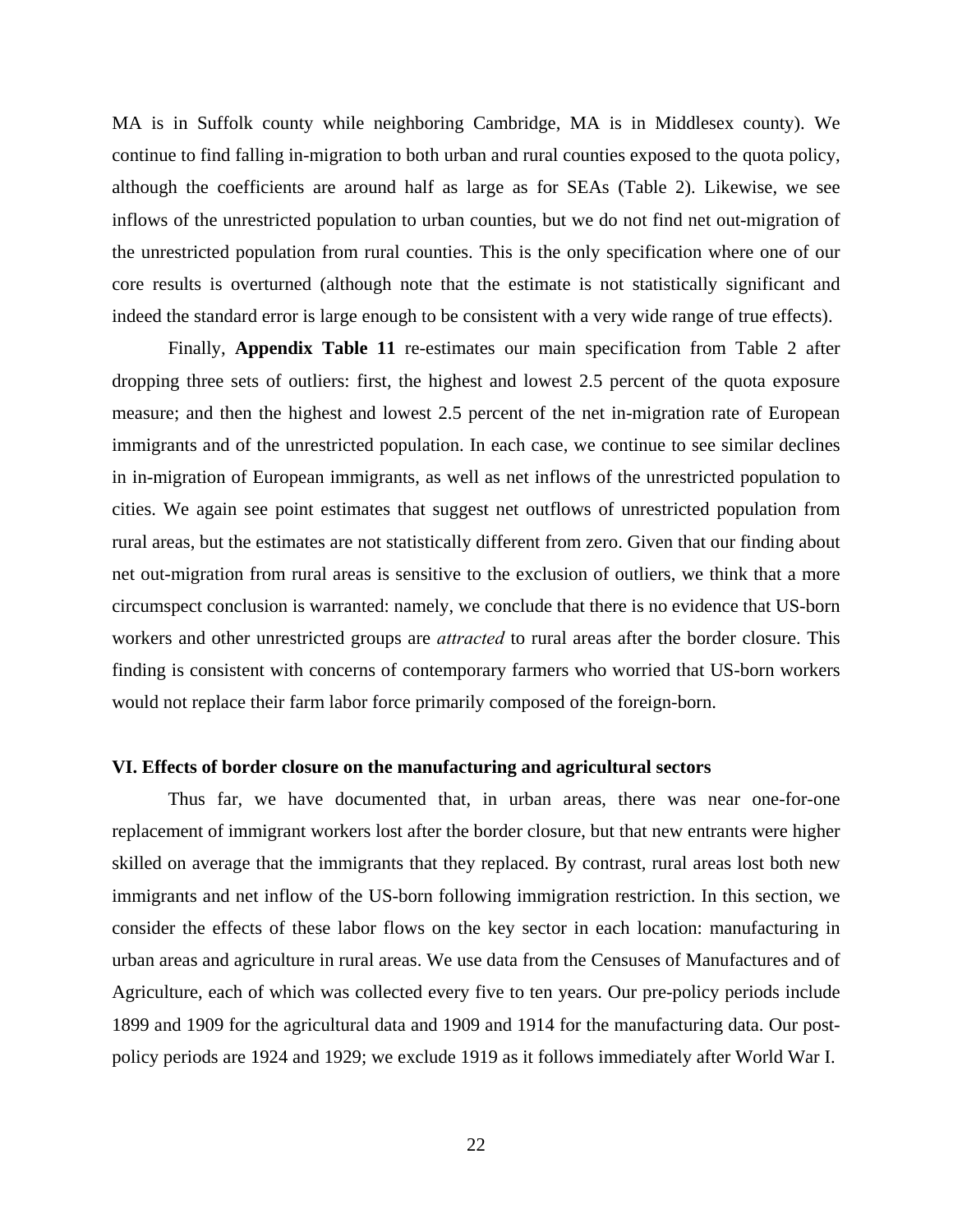MA is in Suffolk county while neighboring Cambridge, MA is in Middlesex county). We continue to find falling in-migration to both urban and rural counties exposed to the quota policy, although the coefficients are around half as large as for SEAs (Table 2). Likewise, we see inflows of the unrestricted population to urban counties, but we do not find net out-migration of the unrestricted population from rural counties. This is the only specification where one of our core results is overturned (although note that the estimate is not statistically significant and indeed the standard error is large enough to be consistent with a very wide range of true effects).

Finally, **Appendix Table 11** re-estimates our main specification from Table 2 after dropping three sets of outliers: first, the highest and lowest 2.5 percent of the quota exposure measure; and then the highest and lowest 2.5 percent of the net in-migration rate of European immigrants and of the unrestricted population. In each case, we continue to see similar declines in in-migration of European immigrants, as well as net inflows of the unrestricted population to cities. We again see point estimates that suggest net outflows of unrestricted population from rural areas, but the estimates are not statistically different from zero. Given that our finding about net out-migration from rural areas is sensitive to the exclusion of outliers, we think that a more circumspect conclusion is warranted: namely, we conclude that there is no evidence that US-born workers and other unrestricted groups are *attracted* to rural areas after the border closure. This finding is consistent with concerns of contemporary farmers who worried that US-born workers would not replace their farm labor force primarily composed of the foreign-born.

## VI. Effects of border closure on the manufacturing and agricultural sectors

Thus far, we have documented that, in urban areas, there was near one-for-one replacement of immigrant workers lost after the border closure, but that new entrants were higher skilled on average that the immigrants that they replaced. By contrast, rural areas lost both new immigrants and net inflow of the US-born following immigration restriction. In this section, we consider the effects of these labor flows on the key sector in each location: manufacturing in urban areas and agriculture in rural areas. We use data from the Censuses of Manufactures and of Agriculture, each of which was collected every five to ten years. Our pre-policy periods include 1899 and 1909 for the agricultural data and 1909 and 1914 for the manufacturing data. Our post-policy periods are 1924 and 1929; we exclude 1919 as it follows immediately after World War I.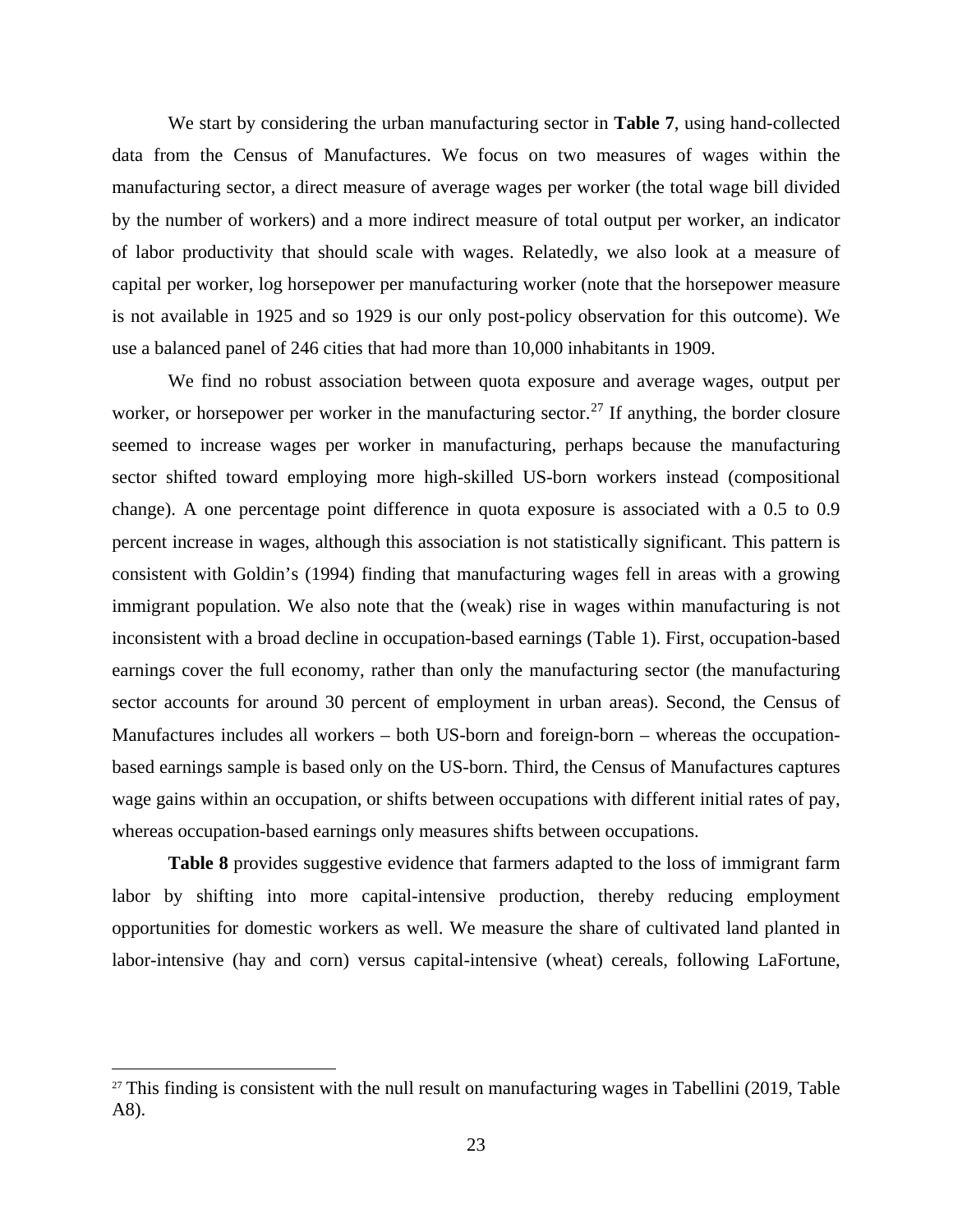We start by considering the urban manufacturing sector in **Table 7**, using hand-collected data from the Census of Manufactures. We focus on two measures of wages within the manufacturing sector, a direct measure of average wages per worker (the total wage bill divided by the number of workers) and a more indirect measure of total output per worker, an indicator of labor productivity that should scale with wages. Relatedly, we also look at a measure of capital per worker, log horsepower per manufacturing worker (note that the horsepower measure is not available in 1925 and so 1929 is our only post-policy observation for this outcome). We use a balanced panel of 246 cities that had more than 10,000 inhabitants in 1909.

We find no robust association between quota exposure and average wages, output per worker, or horsepower per worker in the manufacturing sector.[27] If anything, the border closure seemed to increase wages per worker in manufacturing, perhaps because the manufacturing sector shifted toward employing more high-skilled US-born workers instead (compositional change). A one percentage point difference in quota exposure is associated with a 0.5 to 0.9 percent increase in wages, although this association is not statistically significant. This pattern is consistent with Goldin's (1994) finding that manufacturing wages fell in areas with a growing immigrant population. We also note that the (weak) rise in wages within manufacturing is not inconsistent with a broad decline in occupation-based earnings (Table 1). First, occupation-based earnings cover the full economy, rather than only the manufacturing sector (the manufacturing sector accounts for around 30 percent of employment in urban areas). Second, the Census of Manufactures includes all workers – both US-born and foreign-born – whereas the occupation-based earnings sample is based only on the US-born. Third, the Census of Manufactures captures wage gains within an occupation, or shifts between occupations with different initial rates of pay, whereas occupation-based earnings only measures shifts between occupations.

**Table 8** provides suggestive evidence that farmers adapted to the loss of immigrant farm labor by shifting into more capital-intensive production, thereby reducing employment opportunities for domestic workers as well. We measure the share of cultivated land planted in labor-intensive (hay and corn) versus capital-intensive (wheat) cereals, following LaFortune,

[27] This finding is consistent with the null result on manufacturing wages in Tabellini (2019, Table A8).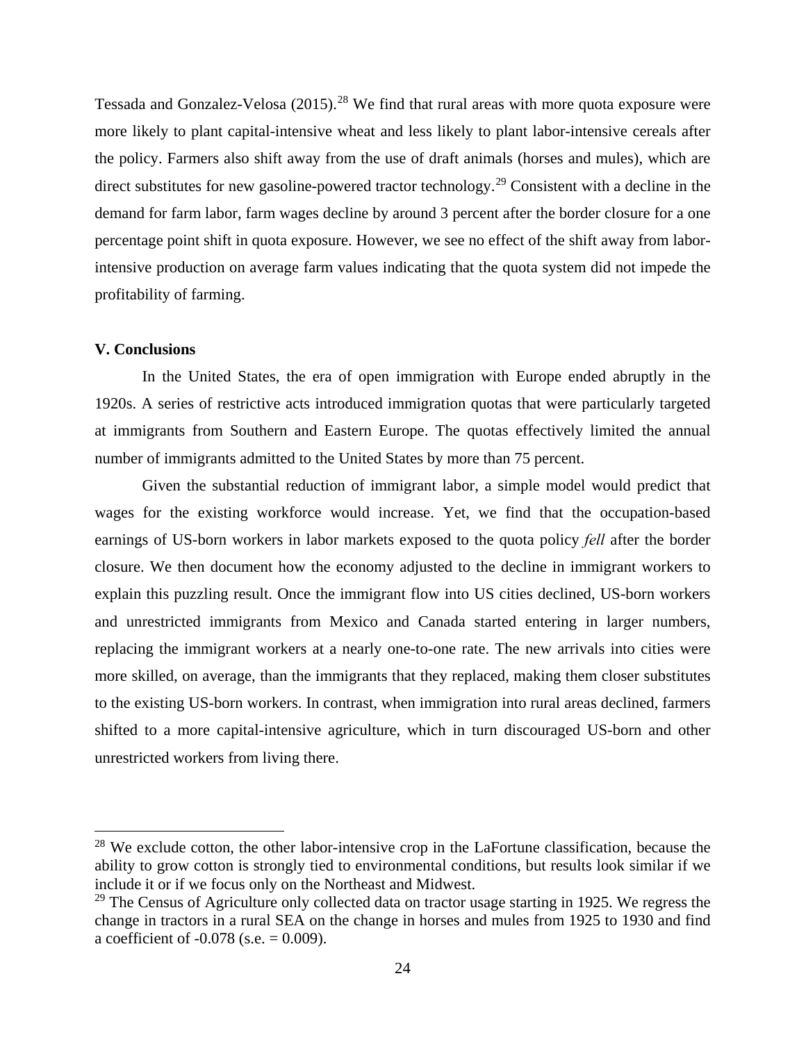Tessada and Gonzalez-Velosa (2015).[28] We find that rural areas with more quota exposure were more likely to plant capital-intensive wheat and less likely to plant labor-intensive cereals after the policy. Farmers also shift away from the use of draft animals (horses and mules), which are direct substitutes for new gasoline-powered tractor technology.[29] Consistent with a decline in the demand for farm labor, farm wages decline by around 3 percent after the border closure for a one percentage point shift in quota exposure. However, we see no effect of the shift away from labor-intensive production on average farm values indicating that the quota system did not impede the profitability of farming.

## V. Conclusions

In the United States, the era of open immigration with Europe ended abruptly in the 1920s. A series of restrictive acts introduced immigration quotas that were particularly targeted at immigrants from Southern and Eastern Europe. The quotas effectively limited the annual number of immigrants admitted to the United States by more than 75 percent.

Given the substantial reduction of immigrant labor, a simple model would predict that wages for the existing workforce would increase. Yet, we find that the occupation-based earnings of US-born workers in labor markets exposed to the quota policy *fell* after the border closure. We then document how the economy adjusted to the decline in immigrant workers to explain this puzzling result. Once the immigrant flow into US cities declined, US-born workers and unrestricted immigrants from Mexico and Canada started entering in larger numbers, replacing the immigrant workers at a nearly one-to-one rate. The new arrivals into cities were more skilled, on average, than the immigrants that they replaced, making them closer substitutes to the existing US-born workers. In contrast, when immigration into rural areas declined, farmers shifted to a more capital-intensive agriculture, which in turn discouraged US-born and other unrestricted workers from living there.

[28] We exclude cotton, the other labor-intensive crop in the LaFortune classification, because the ability to grow cotton is strongly tied to environmental conditions, but results look similar if we include it or if we focus only on the Northeast and Midwest.

[29] The Census of Agriculture only collected data on tractor usage starting in 1925. We regress the change in tractors in a rural SEA on the change in horses and mules from 1925 to 1930 and find a coefficient of -0.078 (s.e. = 0.009).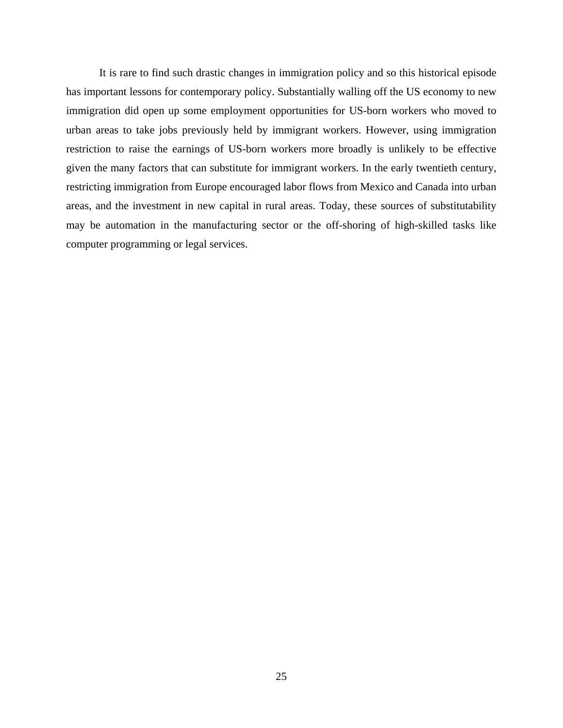It is rare to find such drastic changes in immigration policy and so this historical episode has important lessons for contemporary policy. Substantially walling off the US economy to new immigration did open up some employment opportunities for US-born workers who moved to urban areas to take jobs previously held by immigrant workers. However, using immigration restriction to raise the earnings of US-born workers more broadly is unlikely to be effective given the many factors that can substitute for immigrant workers. In the early twentieth century, restricting immigration from Europe encouraged labor flows from Mexico and Canada into urban areas, and the investment in new capital in rural areas. Today, these sources of substitutability may be automation in the manufacturing sector or the off-shoring of high-skilled tasks like computer programming or legal services.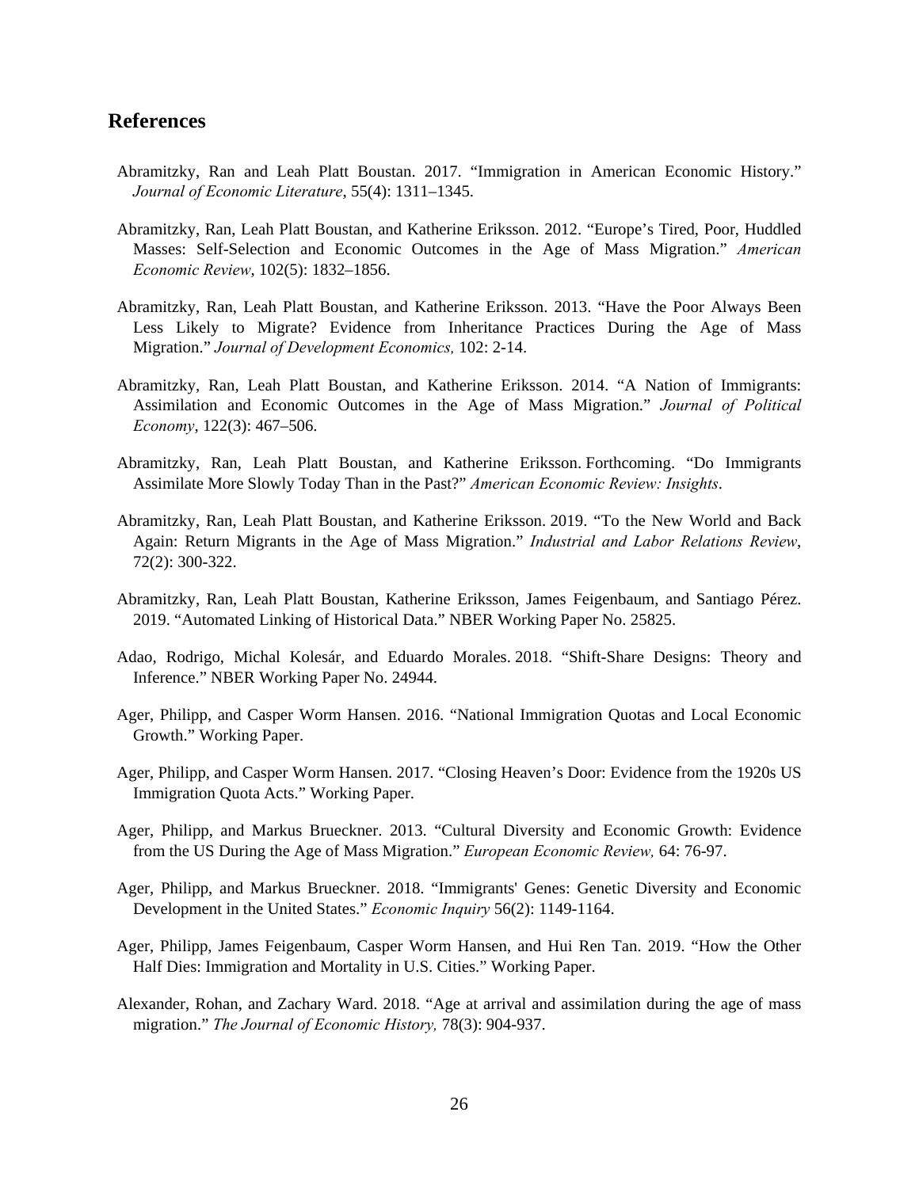## References

Abramitzky, Ran and Leah Platt Boustan. 2017. "Immigration in American Economic History." *Journal of Economic Literature*, 55(4): 1311–1345.

Abramitzky, Ran, Leah Platt Boustan, and Katherine Eriksson. 2012. "Europe's Tired, Poor, Huddled Masses: Self-Selection and Economic Outcomes in the Age of Mass Migration." *American Economic Review*, 102(5): 1832–1856.

Abramitzky, Ran, Leah Platt Boustan, and Katherine Eriksson. 2013. "Have the Poor Always Been Less Likely to Migrate? Evidence from Inheritance Practices During the Age of Mass Migration." *Journal of Development Economics,* 102: 2-14.

Abramitzky, Ran, Leah Platt Boustan, and Katherine Eriksson. 2014. "A Nation of Immigrants: Assimilation and Economic Outcomes in the Age of Mass Migration." *Journal of Political Economy*, 122(3): 467–506.

Abramitzky, Ran, Leah Platt Boustan, and Katherine Eriksson. Forthcoming. "Do Immigrants Assimilate More Slowly Today Than in the Past?" *American Economic Review: Insights*.

Abramitzky, Ran, Leah Platt Boustan, and Katherine Eriksson. 2019. "To the New World and Back Again: Return Migrants in the Age of Mass Migration." *Industrial and Labor Relations Review*, 72(2): 300-322.

Abramitzky, Ran, Leah Platt Boustan, Katherine Eriksson, James Feigenbaum, and Santiago Pérez. 2019. "Automated Linking of Historical Data." NBER Working Paper No. 25825.

Adao, Rodrigo, Michal Kolesár, and Eduardo Morales. 2018. "Shift-Share Designs: Theory and Inference." NBER Working Paper No. 24944.

Ager, Philipp, and Casper Worm Hansen. 2016. "National Immigration Quotas and Local Economic Growth." Working Paper.

Ager, Philipp, and Casper Worm Hansen. 2017. "Closing Heaven's Door: Evidence from the 1920s US Immigration Quota Acts." Working Paper.

Ager, Philipp, and Markus Brueckner. 2013. "Cultural Diversity and Economic Growth: Evidence from the US During the Age of Mass Migration." *European Economic Review,* 64: 76-97.

Ager, Philipp, and Markus Brueckner. 2018. "Immigrants' Genes: Genetic Diversity and Economic Development in the United States." *Economic Inquiry* 56(2): 1149-1164.

Ager, Philipp, James Feigenbaum, Casper Worm Hansen, and Hui Ren Tan. 2019. "How the Other Half Dies: Immigration and Mortality in U.S. Cities." Working Paper.

Alexander, Rohan, and Zachary Ward. 2018. "Age at arrival and assimilation during the age of mass migration." *The Journal of Economic History,* 78(3): 904-937.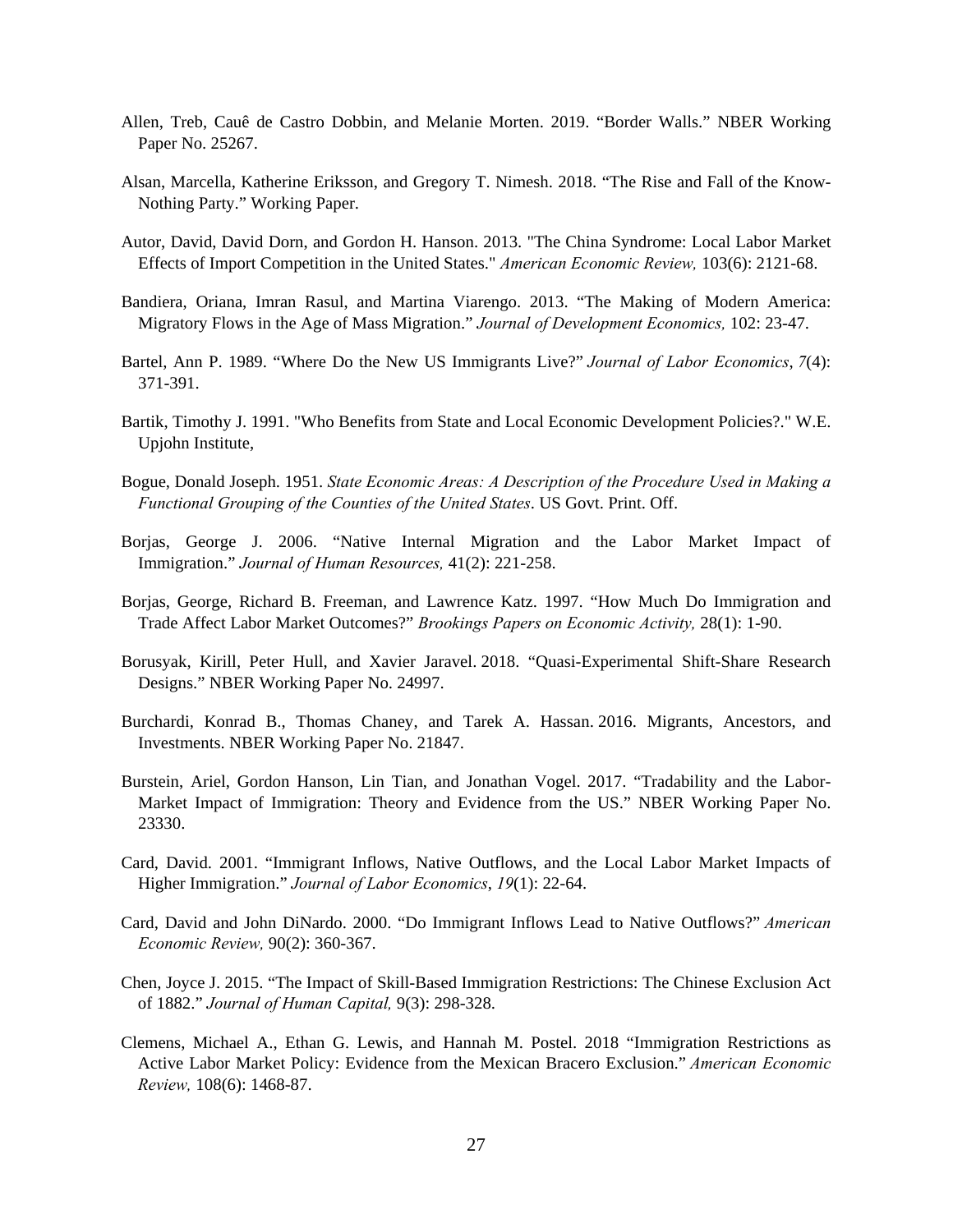Allen, Treb, Cauê de Castro Dobbin, and Melanie Morten. 2019. “Border Walls.” NBER Working Paper No. 25267.

Alsan, Marcella, Katherine Eriksson, and Gregory T. Nimesh. 2018. “The Rise and Fall of the Know-Nothing Party.” Working Paper.

Autor, David, David Dorn, and Gordon H. Hanson. 2013. "The China Syndrome: Local Labor Market Effects of Import Competition in the United States." *American Economic Review,* 103(6): 2121-68.

Bandiera, Oriana, Imran Rasul, and Martina Viarengo. 2013. “The Making of Modern America: Migratory Flows in the Age of Mass Migration.” *Journal of Development Economics,* 102: 23-47.

Bartel, Ann P. 1989. “Where Do the New US Immigrants Live?” *Journal of Labor Economics*, *7*(4): 371-391.

Bartik, Timothy J. 1991. "Who Benefits from State and Local Economic Development Policies?." W.E. Upjohn Institute,

Bogue, Donald Joseph. 1951. *State Economic Areas: A Description of the Procedure Used in Making a Functional Grouping of the Counties of the United States*. US Govt. Print. Off.

Borjas, George J. 2006. “Native Internal Migration and the Labor Market Impact of Immigration.” *Journal of Human Resources,* 41(2): 221-258.

Borjas, George, Richard B. Freeman, and Lawrence Katz. 1997. “How Much Do Immigration and Trade Affect Labor Market Outcomes?” *Brookings Papers on Economic Activity,* 28(1): 1-90.

Borusyak, Kirill, Peter Hull, and Xavier Jaravel. 2018. “Quasi-Experimental Shift-Share Research Designs.” NBER Working Paper No. 24997.

Burchardi, Konrad B., Thomas Chaney, and Tarek A. Hassan. 2016. Migrants, Ancestors, and Investments. NBER Working Paper No. 21847.

Burstein, Ariel, Gordon Hanson, Lin Tian, and Jonathan Vogel. 2017. “Tradability and the Labor-Market Impact of Immigration: Theory and Evidence from the US.” NBER Working Paper No. 23330.

Card, David. 2001. “Immigrant Inflows, Native Outflows, and the Local Labor Market Impacts of Higher Immigration.” *Journal of Labor Economics*, *19*(1): 22-64.

Card, David and John DiNardo. 2000. “Do Immigrant Inflows Lead to Native Outflows?” *American Economic Review,* 90(2): 360-367.

Chen, Joyce J. 2015. “The Impact of Skill-Based Immigration Restrictions: The Chinese Exclusion Act of 1882.” *Journal of Human Capital,* 9(3): 298-328.

Clemens, Michael A., Ethan G. Lewis, and Hannah M. Postel. 2018 “Immigration Restrictions as Active Labor Market Policy: Evidence from the Mexican Bracero Exclusion.” *American Economic Review,* 108(6): 1468-87.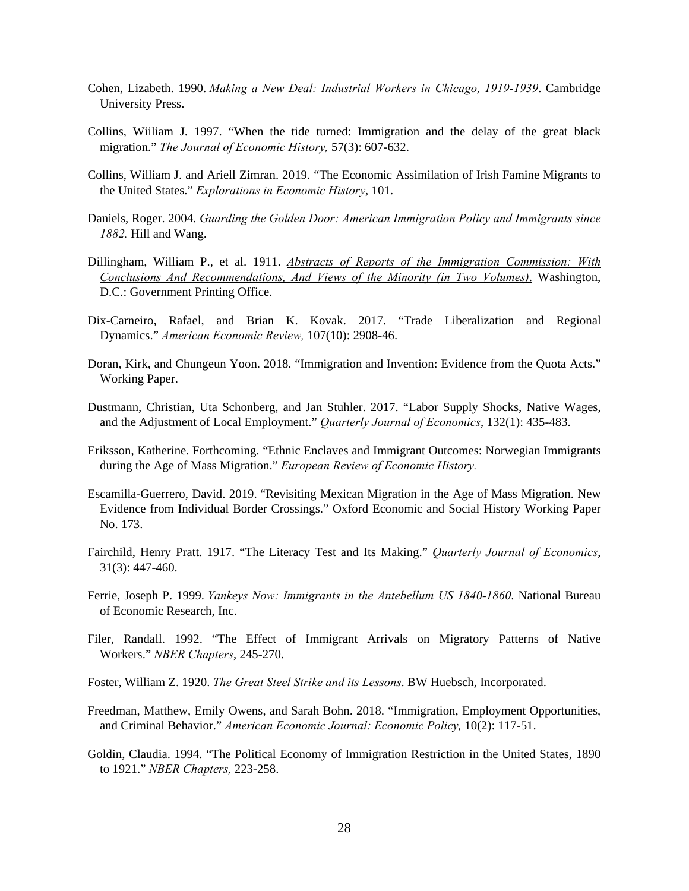Cohen, Lizabeth. 1990. *Making a New Deal: Industrial Workers in Chicago, 1919-1939*. Cambridge University Press.

Collins, Wiiliam J. 1997. "When the tide turned: Immigration and the delay of the great black migration." *The Journal of Economic History,* 57(3): 607-632.

Collins, William J. and Ariell Zimran. 2019. "The Economic Assimilation of Irish Famine Migrants to the United States." *Explorations in Economic History*, 101.

Daniels, Roger. 2004. *Guarding the Golden Door: American Immigration Policy and Immigrants since 1882.* Hill and Wang.

Dillingham, William P., et al. 1911. *Abstracts of Reports of the Immigration Commission: With Conclusions And Recommendations, And Views of the Minority (in Two Volumes).* Washington, D.C.: Government Printing Office.

Dix-Carneiro, Rafael, and Brian K. Kovak. 2017. "Trade Liberalization and Regional Dynamics." *American Economic Review,* 107(10): 2908-46.

Doran, Kirk, and Chungeun Yoon. 2018. "Immigration and Invention: Evidence from the Quota Acts." Working Paper.

Dustmann, Christian, Uta Schonberg, and Jan Stuhler. 2017. "Labor Supply Shocks, Native Wages, and the Adjustment of Local Employment." *Quarterly Journal of Economics*, 132(1): 435-483.

Eriksson, Katherine. Forthcoming. "Ethnic Enclaves and Immigrant Outcomes: Norwegian Immigrants during the Age of Mass Migration." *European Review of Economic History.*

Escamilla-Guerrero, David. 2019. "Revisiting Mexican Migration in the Age of Mass Migration. New Evidence from Individual Border Crossings." Oxford Economic and Social History Working Paper No. 173.

Fairchild, Henry Pratt. 1917. "The Literacy Test and Its Making." *Quarterly Journal of Economics*, 31(3): 447-460.

Ferrie, Joseph P. 1999. *Yankeys Now: Immigrants in the Antebellum US 1840-1860*. National Bureau of Economic Research, Inc.

Filer, Randall. 1992. "The Effect of Immigrant Arrivals on Migratory Patterns of Native Workers." *NBER Chapters*, 245-270.

Foster, William Z. 1920. *The Great Steel Strike and its Lessons*. BW Huebsch, Incorporated.

Freedman, Matthew, Emily Owens, and Sarah Bohn. 2018. "Immigration, Employment Opportunities, and Criminal Behavior." *American Economic Journal: Economic Policy,* 10(2): 117-51.

Goldin, Claudia. 1994. "The Political Economy of Immigration Restriction in the United States, 1890 to 1921." *NBER Chapters,* 223-258.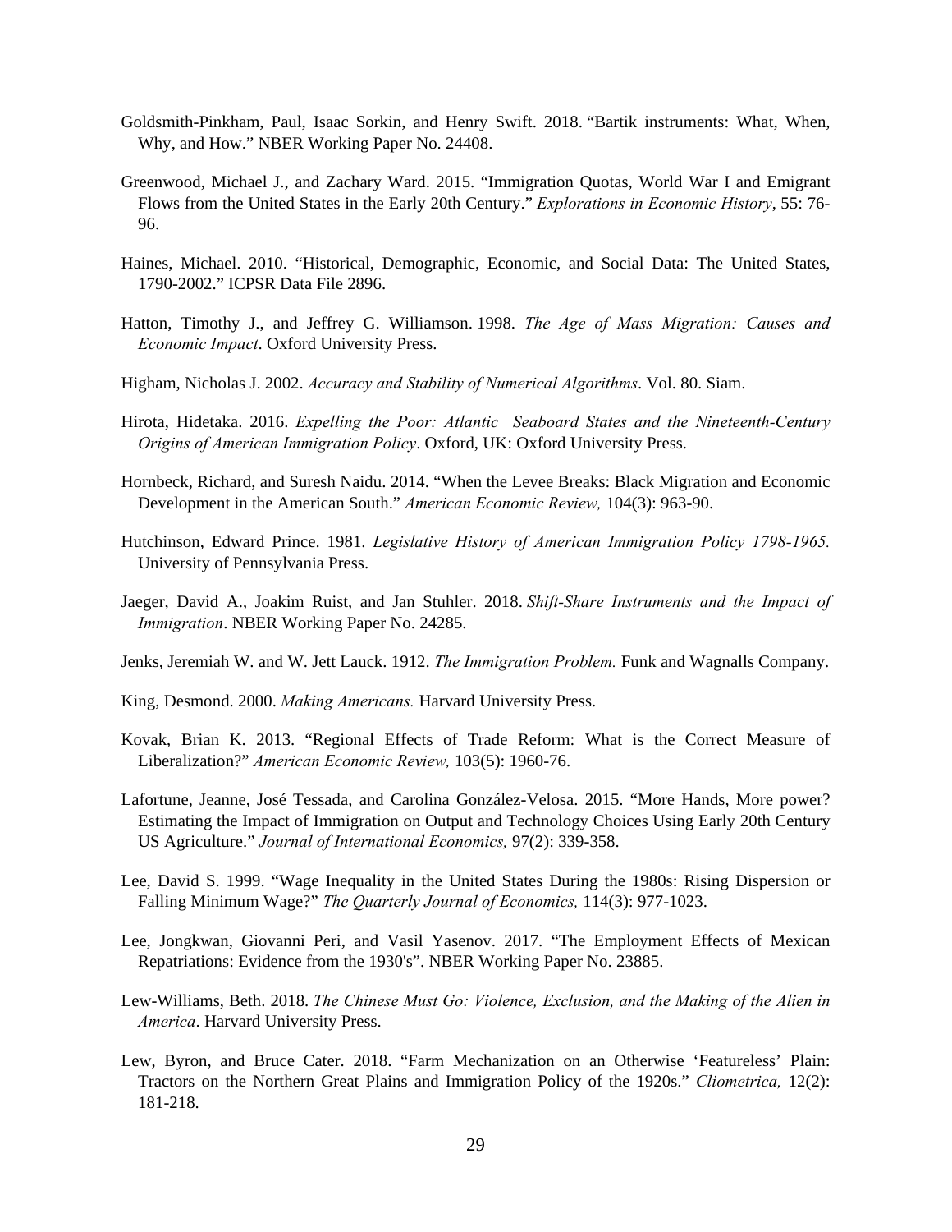Goldsmith-Pinkham, Paul, Isaac Sorkin, and Henry Swift. 2018. "Bartik instruments: What, When, Why, and How." NBER Working Paper No. 24408.

Greenwood, Michael J., and Zachary Ward. 2015. "Immigration Quotas, World War I and Emigrant Flows from the United States in the Early 20th Century." *Explorations in Economic History*, 55: 76-96.

Haines, Michael. 2010. "Historical, Demographic, Economic, and Social Data: The United States, 1790-2002." ICPSR Data File 2896.

Hatton, Timothy J., and Jeffrey G. Williamson. 1998. *The Age of Mass Migration: Causes and Economic Impact*. Oxford University Press.

Higham, Nicholas J. 2002. *Accuracy and Stability of Numerical Algorithms*. Vol. 80. Siam.

Hirota, Hidetaka. 2016. *Expelling the Poor: Atlantic Seaboard States and the Nineteenth-Century Origins of American Immigration Policy*. Oxford, UK: Oxford University Press.

Hornbeck, Richard, and Suresh Naidu. 2014. "When the Levee Breaks: Black Migration and Economic Development in the American South." *American Economic Review,* 104(3): 963-90.

Hutchinson, Edward Prince. 1981. *Legislative History of American Immigration Policy 1798-1965.* University of Pennsylvania Press.

Jaeger, David A., Joakim Ruist, and Jan Stuhler. 2018. *Shift-Share Instruments and the Impact of Immigration*. NBER Working Paper No. 24285.

Jenks, Jeremiah W. and W. Jett Lauck. 1912. *The Immigration Problem.* Funk and Wagnalls Company.

King, Desmond. 2000. *Making Americans.* Harvard University Press.

Kovak, Brian K. 2013. "Regional Effects of Trade Reform: What is the Correct Measure of Liberalization?" *American Economic Review,* 103(5): 1960-76.

Lafortune, Jeanne, José Tessada, and Carolina González-Velosa. 2015. "More Hands, More power? Estimating the Impact of Immigration on Output and Technology Choices Using Early 20th Century US Agriculture." *Journal of International Economics,* 97(2): 339-358.

Lee, David S. 1999. "Wage Inequality in the United States During the 1980s: Rising Dispersion or Falling Minimum Wage?" *The Quarterly Journal of Economics,* 114(3): 977-1023.

Lee, Jongkwan, Giovanni Peri, and Vasil Yasenov. 2017. "The Employment Effects of Mexican Repatriations: Evidence from the 1930's". NBER Working Paper No. 23885.

Lew-Williams, Beth. 2018. *The Chinese Must Go: Violence, Exclusion, and the Making of the Alien in America*. Harvard University Press.

Lew, Byron, and Bruce Cater. 2018. "Farm Mechanization on an Otherwise 'Featureless' Plain: Tractors on the Northern Great Plains and Immigration Policy of the 1920s." *Cliometrica,* 12(2): 181-218.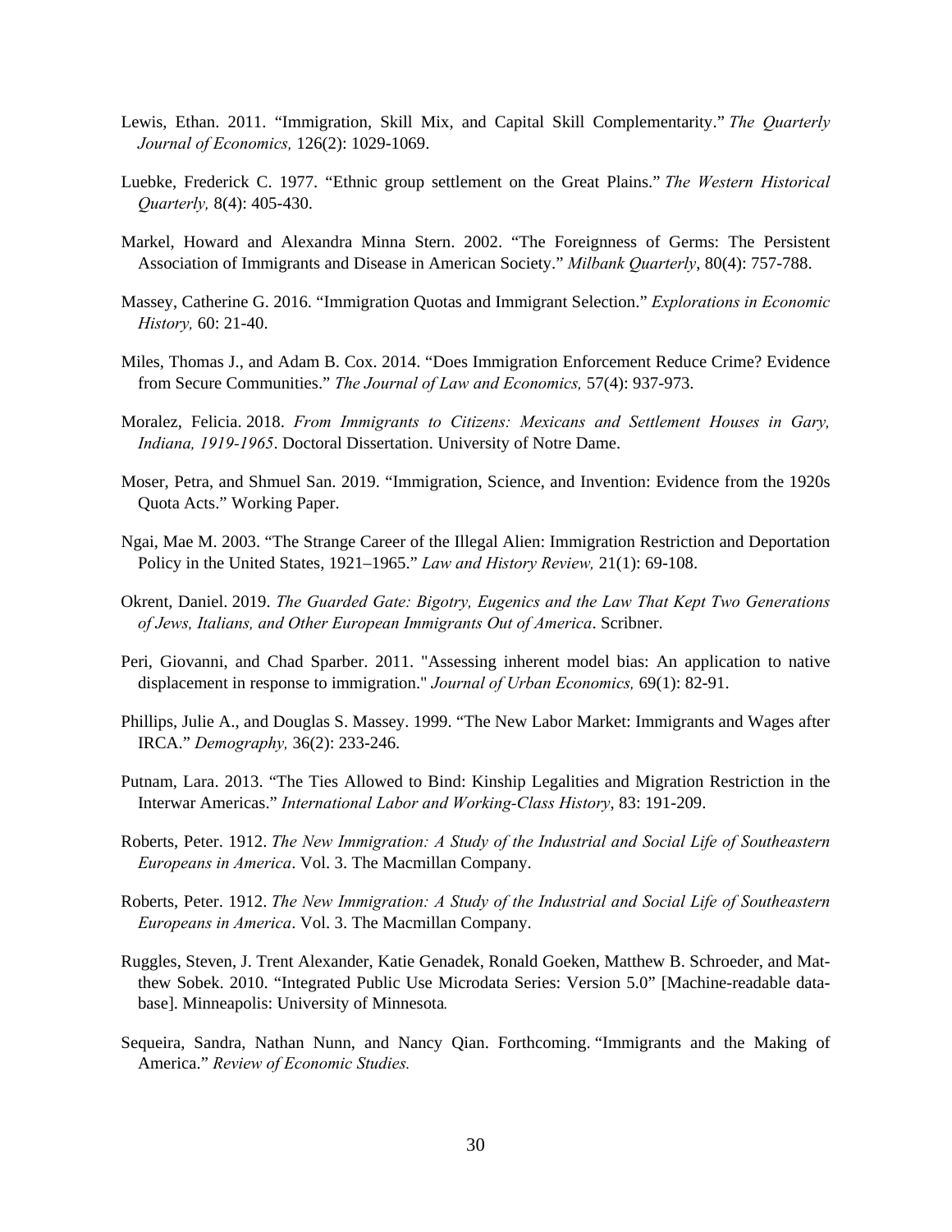Lewis, Ethan. 2011. “Immigration, Skill Mix, and Capital Skill Complementarity.” *The Quarterly Journal of Economics,* 126(2): 1029-1069.

Luebke, Frederick C. 1977. “Ethnic group settlement on the Great Plains.” *The Western Historical Quarterly,* 8(4): 405-430.

Markel, Howard and Alexandra Minna Stern. 2002. “The Foreignness of Germs: The Persistent Association of Immigrants and Disease in American Society.” *Milbank Quarterly*, 80(4): 757-788.

Massey, Catherine G. 2016. “Immigration Quotas and Immigrant Selection.” *Explorations in Economic History,* 60: 21-40.

Miles, Thomas J., and Adam B. Cox. 2014. “Does Immigration Enforcement Reduce Crime? Evidence from Secure Communities.” *The Journal of Law and Economics,* 57(4): 937-973.

Moralez, Felicia. 2018. *From Immigrants to Citizens: Mexicans and Settlement Houses in Gary, Indiana, 1919-1965*. Doctoral Dissertation. University of Notre Dame.

Moser, Petra, and Shmuel San. 2019. “Immigration, Science, and Invention: Evidence from the 1920s Quota Acts.” Working Paper.

Ngai, Mae M. 2003. “The Strange Career of the Illegal Alien: Immigration Restriction and Deportation Policy in the United States, 1921–1965.” *Law and History Review,* 21(1): 69-108.

Okrent, Daniel. 2019. *The Guarded Gate: Bigotry, Eugenics and the Law That Kept Two Generations of Jews, Italians, and Other European Immigrants Out of America*. Scribner.

Peri, Giovanni, and Chad Sparber. 2011. "Assessing inherent model bias: An application to native displacement in response to immigration." *Journal of Urban Economics,* 69(1): 82-91.

Phillips, Julie A., and Douglas S. Massey. 1999. “The New Labor Market: Immigrants and Wages after IRCA.” *Demography,* 36(2): 233-246.

Putnam, Lara. 2013. “The Ties Allowed to Bind: Kinship Legalities and Migration Restriction in the Interwar Americas.” *International Labor and Working-Class History*, 83: 191-209.

Roberts, Peter. 1912. *The New Immigration: A Study of the Industrial and Social Life of Southeastern Europeans in America*. Vol. 3. The Macmillan Company.

Roberts, Peter. 1912. *The New Immigration: A Study of the Industrial and Social Life of Southeastern Europeans in America*. Vol. 3. The Macmillan Company.

Ruggles, Steven, J. Trent Alexander, Katie Genadek, Ronald Goeken, Matthew B. Schroeder, and Matthew Sobek. 2010. “Integrated Public Use Microdata Series: Version 5.0” [Machine-readable database]. Minneapolis: University of Minnesota.

Sequeira, Sandra, Nathan Nunn, and Nancy Qian. Forthcoming. “Immigrants and the Making of America.” *Review of Economic Studies.*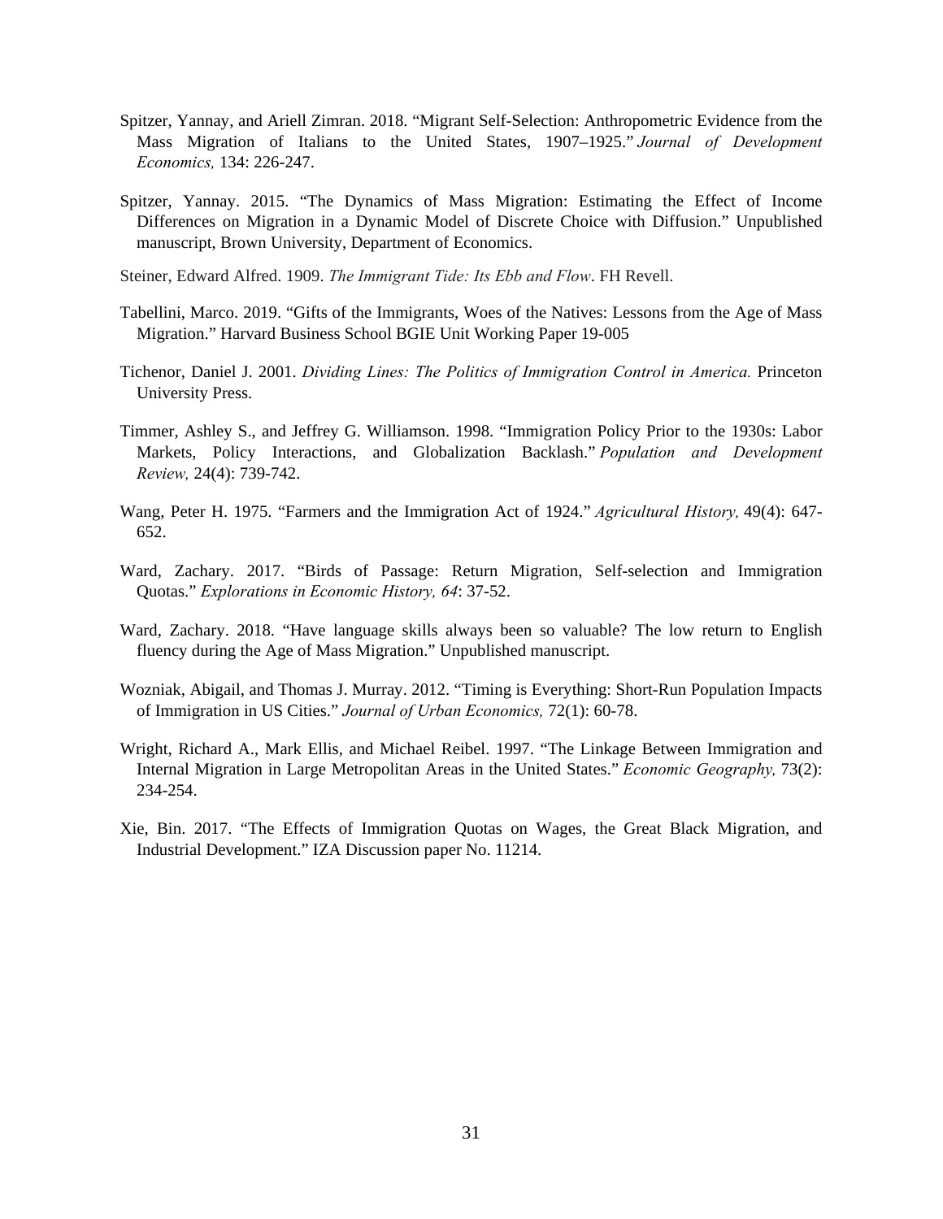Spitzer, Yannay, and Ariell Zimran. 2018. "Migrant Self-Selection: Anthropometric Evidence from the Mass Migration of Italians to the United States, 1907–1925." *Journal of Development Economics,* 134: 226-247.

Spitzer, Yannay. 2015. "The Dynamics of Mass Migration: Estimating the Effect of Income Differences on Migration in a Dynamic Model of Discrete Choice with Diffusion." Unpublished manuscript, Brown University, Department of Economics.

Steiner, Edward Alfred. 1909. *The Immigrant Tide: Its Ebb and Flow*. FH Revell.

Tabellini, Marco. 2019. "Gifts of the Immigrants, Woes of the Natives: Lessons from the Age of Mass Migration." Harvard Business School BGIE Unit Working Paper 19-005

Tichenor, Daniel J. 2001. *Dividing Lines: The Politics of Immigration Control in America.* Princeton University Press.

Timmer, Ashley S., and Jeffrey G. Williamson. 1998. "Immigration Policy Prior to the 1930s: Labor Markets, Policy Interactions, and Globalization Backlash." *Population and Development Review,* 24(4): 739-742.

Wang, Peter H. 1975. "Farmers and the Immigration Act of 1924." *Agricultural History,* 49(4): 647-652.

Ward, Zachary. 2017. "Birds of Passage: Return Migration, Self-selection and Immigration Quotas." *Explorations in Economic History, 64*: 37-52.

Ward, Zachary. 2018. "Have language skills always been so valuable? The low return to English fluency during the Age of Mass Migration." Unpublished manuscript.

Wozniak, Abigail, and Thomas J. Murray. 2012. "Timing is Everything: Short-Run Population Impacts of Immigration in US Cities." *Journal of Urban Economics,* 72(1): 60-78.

Wright, Richard A., Mark Ellis, and Michael Reibel. 1997. "The Linkage Between Immigration and Internal Migration in Large Metropolitan Areas in the United States." *Economic Geography,* 73(2): 234-254.

Xie, Bin. 2017. "The Effects of Immigration Quotas on Wages, the Great Black Migration, and Industrial Development." IZA Discussion paper No. 11214.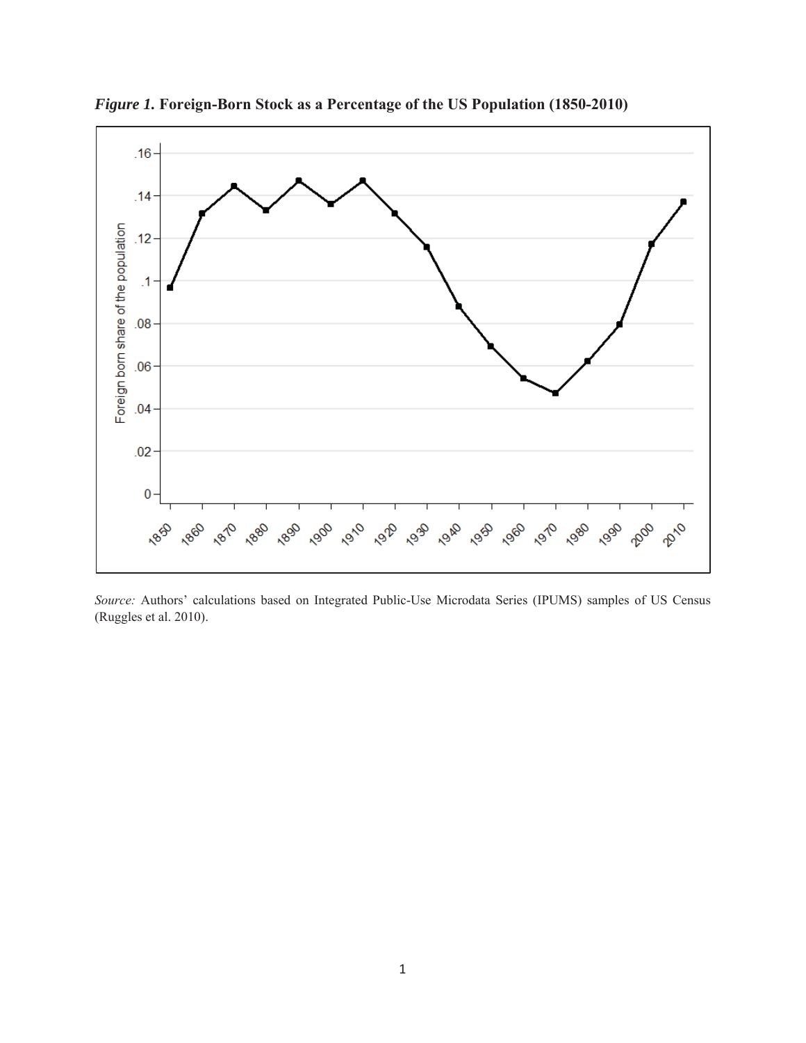*Figure 1.* **Foreign-Born Stock as a Percentage of the US Population (1850-2010)**

*Source:* Authors' calculations based on Integrated Public-Use Microdata Series (IPUMS) samples of US Census (Ruggles et al. 2010).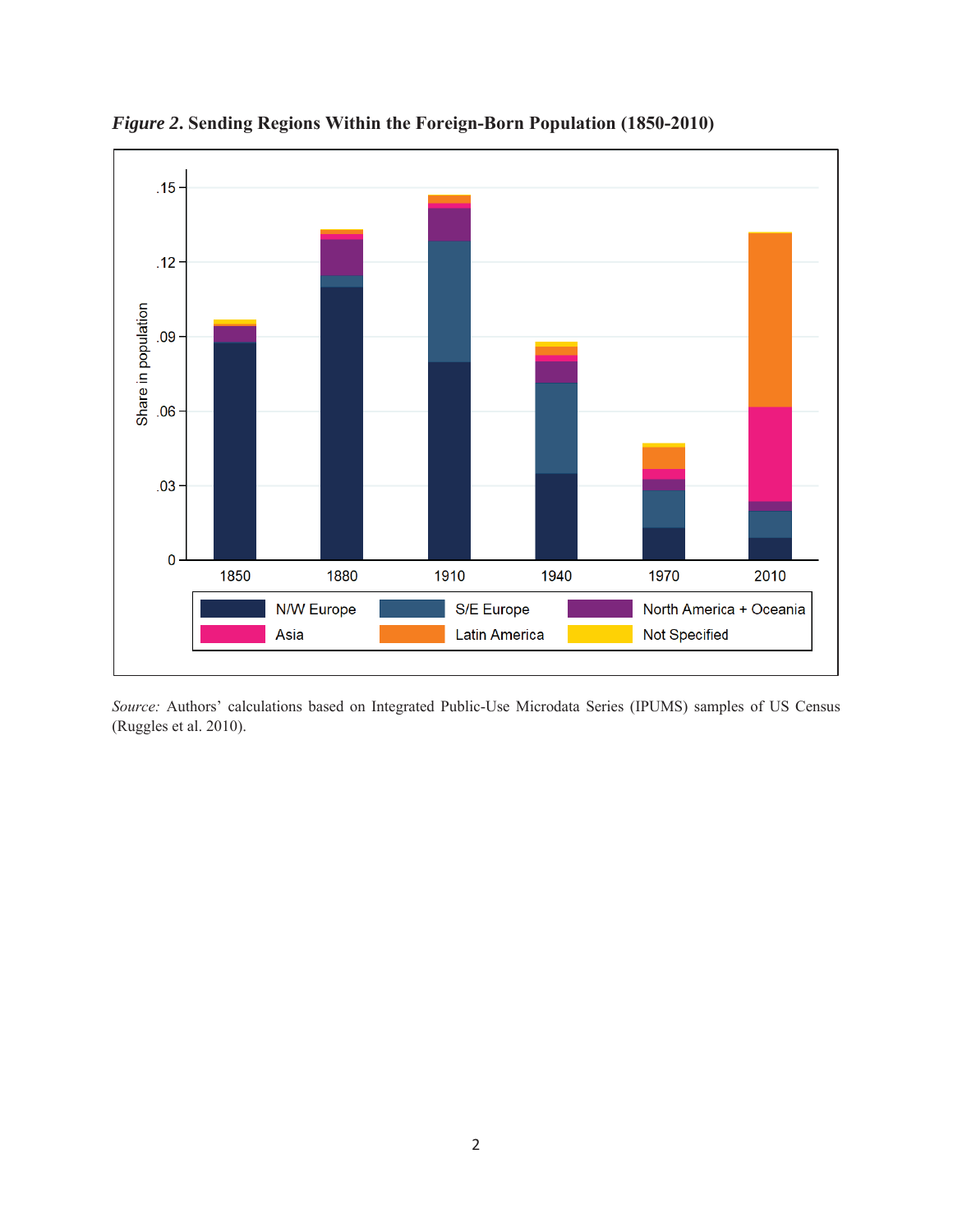*Figure 2*. **Sending Regions Within the Foreign-Born Population (1850-2010)**

*Source:* Authors' calculations based on Integrated Public-Use Microdata Series (IPUMS) samples of US Census (Ruggles et al. 2010).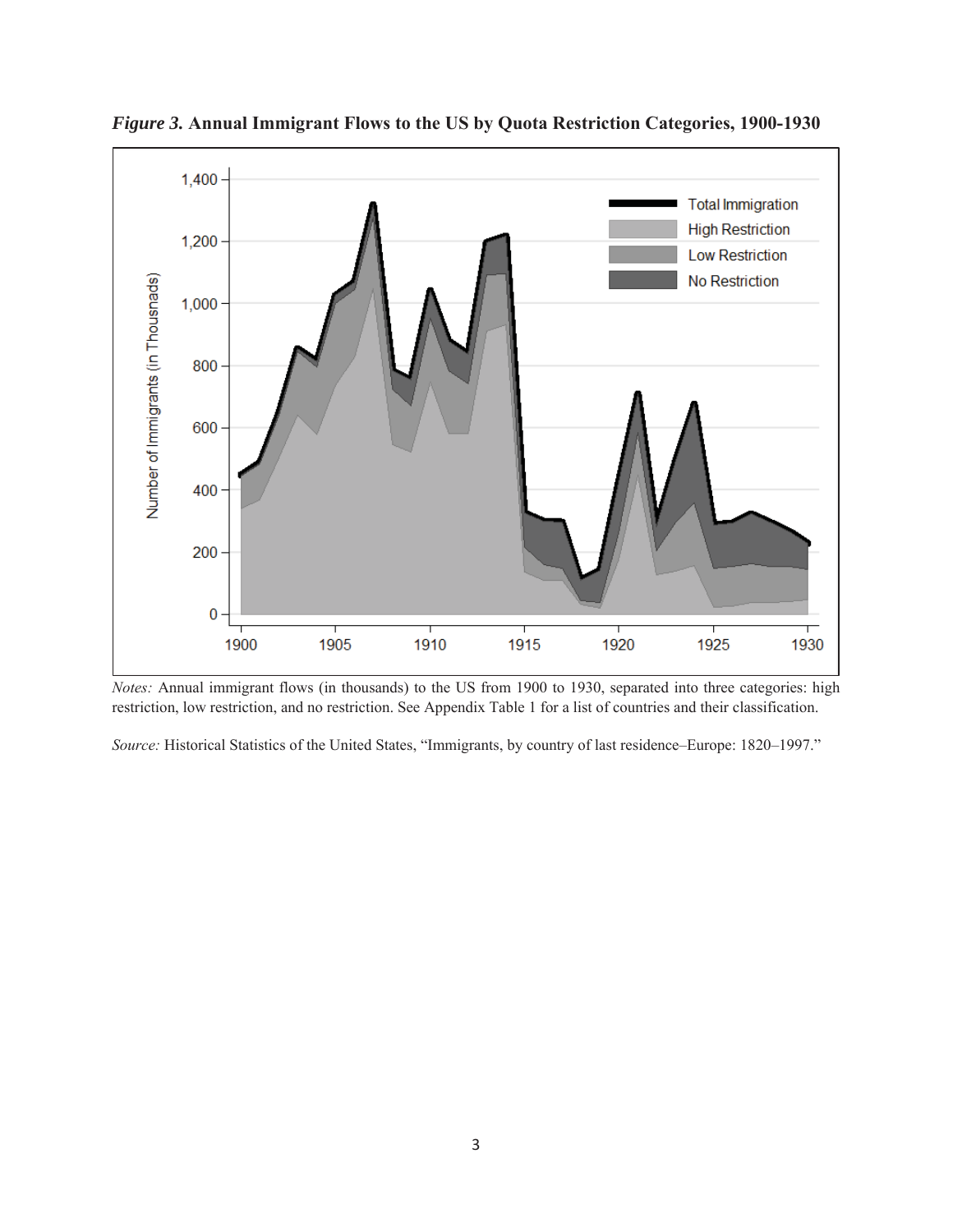*Figure 3.* **Annual Immigrant Flows to the US by Quota Restriction Categories, 1900-1930**

*Notes:* Annual immigrant flows (in thousands) to the US from 1900 to 1930, separated into three categories: high restriction, low restriction, and no restriction. See Appendix Table 1 for a list of countries and their classification.

*Source:* Historical Statistics of the United States, "Immigrants, by country of last residence–Europe: 1820–1997."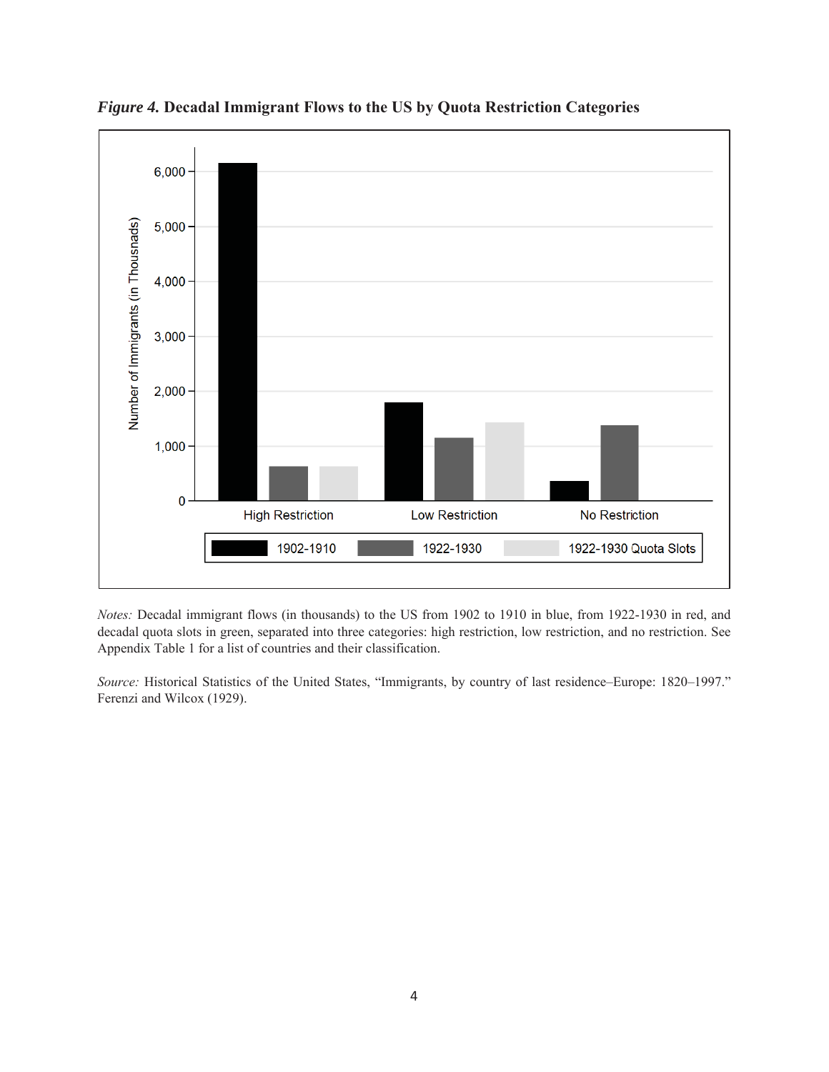*Figure 4.* **Decadal Immigrant Flows to the US by Quota Restriction Categories**

*Notes:* Decadal immigrant flows (in thousands) to the US from 1902 to 1910 in blue, from 1922-1930 in red, and decadal quota slots in green, separated into three categories: high restriction, low restriction, and no restriction. See Appendix Table 1 for a list of countries and their classification.

*Source:* Historical Statistics of the United States, "Immigrants, by country of last residence–Europe: 1820–1997." Ferenzi and Wilcox (1929).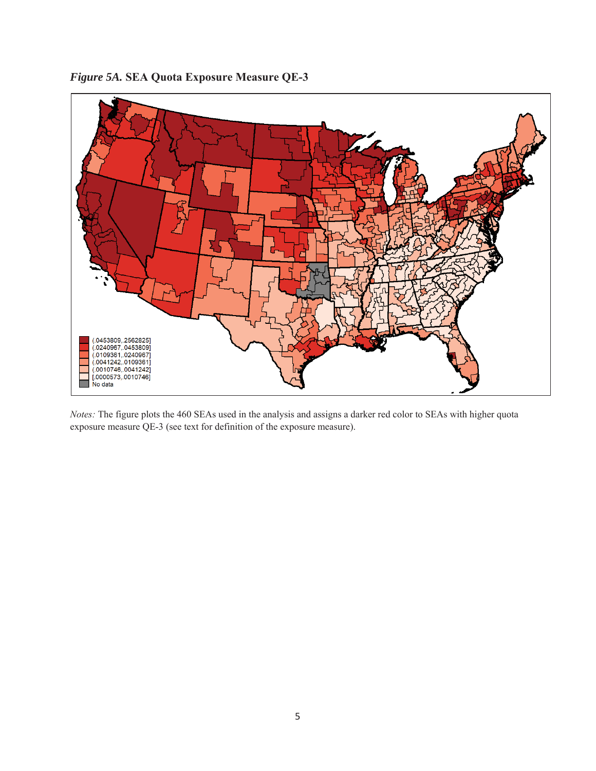*Figure 5A.* **SEA Quota Exposure Measure QE-3**

(.0453809,.2562825]
(.0240967,.0453809]
(.0109361,.0240967]
(.0041242,.0109361]
(.0010746,.0041242]
[.0000573,.0010746]
No data

*Notes:* The figure plots the 460 SEAs used in the analysis and assigns a darker red color to SEAs with higher quota exposure measure QE-3 (see text for definition of the exposure measure).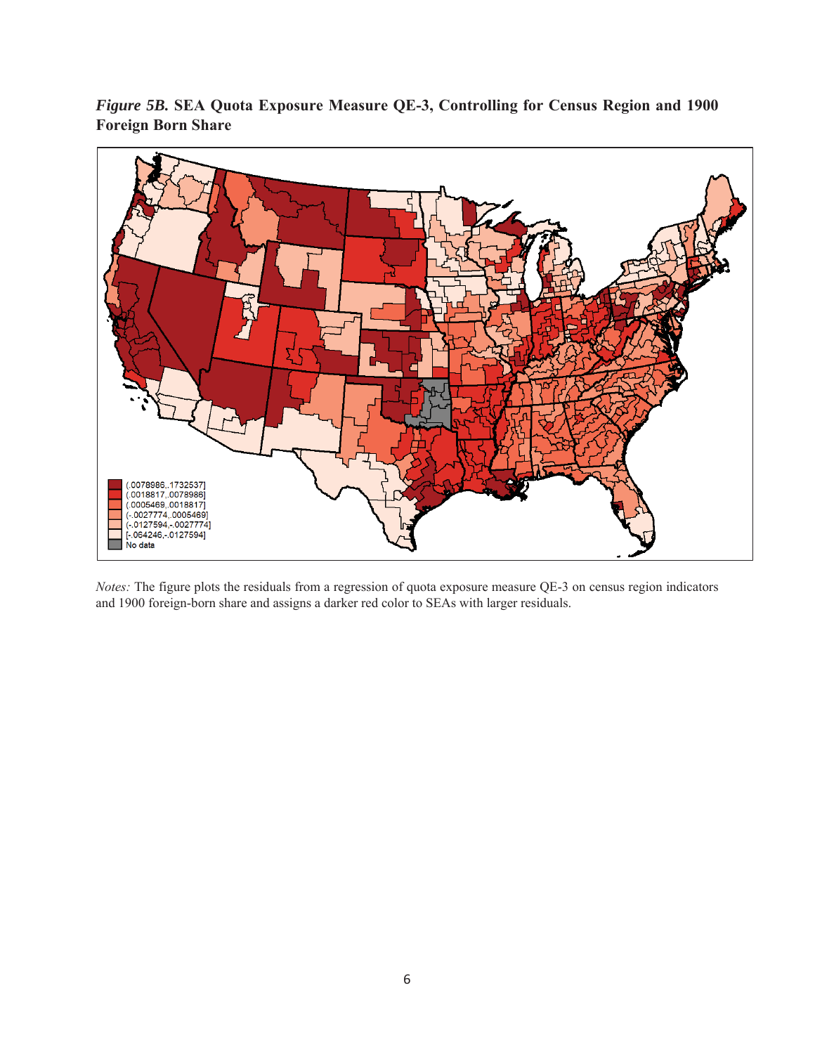***Figure 5B.*** **SEA Quota Exposure Measure QE-3, Controlling for Census Region and 1900 Foreign Born Share**

(.0078986,.1732537]
(.0018817,.0078986]
(.0005469,.0018817]
(-.0027774,.0005469]
(-.0127594,-.0027774]
[-.064246,-.0127594]
No data

*Notes:* The figure plots the residuals from a regression of quota exposure measure QE-3 on census region indicators and 1900 foreign-born share and assigns a darker red color to SEAs with larger residuals.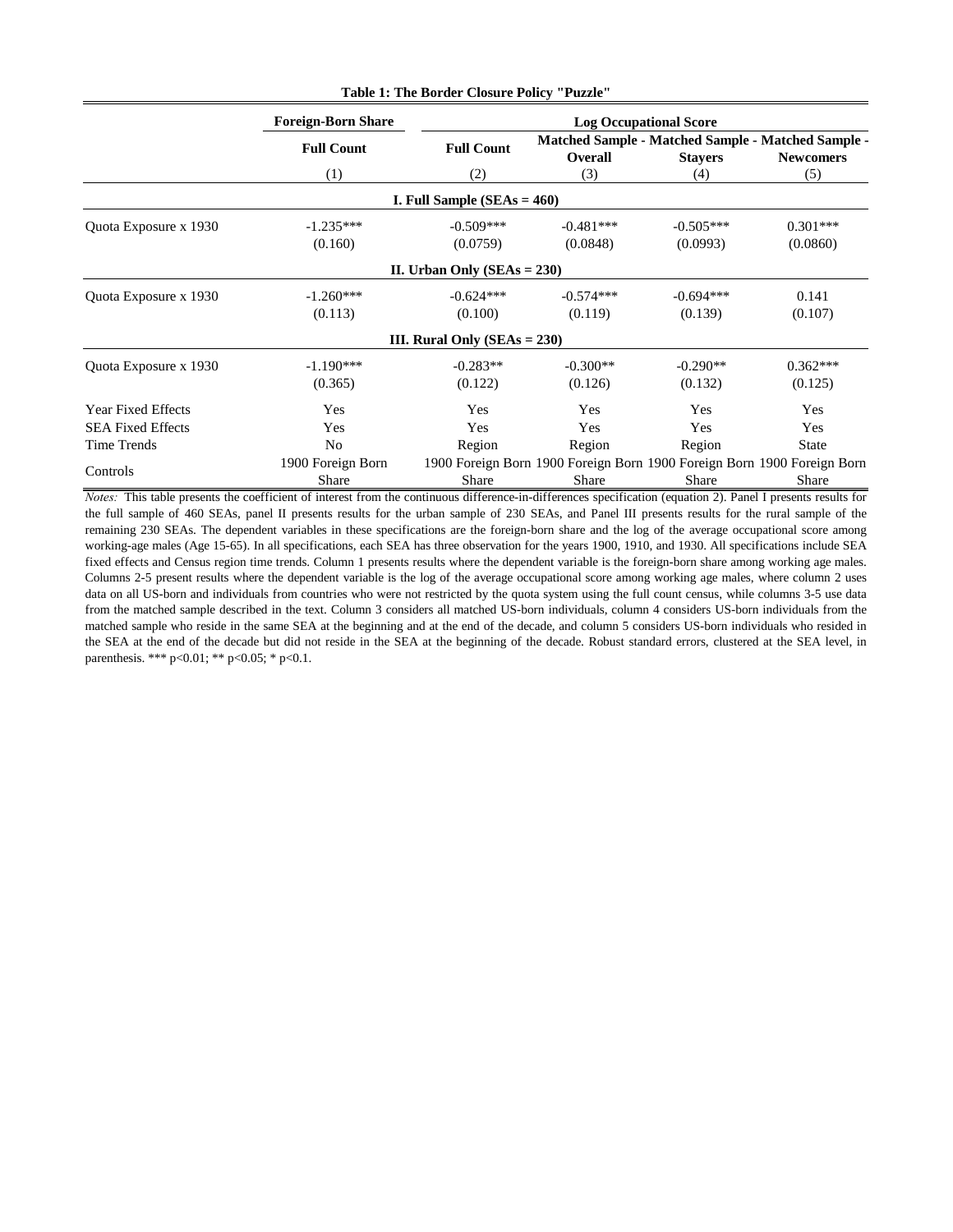**Table 1: The Border Closure Policy "Puzzle"**

| | Foreign-Born Share | Log Occupational Score | | | |
|---|---|---|---|---|---|
| | Full Count | Full Count | Matched Sample - Overall | Matched Sample - Stayers | Matched Sample - Newcomers |
| | (1) | (2) | (3) | (4) | (5) |
| **I. Full Sample (SEAs = 460)** | | | | | |
| Quota Exposure x 1930 | -1.235*** | -0.509*** | -0.481*** | -0.505*** | 0.301*** |
| | (0.160) | (0.0759) | (0.0848) | (0.0993) | (0.0860) |
| **II. Urban Only (SEAs = 230)** | | | | | |
| Quota Exposure x 1930 | -1.260*** | -0.624*** | -0.574*** | -0.694*** | 0.141 |
| | (0.113) | (0.100) | (0.119) | (0.139) | (0.107) |
| **III. Rural Only (SEAs = 230)** | | | | | |
| Quota Exposure x 1930 | -1.190*** | -0.283** | -0.300** | -0.290** | 0.362*** |
| | (0.365) | (0.122) | (0.126) | (0.132) | (0.125) |
| Year Fixed Effects | Yes | Yes | Yes | Yes | Yes |
| SEA Fixed Effects | Yes | Yes | Yes | Yes | Yes |
| Time Trends | No | Region | Region | Region | State |
| Controls | 1900 Foreign Born Share | 1900 Foreign Born Share | 1900 Foreign Born Share | 1900 Foreign Born Share | 1900 Foreign Born Share |

*Notes:* This table presents the coefficient of interest from the continuous difference-in-differences specification (equation 2). Panel I presents results for the full sample of 460 SEAs, panel II presents results for the urban sample of 230 SEAs, and Panel III presents results for the rural sample of the remaining 230 SEAs. The dependent variables in these specifications are the foreign-born share and the log of the average occupational score among working-age males (Age 15-65). In all specifications, each SEA has three observation for the years 1900, 1910, and 1930. All specifications include SEA fixed effects and Census region time trends. Column 1 presents results where the dependent variable is the foreign-born share among working age males. Columns 2-5 present results where the dependent variable is the log of the average occupational score among working age males, where column 2 uses data on all US-born and individuals from countries who were not restricted by the quota system using the full count census, while columns 3-5 use data from the matched sample described in the text. Column 3 considers all matched US-born individuals, column 4 considers US-born individuals from the matched sample who reside in the same SEA at the beginning and at the end of the decade, and column 5 considers US-born individuals who resided in the SEA at the end of the decade but did not reside in the SEA at the beginning of the decade. Robust standard errors, clustered at the SEA level, in parenthesis. *** p<0.01; ** p<0.05; * p<0.1.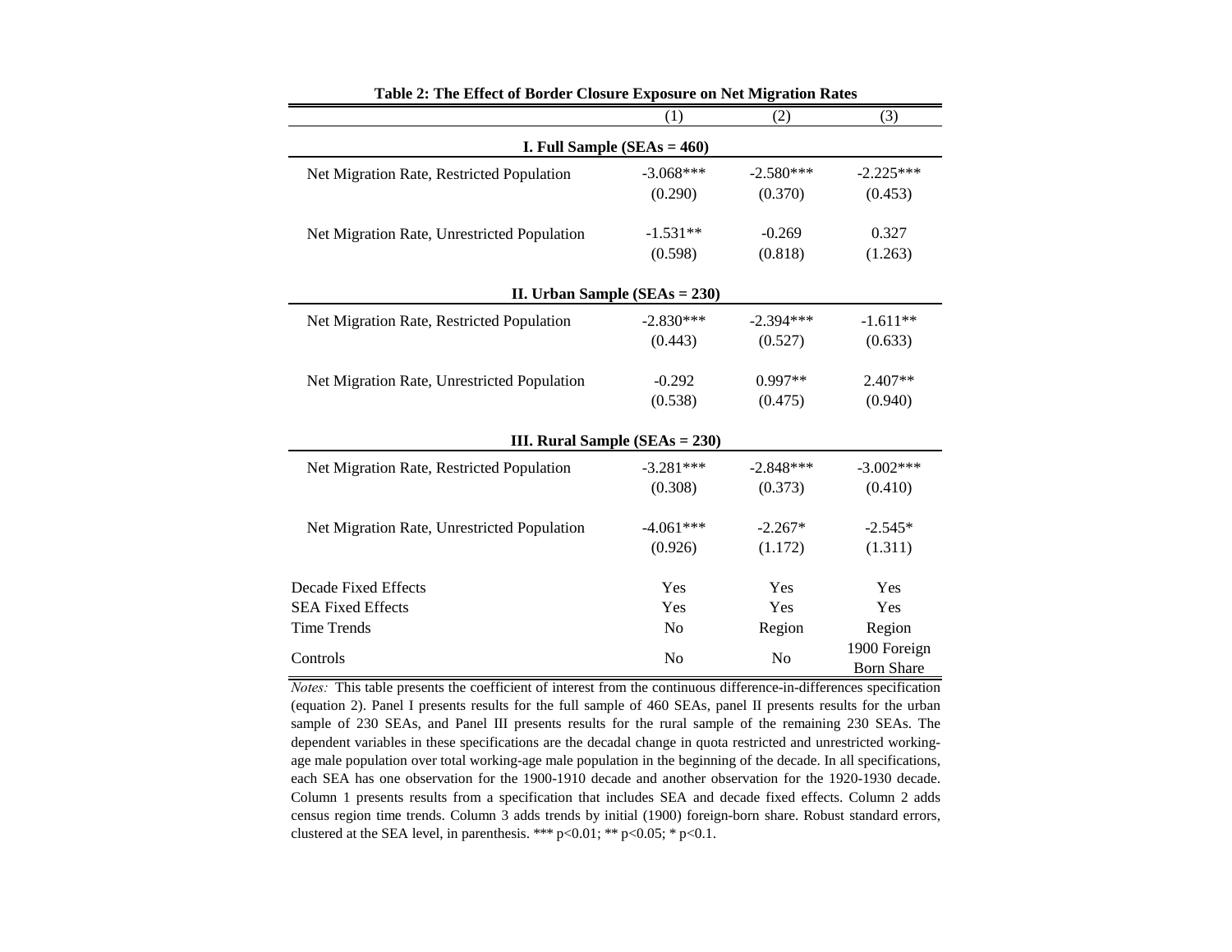**Table 2: The Effect of Border Closure Exposure on Net Migration Rates**

| | (1) | (2) | (3) |
|---|---|---|---|
| **I. Full Sample (SEAs = 460)** | | | |
| Net Migration Rate, Restricted Population | -3.068*** | -2.580*** | -2.225*** |
| | (0.290) | (0.370) | (0.453) |
| Net Migration Rate, Unrestricted Population | -1.531** | -0.269 | 0.327 |
| | (0.598) | (0.818) | (1.263) |
| **II. Urban Sample (SEAs = 230)** | | | |
| Net Migration Rate, Restricted Population | -2.830*** | -2.394*** | -1.611** |
| | (0.443) | (0.527) | (0.633) |
| Net Migration Rate, Unrestricted Population | -0.292 | 0.997** | 2.407** |
| | (0.538) | (0.475) | (0.940) |
| **III. Rural Sample (SEAs = 230)** | | | |
| Net Migration Rate, Restricted Population | -3.281*** | -2.848*** | -3.002*** |
| | (0.308) | (0.373) | (0.410) |
| Net Migration Rate, Unrestricted Population | -4.061*** | -2.267* | -2.545* |
| | (0.926) | (1.172) | (1.311) |
| Decade Fixed Effects | Yes | Yes | Yes |
| SEA Fixed Effects | Yes | Yes | Yes |
| Time Trends | No | Region | Region |
| Controls | No | No | 1900 Foreign Born Share |

*Notes:* This table presents the coefficient of interest from the continuous difference-in-differences specification (equation 2). Panel I presents results for the full sample of 460 SEAs, panel II presents results for the urban sample of 230 SEAs, and Panel III presents results for the rural sample of the remaining 230 SEAs. The dependent variables in these specifications are the decadal change in quota restricted and unrestricted working-age male population over total working-age male population in the beginning of the decade. In all specifications, each SEA has one observation for the 1900-1910 decade and another observation for the 1920-1930 decade. Column 1 presents results from a specification that includes SEA and decade fixed effects. Column 2 adds census region time trends. Column 3 adds trends by initial (1900) foreign-born share. Robust standard errors, clustered at the SEA level, in parenthesis. *** p<0.01; ** p<0.05; * p<0.1.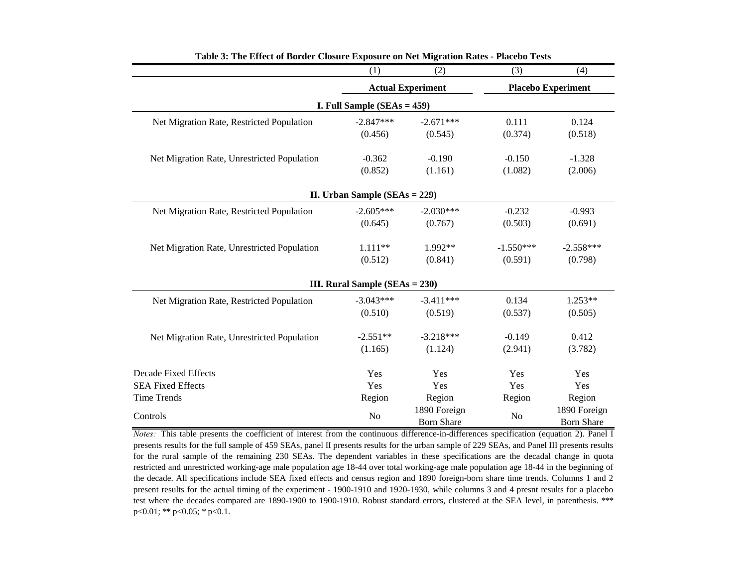**Table 3: The Effect of Border Closure Exposure on Net Migration Rates - Placebo Tests**

| | (1) | (2) | (3) | (4) |
|---|---|---|---|---|
| | Actual Experiment | | Placebo Experiment | |
| **I. Full Sample (SEAs = 459)** | | | | |
| Net Migration Rate, Restricted Population | -2.847*** | -2.671*** | 0.111 | 0.124 |
| | (0.456) | (0.545) | (0.374) | (0.518) |
| Net Migration Rate, Unrestricted Population | -0.362 | -0.190 | -0.150 | -1.328 |
| | (0.852) | (1.161) | (1.082) | (2.006) |
| **II. Urban Sample (SEAs = 229)** | | | | |
| Net Migration Rate, Restricted Population | -2.605*** | -2.030*** | -0.232 | -0.993 |
| | (0.645) | (0.767) | (0.503) | (0.691) |
| Net Migration Rate, Unrestricted Population | 1.111** | 1.992** | -1.550*** | -2.558*** |
| | (0.512) | (0.841) | (0.591) | (0.798) |
| **III. Rural Sample (SEAs = 230)** | | | | |
| Net Migration Rate, Restricted Population | -3.043*** | -3.411*** | 0.134 | 1.253** |
| | (0.510) | (0.519) | (0.537) | (0.505) |
| Net Migration Rate, Unrestricted Population | -2.551** | -3.218*** | -0.149 | 0.412 |
| | (1.165) | (1.124) | (2.941) | (3.782) |
| Decade Fixed Effects | Yes | Yes | Yes | Yes |
| SEA Fixed Effects | Yes | Yes | Yes | Yes |
| Time Trends | Region | Region | Region | Region |
| Controls | No | 1890 Foreign Born Share | No | 1890 Foreign Born Share |

*Notes:* This table presents the coefficient of interest from the continuous difference-in-differences specification (equation 2). Panel I presents results for the full sample of 459 SEAs, panel II presents results for the urban sample of 229 SEAs, and Panel III presents results for the rural sample of the remaining 230 SEAs. The dependent variables in these specifications are the decadal change in quota restricted and unrestricted working-age male population age 18-44 over total working-age male population age 18-44 in the beginning of the decade. All specifications include SEA fixed effects and census region and 1890 foreign-born share time trends. Columns 1 and 2 present results for the actual timing of the experiment - 1900-1910 and 1920-1930, while columns 3 and 4 presnt results for a placebo test where the decades compared are 1890-1900 to 1900-1910. Robust standard errors, clustered at the SEA level, in parenthesis. *** p<0.01; ** p<0.05; * p<0.1.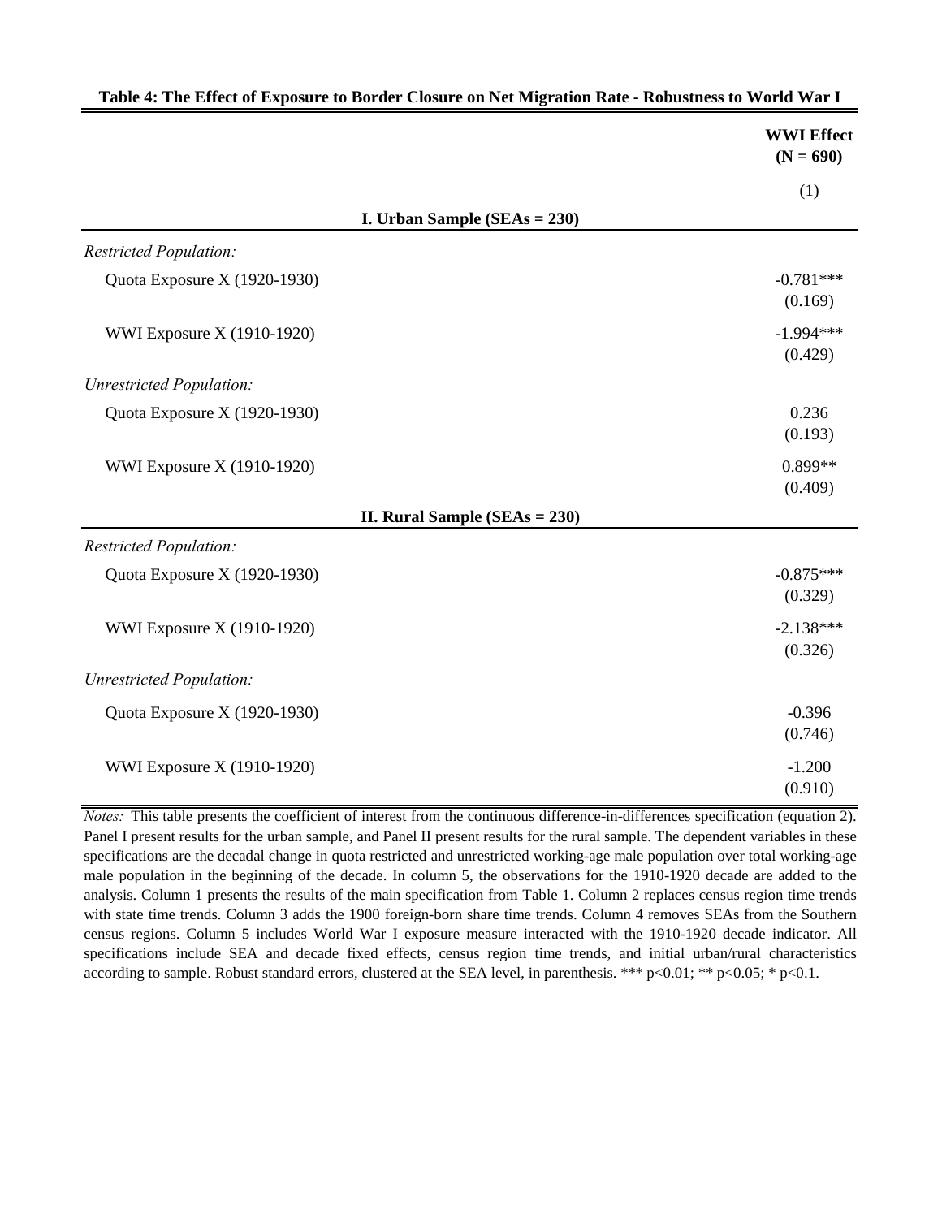**Table 4: The Effect of Exposure to Border Closure on Net Migration Rate - Robustness to World War I**

| | WWI Effect (N = 690) |
|---|---|
| | (1) |
| **I. Urban Sample (SEAs = 230)** | |
| *Restricted Population:* | |
| Quota Exposure X (1920-1930) | -0.781*** |
| | (0.169) |
| WWI Exposure X (1910-1920) | -1.994*** |
| | (0.429) |
| *Unrestricted Population:* | |
| Quota Exposure X (1920-1930) | 0.236 |
| | (0.193) |
| WWI Exposure X (1910-1920) | 0.899** |
| | (0.409) |
| **II. Rural Sample (SEAs = 230)** | |
| *Restricted Population:* | |
| Quota Exposure X (1920-1930) | -0.875*** |
| | (0.329) |
| WWI Exposure X (1910-1920) | -2.138*** |
| | (0.326) |
| *Unrestricted Population:* | |
| Quota Exposure X (1920-1930) | -0.396 |
| | (0.746) |
| WWI Exposure X (1910-1920) | -1.200 |
| | (0.910) |

*Notes:* This table presents the coefficient of interest from the continuous difference-in-differences specification (equation 2). Panel I present results for the urban sample, and Panel II present results for the rural sample. The dependent variables in these specifications are the decadal change in quota restricted and unrestricted working-age male population over total working-age male population in the beginning of the decade. In column 5, the observations for the 1910-1920 decade are added to the analysis. Column 1 presents the results of the main specification from Table 1. Column 2 replaces census region time trends with state time trends. Column 3 adds the 1900 foreign-born share time trends. Column 4 removes SEAs from the Southern census regions. Column 5 includes World War I exposure measure interacted with the 1910-1920 decade indicator. All specifications include SEA and decade fixed effects, census region time trends, and initial urban/rural characteristics according to sample. Robust standard errors, clustered at the SEA level, in parenthesis. *** p<0.01; ** p<0.05; * p<0.1.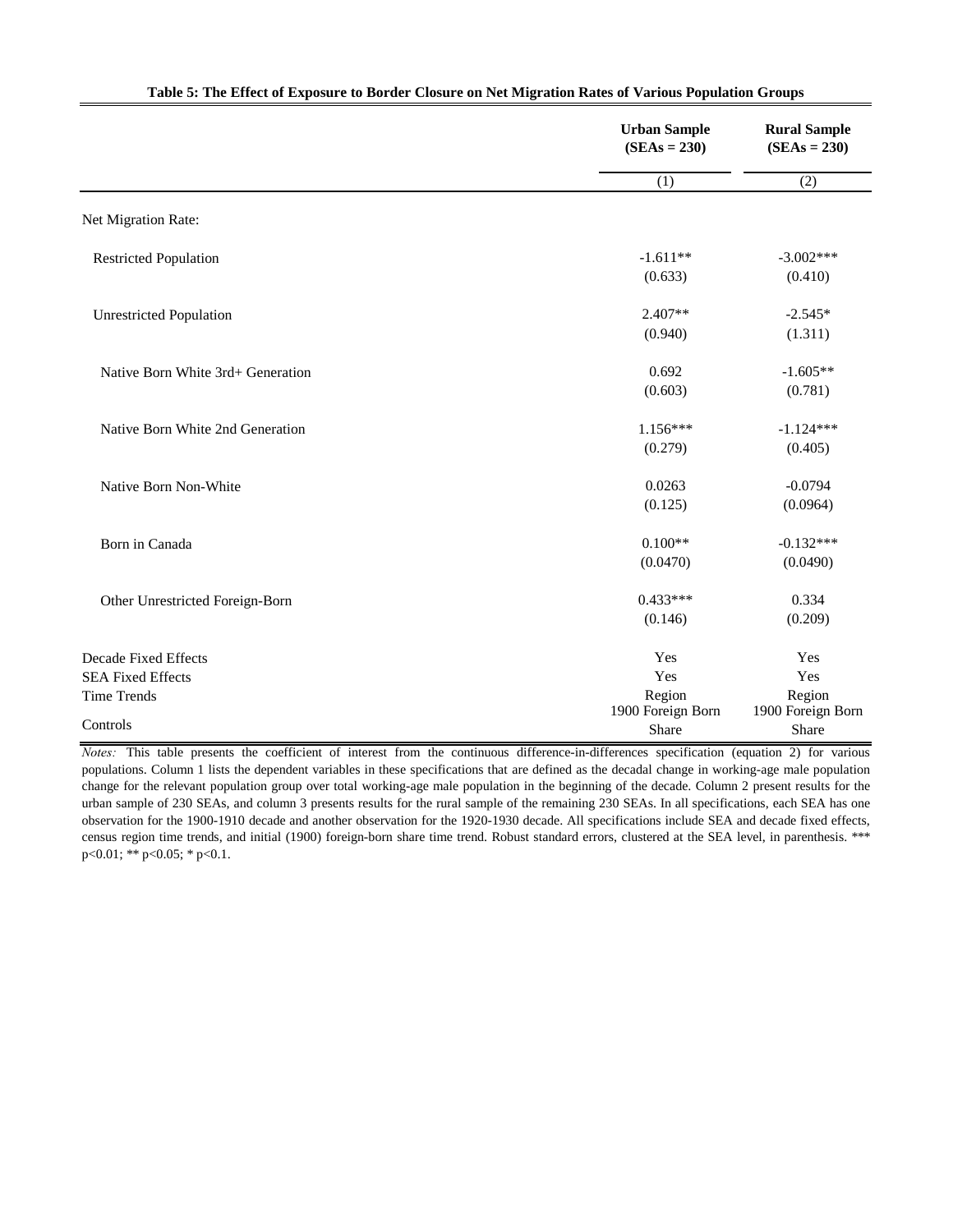**Table 5: The Effect of Exposure to Border Closure on Net Migration Rates of Various Population Groups**

| | Urban Sample (SEAs = 230) | Rural Sample (SEAs = 230) |
|---|---|---|
| | (1) | (2) |
| Net Migration Rate: | | |
| Restricted Population | -1.611** | -3.002*** |
| | (0.633) | (0.410) |
| Unrestricted Population | 2.407** | -2.545* |
| | (0.940) | (1.311) |
| Native Born White 3rd+ Generation | 0.692 | -1.605** |
| | (0.603) | (0.781) |
| Native Born White 2nd Generation | 1.156*** | -1.124*** |
| | (0.279) | (0.405) |
| Native Born Non-White | 0.0263 | -0.0794 |
| | (0.125) | (0.0964) |
| Born in Canada | 0.100** | -0.132*** |
| | (0.0470) | (0.0490) |
| Other Unrestricted Foreign-Born | 0.433*** | 0.334 |
| | (0.146) | (0.209) |
| Decade Fixed Effects | Yes | Yes |
| SEA Fixed Effects | Yes | Yes |
| Time Trends | Region | Region |
| Controls | 1900 Foreign Born Share | 1900 Foreign Born Share |

*Notes:* This table presents the coefficient of interest from the continuous difference-in-differences specification (equation 2) for various populations. Column 1 lists the dependent variables in these specifications that are defined as the decadal change in working-age male population change for the relevant population group over total working-age male population in the beginning of the decade. Column 2 present results for the urban sample of 230 SEAs, and column 3 presents results for the rural sample of the remaining 230 SEAs. In all specifications, each SEA has one observation for the 1900-1910 decade and another observation for the 1920-1930 decade. All specifications include SEA and decade fixed effects, census region time trends, and initial (1900) foreign-born share time trend. Robust standard errors, clustered at the SEA level, in parenthesis. *** p<0.01; ** p<0.05; * p<0.1.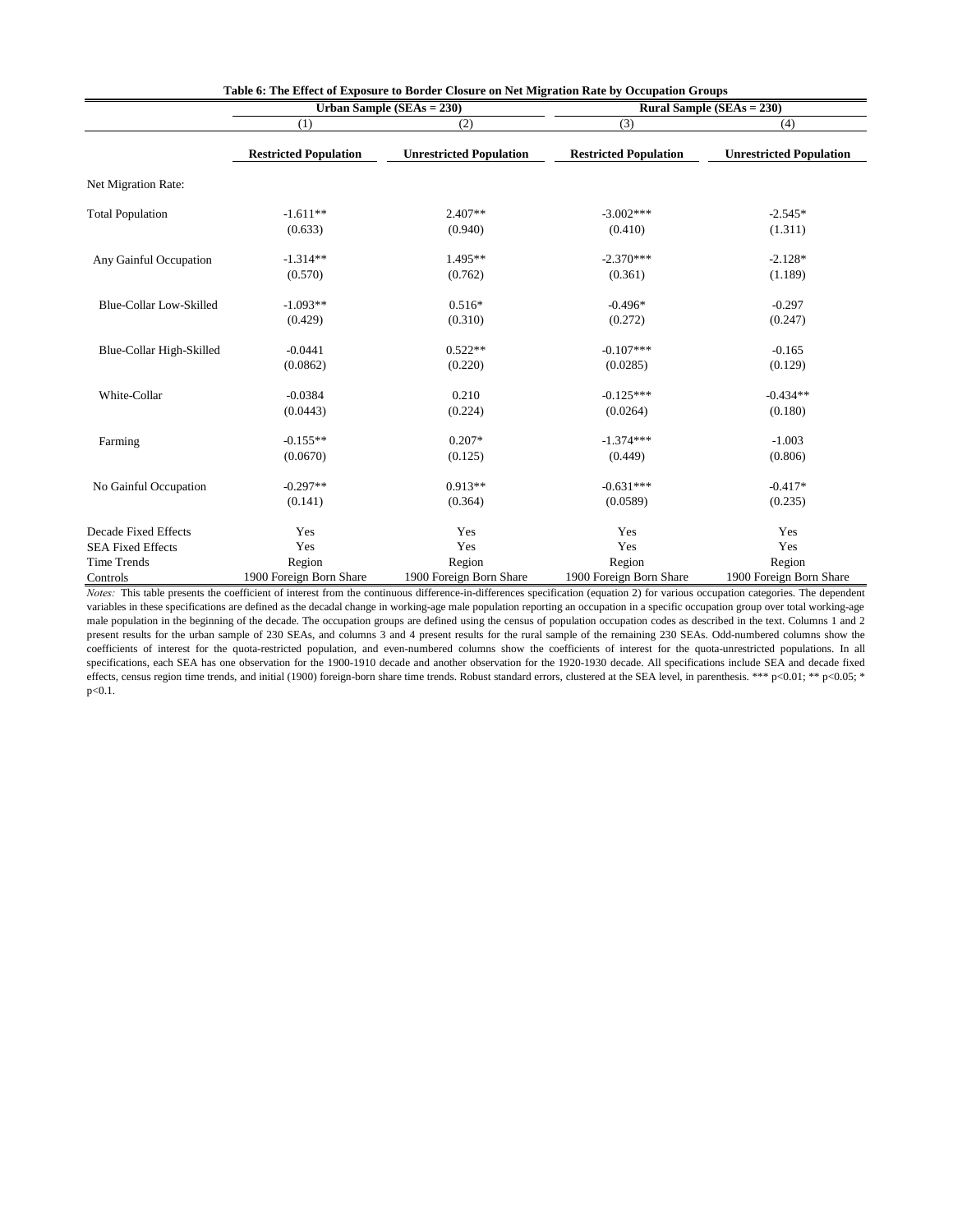**Table 6: The Effect of Exposure to Border Closure on Net Migration Rate by Occupation Groups**

| | Urban Sample (SEAs = 230) | | Rural Sample (SEAs = 230) | |
|---|---|---|---|---|
| | (1) | (2) | (3) | (4) |
| | **Restricted Population** | **Unrestricted Population** | **Restricted Population** | **Unrestricted Population** |
| Net Migration Rate: | | | | |
| Total Population | -1.611** | 2.407** | -3.002*** | -2.545* |
| | (0.633) | (0.940) | (0.410) | (1.311) |
| Any Gainful Occupation | -1.314** | 1.495** | -2.370*** | -2.128* |
| | (0.570) | (0.762) | (0.361) | (1.189) |
| Blue-Collar Low-Skilled | -1.093** | 0.516* | -0.496* | -0.297 |
| | (0.429) | (0.310) | (0.272) | (0.247) |
| Blue-Collar High-Skilled | -0.0441 | 0.522** | -0.107*** | -0.165 |
| | (0.0862) | (0.220) | (0.0285) | (0.129) |
| White-Collar | -0.0384 | 0.210 | -0.125*** | -0.434** |
| | (0.0443) | (0.224) | (0.0264) | (0.180) |
| Farming | -0.155** | 0.207* | -1.374*** | -1.003 |
| | (0.0670) | (0.125) | (0.449) | (0.806) |
| No Gainful Occupation | -0.297** | 0.913** | -0.631*** | -0.417* |
| | (0.141) | (0.364) | (0.0589) | (0.235) |
| Decade Fixed Effects | Yes | Yes | Yes | Yes |
| SEA Fixed Effects | Yes | Yes | Yes | Yes |
| Time Trends | Region | Region | Region | Region |
| Controls | 1900 Foreign Born Share | 1900 Foreign Born Share | 1900 Foreign Born Share | 1900 Foreign Born Share |

*Notes:* This table presents the coefficient of interest from the continuous difference-in-differences specification (equation 2) for various occupation categories. The dependent variables in these specifications are defined as the decadal change in working-age male population reporting an occupation in a specific occupation group over total working-age male population in the beginning of the decade. The occupation groups are defined using the census of population occupation codes as described in the text. Columns 1 and 2 present results for the urban sample of 230 SEAs, and columns 3 and 4 present results for the rural sample of the remaining 230 SEAs. Odd-numbered columns show the coefficients of interest for the quota-restricted population, and even-numbered columns show the coefficients of interest for the quota-unrestricted populations. In all specifications, each SEA has one observation for the 1900-1910 decade and another observation for the 1920-1930 decade. All specifications include SEA and decade fixed effects, census region time trends, and initial (1900) foreign-born share time trends. Robust standard errors, clustered at the SEA level, in parenthesis. *** p<0.01; ** p<0.05; * p<0.1.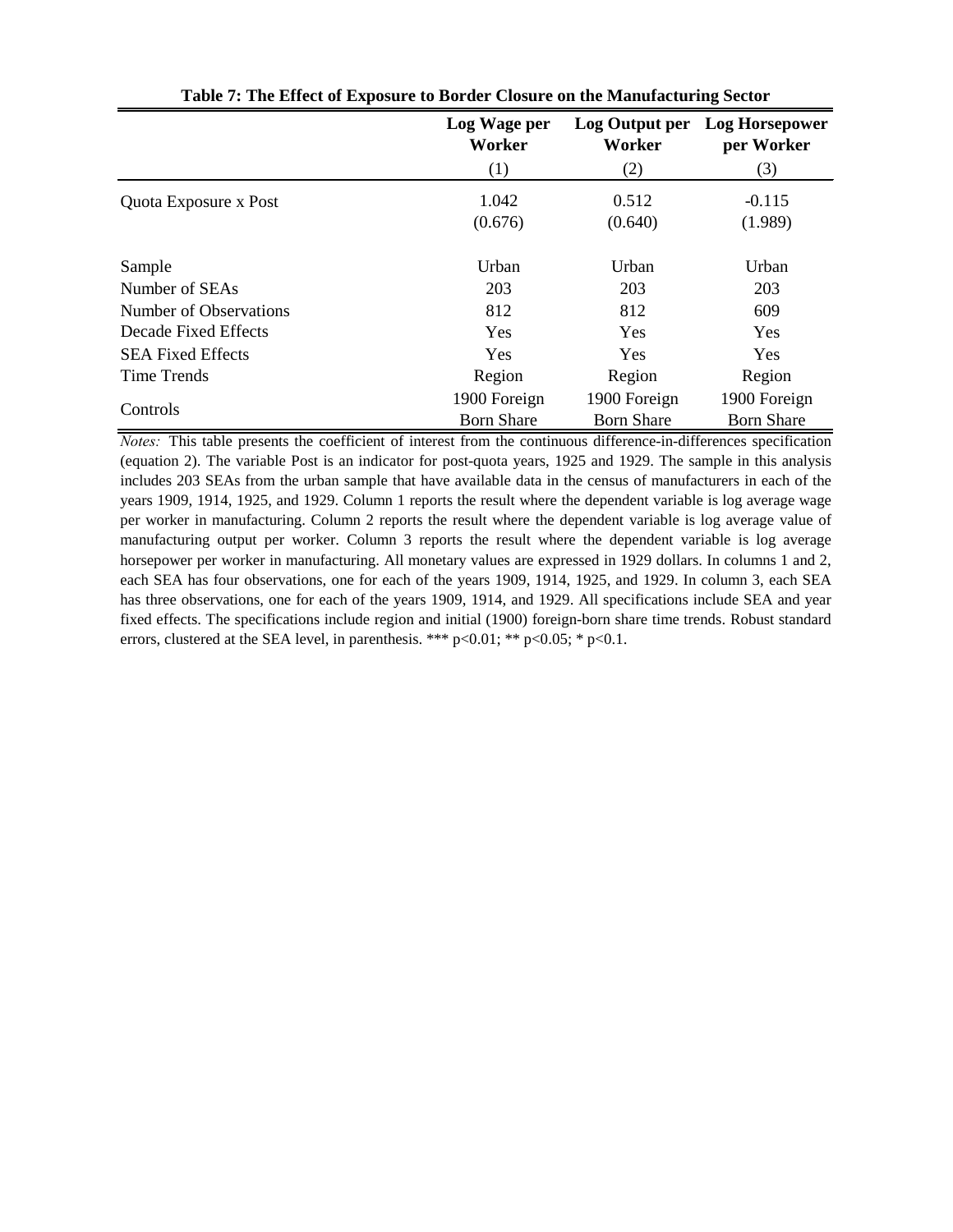**Table 7: The Effect of Exposure to Border Closure on the Manufacturing Sector**

| | Log Wage per Worker | Log Output per Worker | Log Horsepower per Worker |
|---|---|---|---|
| | (1) | (2) | (3) |
| Quota Exposure x Post | 1.042 | 0.512 | -0.115 |
| | (0.676) | (0.640) | (1.989) |
| Sample | Urban | Urban | Urban |
| Number of SEAs | 203 | 203 | 203 |
| Number of Observations | 812 | 812 | 609 |
| Decade Fixed Effects | Yes | Yes | Yes |
| SEA Fixed Effects | Yes | Yes | Yes |
| Time Trends | Region | Region | Region |
| Controls | 1900 Foreign Born Share | 1900 Foreign Born Share | 1900 Foreign Born Share |

*Notes:* This table presents the coefficient of interest from the continuous difference-in-differences specification (equation 2). The variable Post is an indicator for post-quota years, 1925 and 1929. The sample in this analysis includes 203 SEAs from the urban sample that have available data in the census of manufacturers in each of the years 1909, 1914, 1925, and 1929. Column 1 reports the result where the dependent variable is log average wage per worker in manufacturing. Column 2 reports the result where the dependent variable is log average value of manufacturing output per worker. Column 3 reports the result where the dependent variable is log average horsepower per worker in manufacturing. All monetary values are expressed in 1929 dollars. In columns 1 and 2, each SEA has four observations, one for each of the years 1909, 1914, 1925, and 1929. In column 3, each SEA has three observations, one for each of the years 1909, 1914, and 1929. All specifications include SEA and year fixed effects. The specifications include region and initial (1900) foreign-born share time trends. Robust standard errors, clustered at the SEA level, in parenthesis. *** p<0.01; ** p<0.05; * p<0.1.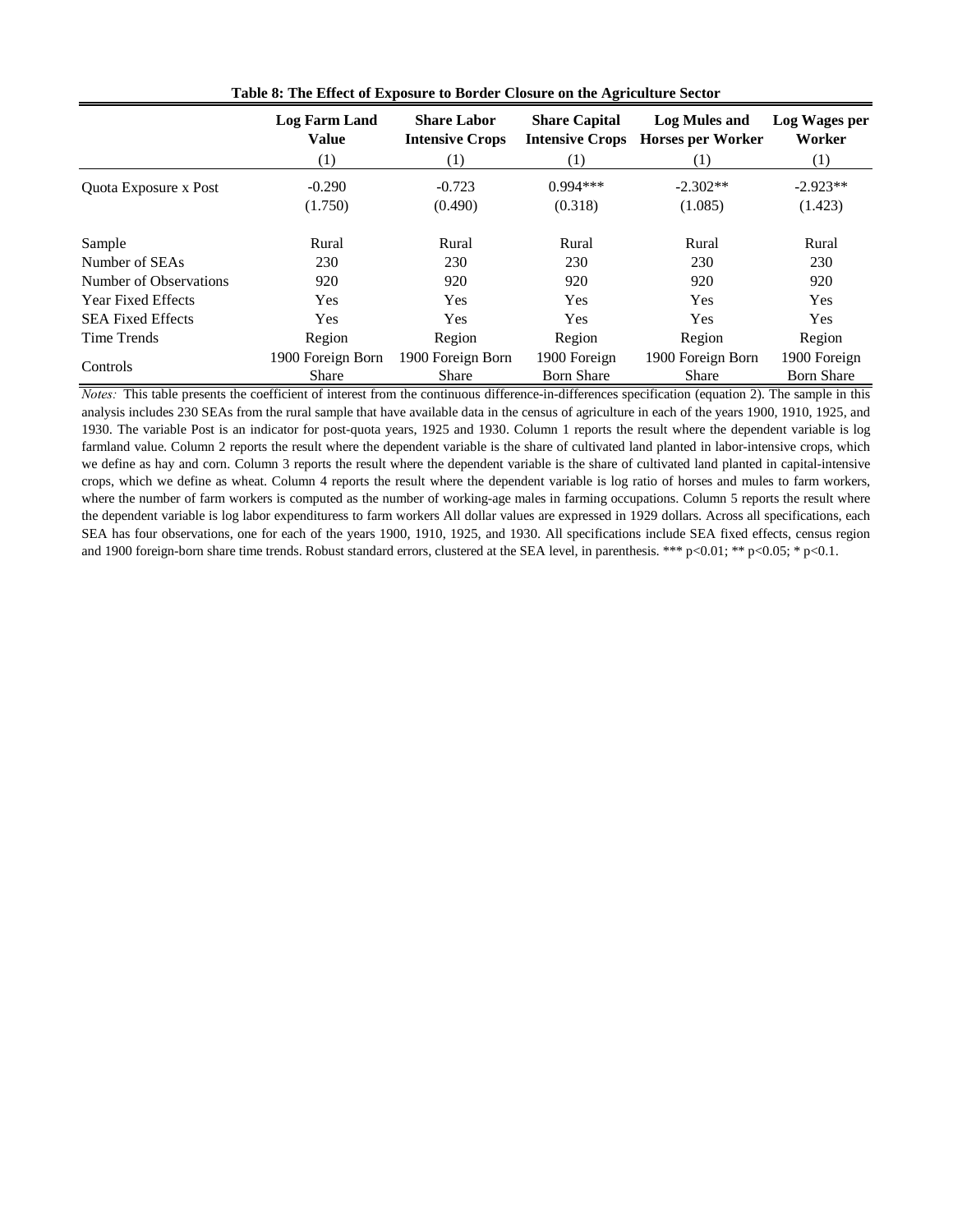**Table 8: The Effect of Exposure to Border Closure on the Agriculture Sector**

| | Log Farm Land Value | Share Labor Intensive Crops | Share Capital Intensive Crops | Log Mules and Horses per Worker | Log Wages per Worker |
|---|---|---|---|---|---|
| | (1) | (1) | (1) | (1) | (1) |
| Quota Exposure x Post | -0.290 | -0.723 | 0.994*** | -2.302** | -2.923** |
| | (1.750) | (0.490) | (0.318) | (1.085) | (1.423) |
| Sample | Rural | Rural | Rural | Rural | Rural |
| Number of SEAs | 230 | 230 | 230 | 230 | 230 |
| Number of Observations | 920 | 920 | 920 | 920 | 920 |
| Year Fixed Effects | Yes | Yes | Yes | Yes | Yes |
| SEA Fixed Effects | Yes | Yes | Yes | Yes | Yes |
| Time Trends | Region | Region | Region | Region | Region |
| Controls | 1900 Foreign Born Share | 1900 Foreign Born Share | 1900 Foreign Born Share | 1900 Foreign Born Share | 1900 Foreign Born Share |

*Notes:* This table presents the coefficient of interest from the continuous difference-in-differences specification (equation 2). The sample in this analysis includes 230 SEAs from the rural sample that have available data in the census of agriculture in each of the years 1900, 1910, 1925, and 1930. The variable Post is an indicator for post-quota years, 1925 and 1930. Column 1 reports the result where the dependent variable is log farmland value. Column 2 reports the result where the dependent variable is the share of cultivated land planted in labor-intensive crops, which we define as hay and corn. Column 3 reports the result where the dependent variable is the share of cultivated land planted in capital-intensive crops, which we define as wheat. Column 4 reports the result where the dependent variable is log ratio of horses and mules to farm workers, where the number of farm workers is computed as the number of working-age males in farming occupations. Column 5 reports the result where the dependent variable is log labor expendituress to farm workers All dollar values are expressed in 1929 dollars. Across all specifications, each SEA has four observations, one for each of the years 1900, 1910, 1925, and 1930. All specifications include SEA fixed effects, census region and 1900 foreign-born share time trends. Robust standard errors, clustered at the SEA level, in parenthesis. *** p<0.01; ** p<0.05; * p<0.1.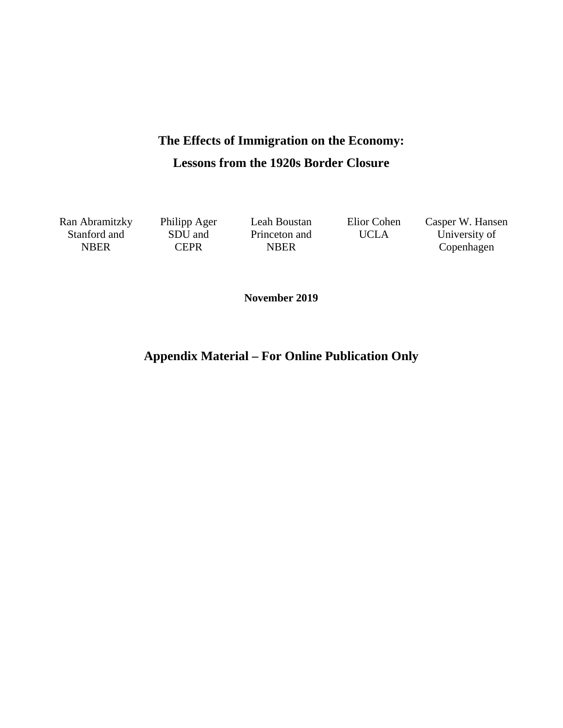# The Effects of Immigration on the Economy:

# Lessons from the 1920s Border Closure

Ran Abramitzky
Stanford and
NBER

Philipp Ager
SDU and
CEPR

Leah Boustan
Princeton and
NBER

Elior Cohen
UCLA

Casper W. Hansen
University of
Copenhagen

**November 2019**

## Appendix Material – For Online Publication Only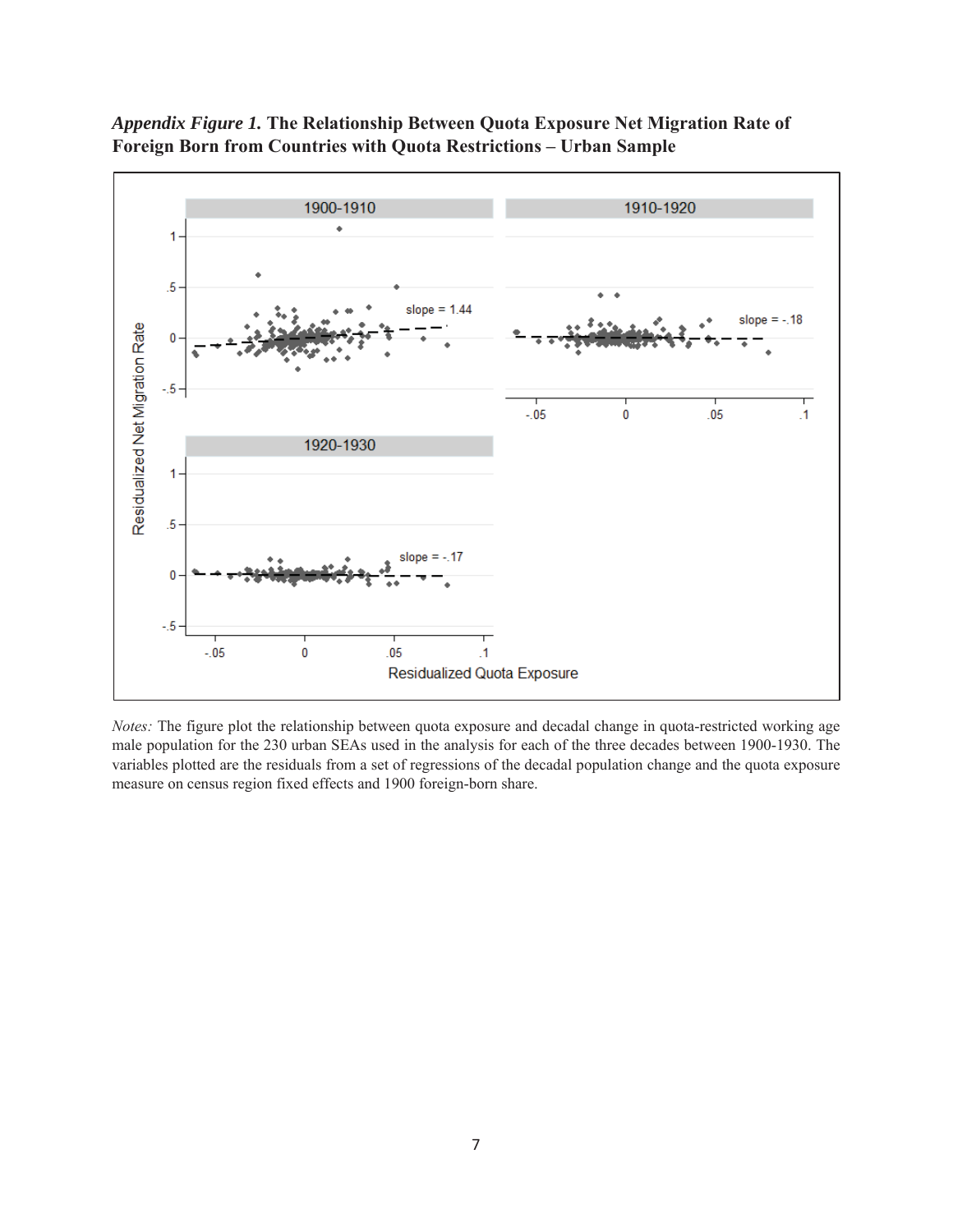***Appendix Figure 1.*** **The Relationship Between Quota Exposure Net Migration Rate of Foreign Born from Countries with Quota Restrictions – Urban Sample**

*Notes:* The figure plot the relationship between quota exposure and decadal change in quota-restricted working age male population for the 230 urban SEAs used in the analysis for each of the three decades between 1900-1930. The variables plotted are the residuals from a set of regressions of the decadal population change and the quota exposure measure on census region fixed effects and 1900 foreign-born share.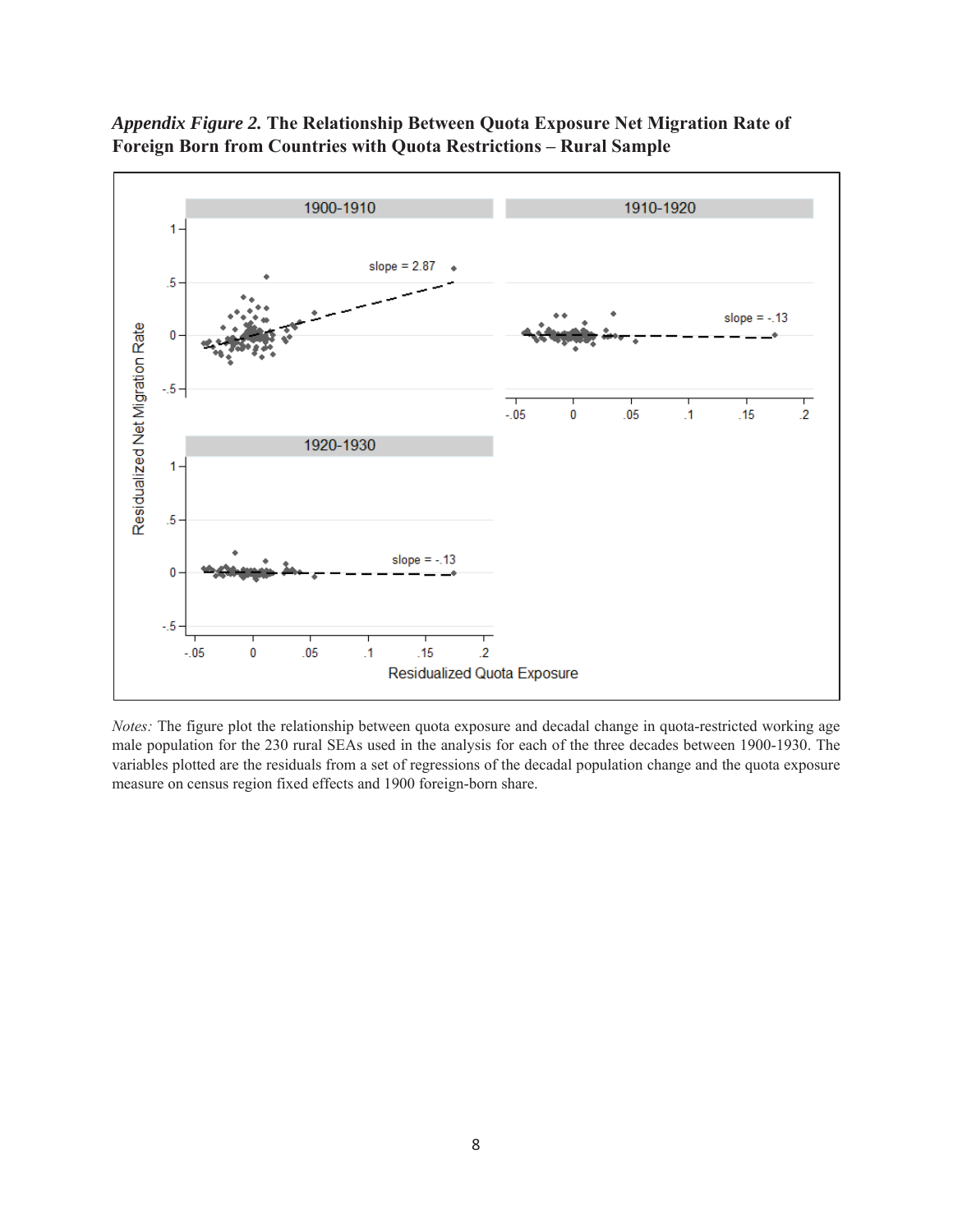***Appendix Figure 2.*** **The Relationship Between Quota Exposure Net Migration Rate of Foreign Born from Countries with Quota Restrictions – Rural Sample**

*Notes:* The figure plot the relationship between quota exposure and decadal change in quota-restricted working age male population for the 230 rural SEAs used in the analysis for each of the three decades between 1900-1930. The variables plotted are the residuals from a set of regressions of the decadal population change and the quota exposure measure on census region fixed effects and 1900 foreign-born share.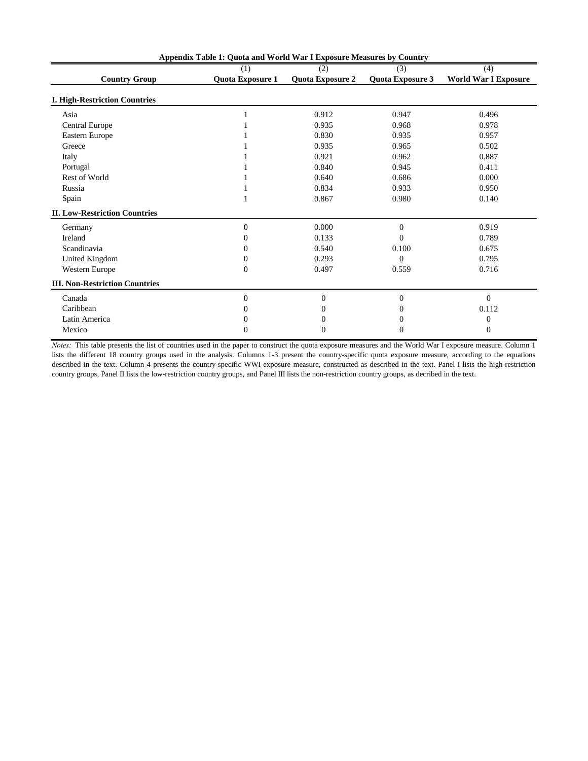**Appendix Table 1: Quota and World War I Exposure Measures by Country**

| Country Group | (1) Quota Exposure 1 | (2) Quota Exposure 2 | (3) Quota Exposure 3 | (4) World War I Exposure |
|---|---|---|---|---|
| **I. High-Restriction Countries** | | | | |
| Asia | 1 | 0.912 | 0.947 | 0.496 |
| Central Europe | 1 | 0.935 | 0.968 | 0.978 |
| Eastern Europe | 1 | 0.830 | 0.935 | 0.957 |
| Greece | 1 | 0.935 | 0.965 | 0.502 |
| Italy | 1 | 0.921 | 0.962 | 0.887 |
| Portugal | 1 | 0.840 | 0.945 | 0.411 |
| Rest of World | 1 | 0.640 | 0.686 | 0.000 |
| Russia | 1 | 0.834 | 0.933 | 0.950 |
| Spain | 1 | 0.867 | 0.980 | 0.140 |
| **II. Low-Restriction Countries** | | | | |
| Germany | 0 | 0.000 | 0 | 0.919 |
| Ireland | 0 | 0.133 | 0 | 0.789 |
| Scandinavia | 0 | 0.540 | 0.100 | 0.675 |
| United Kingdom | 0 | 0.293 | 0 | 0.795 |
| Western Europe | 0 | 0.497 | 0.559 | 0.716 |
| **III. Non-Restriction Countries** | | | | |
| Canada | 0 | 0 | 0 | 0 |
| Caribbean | 0 | 0 | 0 | 0.112 |
| Latin America | 0 | 0 | 0 | 0 |
| Mexico | 0 | 0 | 0 | 0 |

*Notes:* This table presents the list of countries used in the paper to construct the quota exposure measures and the World War I exposure measure. Column 1 lists the different 18 country groups used in the analysis. Columns 1-3 present the country-specific quota exposure measure, according to the equations described in the text. Column 4 presents the country-specific WWI exposure measure, constructed as described in the text. Panel I lists the high-restriction country groups, Panel II lists the low-restriction country groups, and Panel III lists the non-restriction country groups, as decribed in the text.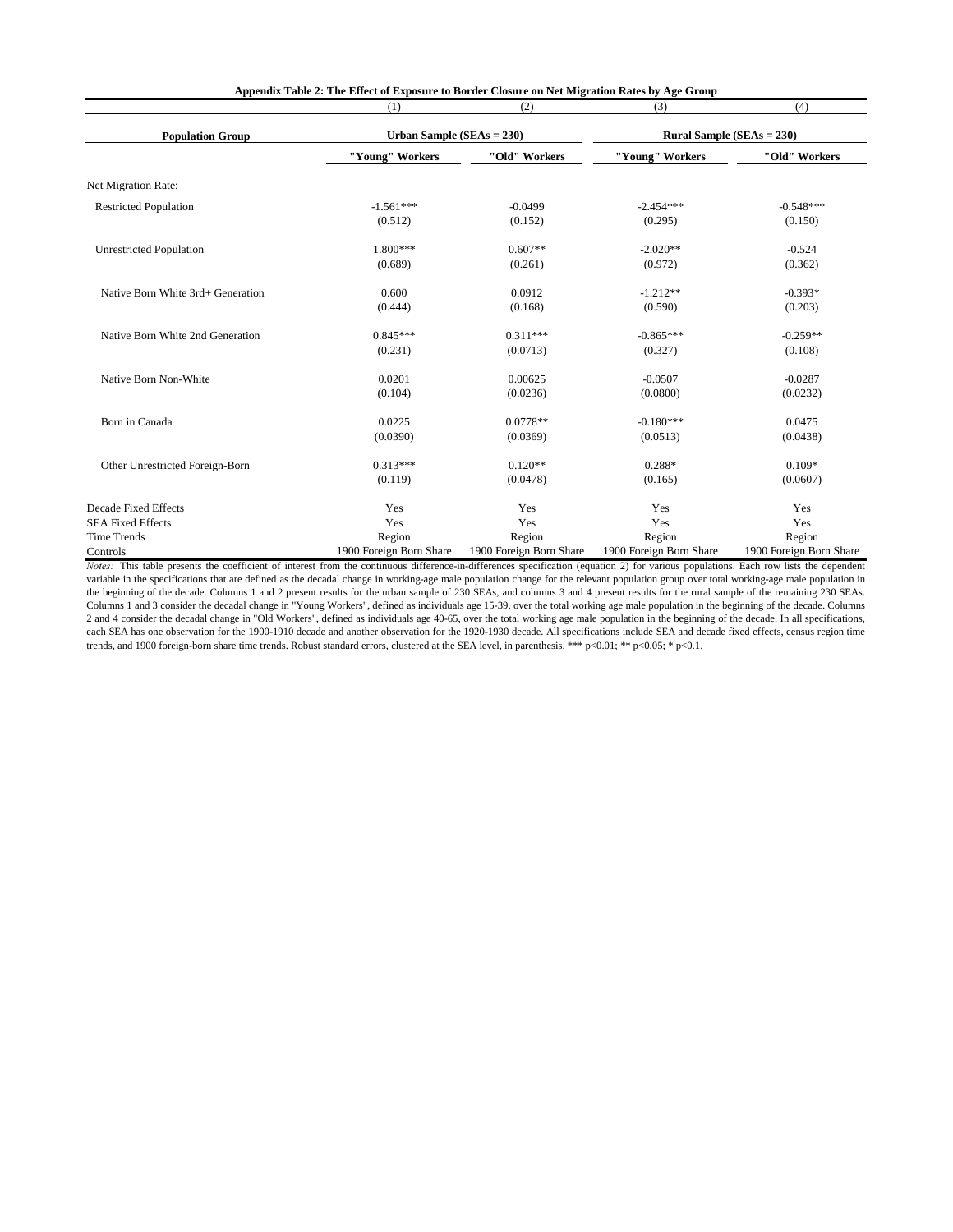**Appendix Table 2: The Effect of Exposure to Border Closure on Net Migration Rates by Age Group**

| | (1) | (2) | (3) | (4) |
|---|---|---|---|---|
| **Population Group** | **Urban Sample (SEAs = 230)** | | **Rural Sample (SEAs = 230)** | |
| | **"Young" Workers** | **"Old" Workers** | **"Young" Workers** | **"Old" Workers** |
| Net Migration Rate: | | | | |
| Restricted Population | -1.561*** | -0.0499 | -2.454*** | -0.548*** |
| | (0.512) | (0.152) | (0.295) | (0.150) |
| Unrestricted Population | 1.800*** | 0.607** | -2.020** | -0.524 |
| | (0.689) | (0.261) | (0.972) | (0.362) |
| Native Born White 3rd+ Generation | 0.600 | 0.0912 | -1.212** | -0.393* |
| | (0.444) | (0.168) | (0.590) | (0.203) |
| Native Born White 2nd Generation | 0.845*** | 0.311*** | -0.865*** | -0.259** |
| | (0.231) | (0.0713) | (0.327) | (0.108) |
| Native Born Non-White | 0.0201 | 0.00625 | -0.0507 | -0.0287 |
| | (0.104) | (0.0236) | (0.0800) | (0.0232) |
| Born in Canada | 0.0225 | 0.0778** | -0.180*** | 0.0475 |
| | (0.0390) | (0.0369) | (0.0513) | (0.0438) |
| Other Unrestricted Foreign-Born | 0.313*** | 0.120** | 0.288* | 0.109* |
| | (0.119) | (0.0478) | (0.165) | (0.0607) |
| Decade Fixed Effects | Yes | Yes | Yes | Yes |
| SEA Fixed Effects | Yes | Yes | Yes | Yes |
| Time Trends | Region | Region | Region | Region |
| Controls | 1900 Foreign Born Share | 1900 Foreign Born Share | 1900 Foreign Born Share | 1900 Foreign Born Share |

*Notes:* This table presents the coefficient of interest from the continuous difference-in-differences specification (equation 2) for various populations. Each row lists the dependent variable in the specifications that are defined as the decadal change in working-age male population change for the relevant population group over total working-age male population in the beginning of the decade. Columns 1 and 2 present results for the urban sample of 230 SEAs, and columns 3 and 4 present results for the rural sample of the remaining 230 SEAs. Columns 1 and 3 consider the decadal change in "Young Workers", defined as individuals age 15-39, over the total working age male population in the beginning of the decade. Columns 2 and 4 consider the decadal change in "Old Workers", defined as individuals age 40-65, over the total working age male population in the beginning of the decade. In all specifications, each SEA has one observation for the 1900-1910 decade and another observation for the 1920-1930 decade. All specifications include SEA and decade fixed effects, census region time trends, and 1900 foreign-born share time trends. Robust standard errors, clustered at the SEA level, in parenthesis. *** p<0.01; ** p<0.05; * p<0.1.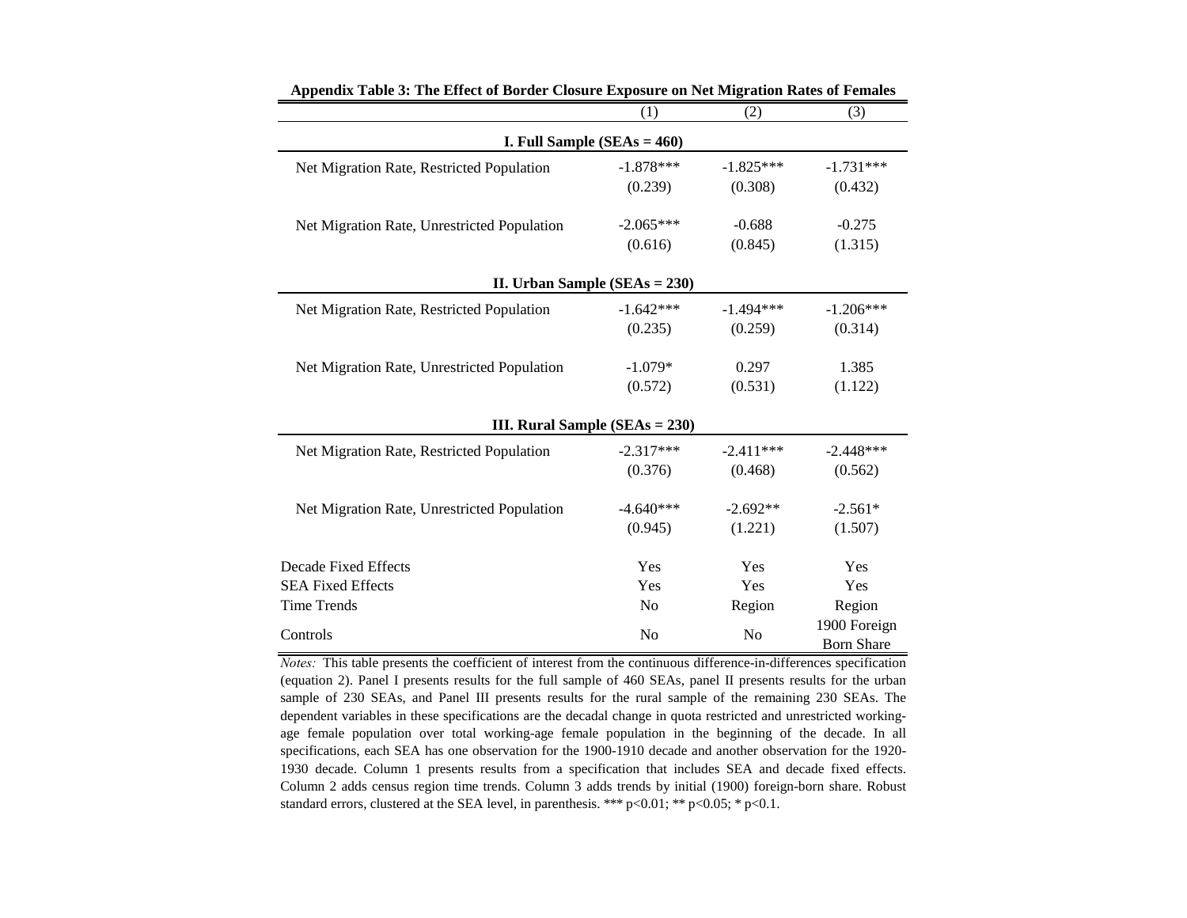**Appendix Table 3: The Effect of Border Closure Exposure on Net Migration Rates of Females**

| | (1) | (2) | (3) |
|---|---|---|---|
| **I. Full Sample (SEAs = 460)** | | | |
| Net Migration Rate, Restricted Population | -1.878*** | -1.825*** | -1.731*** |
| | (0.239) | (0.308) | (0.432) |
| Net Migration Rate, Unrestricted Population | -2.065*** | -0.688 | -0.275 |
| | (0.616) | (0.845) | (1.315) |
| **II. Urban Sample (SEAs = 230)** | | | |
| Net Migration Rate, Restricted Population | -1.642*** | -1.494*** | -1.206*** |
| | (0.235) | (0.259) | (0.314) |
| Net Migration Rate, Unrestricted Population | -1.079* | 0.297 | 1.385 |
| | (0.572) | (0.531) | (1.122) |
| **III. Rural Sample (SEAs = 230)** | | | |
| Net Migration Rate, Restricted Population | -2.317*** | -2.411*** | -2.448*** |
| | (0.376) | (0.468) | (0.562) |
| Net Migration Rate, Unrestricted Population | -4.640*** | -2.692** | -2.561* |
| | (0.945) | (1.221) | (1.507) |
| Decade Fixed Effects | Yes | Yes | Yes |
| SEA Fixed Effects | Yes | Yes | Yes |
| Time Trends | No | Region | Region |
| Controls | No | No | 1900 Foreign Born Share |

*Notes:* This table presents the coefficient of interest from the continuous difference-in-differences specification (equation 2). Panel I presents results for the full sample of 460 SEAs, panel II presents results for the urban sample of 230 SEAs, and Panel III presents results for the rural sample of the remaining 230 SEAs. The dependent variables in these specifications are the decadal change in quota restricted and unrestricted working-age female population over total working-age female population in the beginning of the decade. In all specifications, each SEA has one observation for the 1900-1910 decade and another observation for the 1920-1930 decade. Column 1 presents results from a specification that includes SEA and decade fixed effects. Column 2 adds census region time trends. Column 3 adds trends by initial (1900) foreign-born share. Robust standard errors, clustered at the SEA level, in parenthesis. *** p<0.01; ** p<0.05; * p<0.1.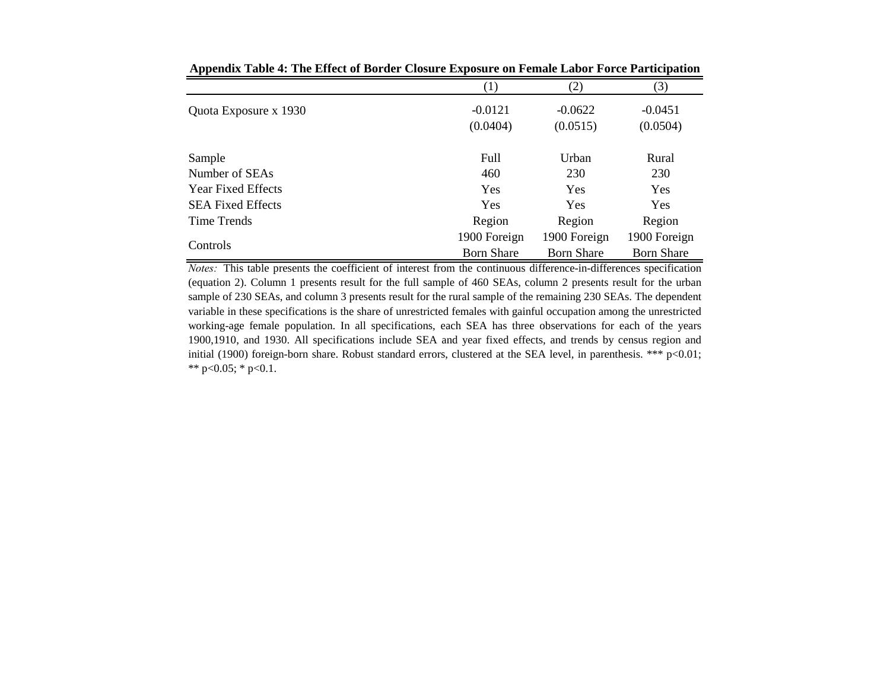**Appendix Table 4: The Effect of Border Closure Exposure on Female Labor Force Participation**

| | (1) | (2) | (3) |
|---|---|---|---|
| Quota Exposure x 1930 | -0.0121 | -0.0622 | -0.0451 |
| | (0.0404) | (0.0515) | (0.0504) |
| Sample | Full | Urban | Rural |
| Number of SEAs | 460 | 230 | 230 |
| Year Fixed Effects | Yes | Yes | Yes |
| SEA Fixed Effects | Yes | Yes | Yes |
| Time Trends | Region | Region | Region |
| Controls | 1900 Foreign Born Share | 1900 Foreign Born Share | 1900 Foreign Born Share |

*Notes:* This table presents the coefficient of interest from the continuous difference-in-differences specification (equation 2). Column 1 presents result for the full sample of 460 SEAs, column 2 presents result for the urban sample of 230 SEAs, and column 3 presents result for the rural sample of the remaining 230 SEAs. The dependent variable in these specifications is the share of unrestricted females with gainful occupation among the unrestricted working-age female population. In all specifications, each SEA has three observations for each of the years 1900,1910, and 1930. All specifications include SEA and year fixed effects, and trends by census region and initial (1900) foreign-born share. Robust standard errors, clustered at the SEA level, in parenthesis. *** p<0.01; ** p<0.05; * p<0.1.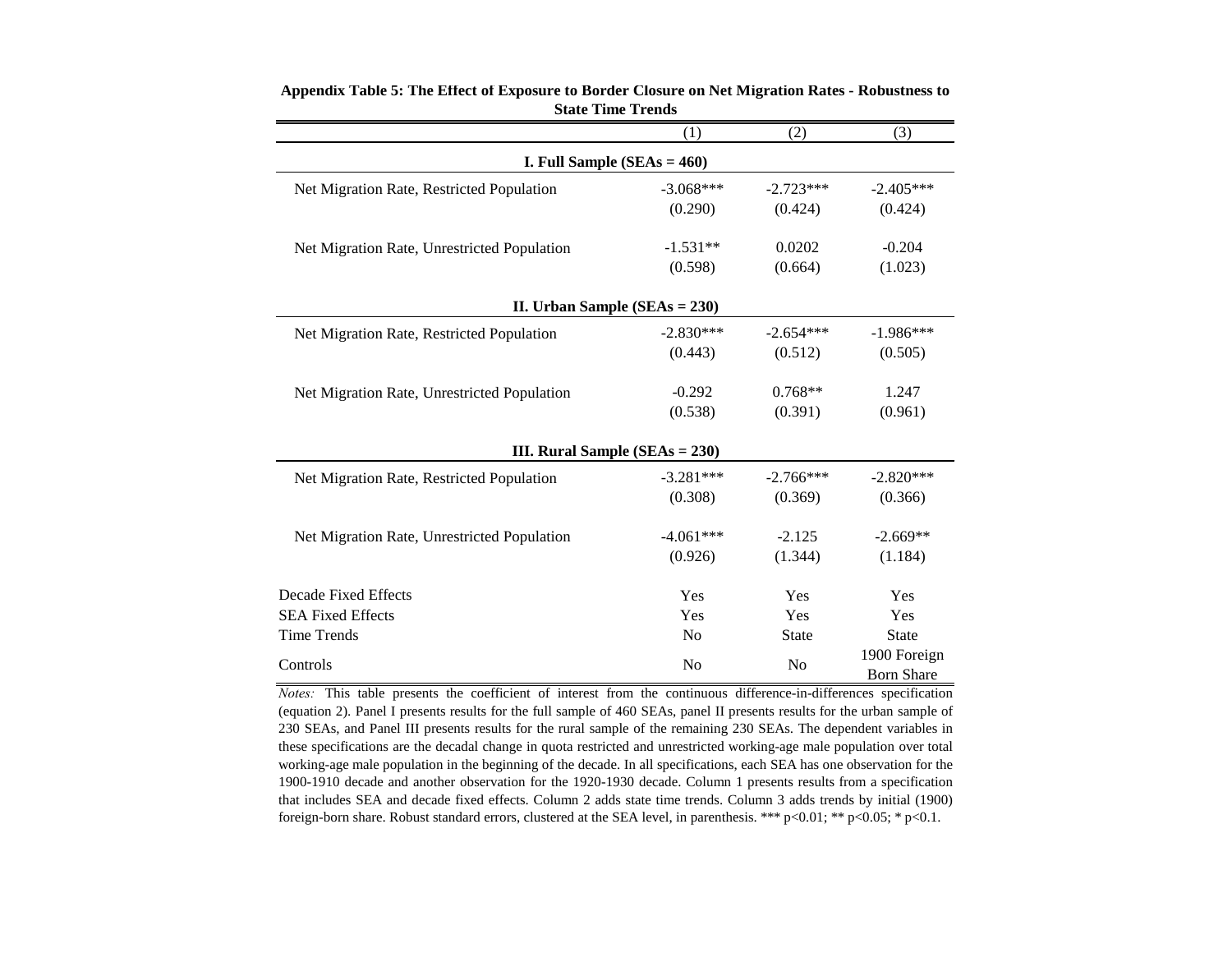**Appendix Table 5: The Effect of Exposure to Border Closure on Net Migration Rates - Robustness to State Time Trends**

| | (1) | (2) | (3) |
|---|---|---|---|
| **I. Full Sample (SEAs = 460)** | | | |
| Net Migration Rate, Restricted Population | -3.068*** | -2.723*** | -2.405*** |
| | (0.290) | (0.424) | (0.424) |
| Net Migration Rate, Unrestricted Population | -1.531** | 0.0202 | -0.204 |
| | (0.598) | (0.664) | (1.023) |
| **II. Urban Sample (SEAs = 230)** | | | |
| Net Migration Rate, Restricted Population | -2.830*** | -2.654*** | -1.986*** |
| | (0.443) | (0.512) | (0.505) |
| Net Migration Rate, Unrestricted Population | -0.292 | 0.768** | 1.247 |
| | (0.538) | (0.391) | (0.961) |
| **III. Rural Sample (SEAs = 230)** | | | |
| Net Migration Rate, Restricted Population | -3.281*** | -2.766*** | -2.820*** |
| | (0.308) | (0.369) | (0.366) |
| Net Migration Rate, Unrestricted Population | -4.061*** | -2.125 | -2.669** |
| | (0.926) | (1.344) | (1.184) |
| Decade Fixed Effects | Yes | Yes | Yes |
| SEA Fixed Effects | Yes | Yes | Yes |
| Time Trends | No | State | State |
| Controls | No | No | 1900 Foreign Born Share |

*Notes:* This table presents the coefficient of interest from the continuous difference-in-differences specification (equation 2). Panel I presents results for the full sample of 460 SEAs, panel II presents results for the urban sample of 230 SEAs, and Panel III presents results for the rural sample of the remaining 230 SEAs. The dependent variables in these specifications are the decadal change in quota restricted and unrestricted working-age male population over total working-age male population in the beginning of the decade. In all specifications, each SEA has one observation for the 1900-1910 decade and another observation for the 1920-1930 decade. Column 1 presents results from a specification that includes SEA and decade fixed effects. Column 2 adds state time trends. Column 3 adds trends by initial (1900) foreign-born share. Robust standard errors, clustered at the SEA level, in parenthesis. *** p<0.01; ** p<0.05; * p<0.1.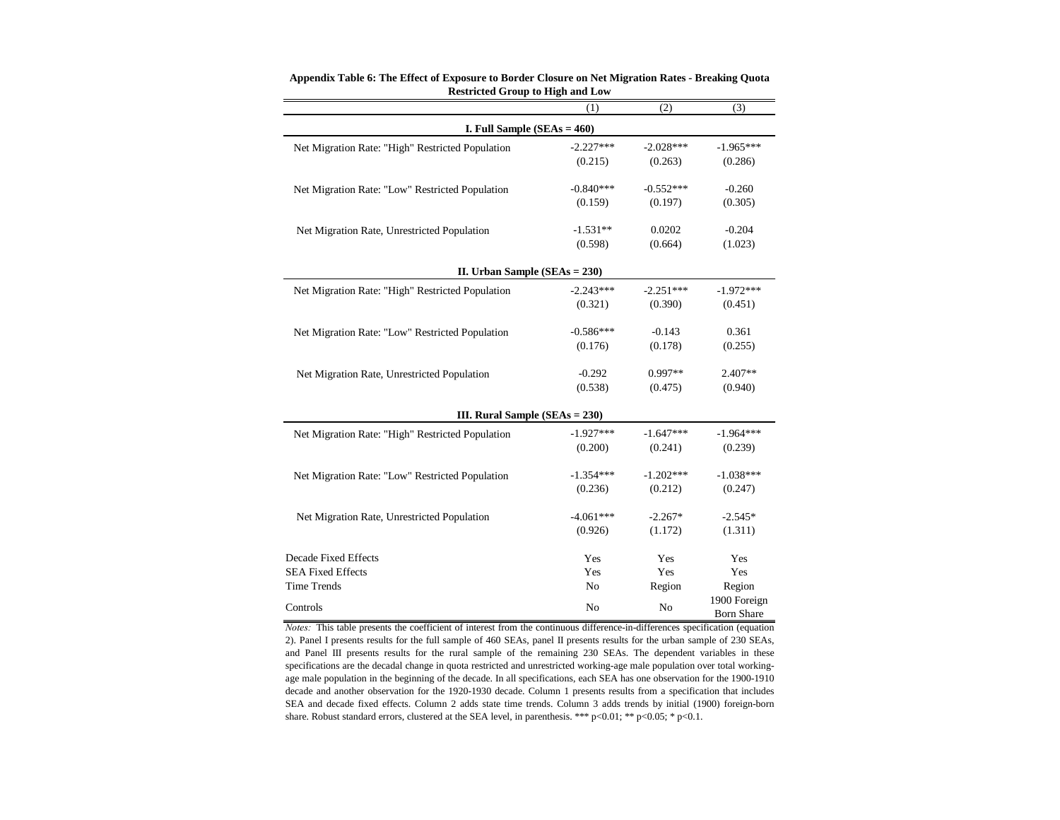**Appendix Table 6: The Effect of Exposure to Border Closure on Net Migration Rates - Breaking Quota Restricted Group to High and Low**

| | (1) | (2) | (3) |
|---|---|---|---|
| **I. Full Sample (SEAs = 460)** | | | |
| Net Migration Rate: "High" Restricted Population | -2.227*** | -2.028*** | -1.965*** |
| | (0.215) | (0.263) | (0.286) |
| Net Migration Rate: "Low" Restricted Population | -0.840*** | -0.552*** | -0.260 |
| | (0.159) | (0.197) | (0.305) |
| Net Migration Rate, Unrestricted Population | -1.531** | 0.0202 | -0.204 |
| | (0.598) | (0.664) | (1.023) |
| **II. Urban Sample (SEAs = 230)** | | | |
| Net Migration Rate: "High" Restricted Population | -2.243*** | -2.251*** | -1.972*** |
| | (0.321) | (0.390) | (0.451) |
| Net Migration Rate: "Low" Restricted Population | -0.586*** | -0.143 | 0.361 |
| | (0.176) | (0.178) | (0.255) |
| Net Migration Rate, Unrestricted Population | -0.292 | 0.997** | 2.407** |
| | (0.538) | (0.475) | (0.940) |
| **III. Rural Sample (SEAs = 230)** | | | |
| Net Migration Rate: "High" Restricted Population | -1.927*** | -1.647*** | -1.964*** |
| | (0.200) | (0.241) | (0.239) |
| Net Migration Rate: "Low" Restricted Population | -1.354*** | -1.202*** | -1.038*** |
| | (0.236) | (0.212) | (0.247) |
| Net Migration Rate, Unrestricted Population | -4.061*** | -2.267* | -2.545* |
| | (0.926) | (1.172) | (1.311) |
| Decade Fixed Effects | Yes | Yes | Yes |
| SEA Fixed Effects | Yes | Yes | Yes |
| Time Trends | No | Region | Region |
| Controls | No | No | 1900 Foreign Born Share |

*Notes:* This table presents the coefficient of interest from the continuous difference-in-differences specification (equation 2). Panel I presents results for the full sample of 460 SEAs, panel II presents results for the urban sample of 230 SEAs, and Panel III presents results for the rural sample of the remaining 230 SEAs. The dependent variables in these specifications are the decadal change in quota restricted and unrestricted working-age male population over total working-age male population in the beginning of the decade. In all specifications, each SEA has one observation for the 1900-1910 decade and another observation for the 1920-1930 decade. Column 1 presents results from a specification that includes SEA and decade fixed effects. Column 2 adds state time trends. Column 3 adds trends by initial (1900) foreign-born share. Robust standard errors, clustered at the SEA level, in parenthesis. *** p<0.01; ** p<0.05; * p<0.1.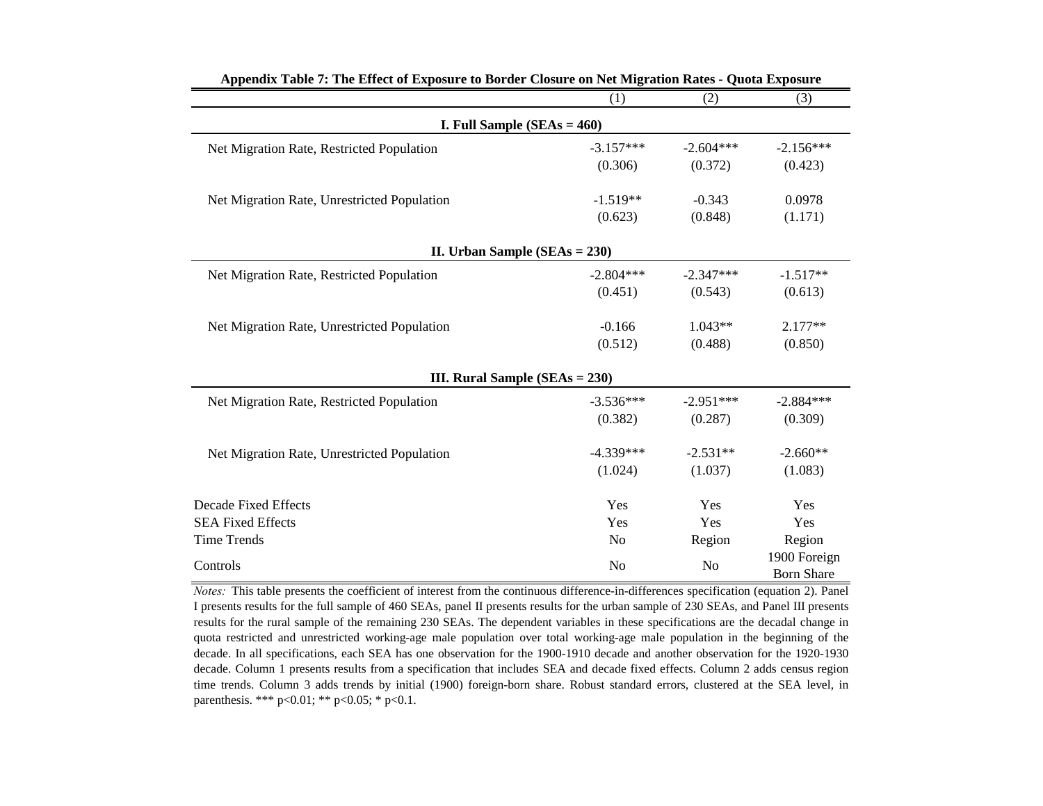**Appendix Table 7: The Effect of Exposure to Border Closure on Net Migration Rates - Quota Exposure**

| | (1) | (2) | (3) |
|---|---|---|---|
| **I. Full Sample (SEAs = 460)** | | | |
| Net Migration Rate, Restricted Population | -3.157*** | -2.604*** | -2.156*** |
| | (0.306) | (0.372) | (0.423) |
| Net Migration Rate, Unrestricted Population | -1.519** | -0.343 | 0.0978 |
| | (0.623) | (0.848) | (1.171) |
| **II. Urban Sample (SEAs = 230)** | | | |
| Net Migration Rate, Restricted Population | -2.804*** | -2.347*** | -1.517** |
| | (0.451) | (0.543) | (0.613) |
| Net Migration Rate, Unrestricted Population | -0.166 | 1.043** | 2.177** |
| | (0.512) | (0.488) | (0.850) |
| **III. Rural Sample (SEAs = 230)** | | | |
| Net Migration Rate, Restricted Population | -3.536*** | -2.951*** | -2.884*** |
| | (0.382) | (0.287) | (0.309) |
| Net Migration Rate, Unrestricted Population | -4.339*** | -2.531** | -2.660** |
| | (1.024) | (1.037) | (1.083) |
| Decade Fixed Effects | Yes | Yes | Yes |
| SEA Fixed Effects | Yes | Yes | Yes |
| Time Trends | No | Region | Region |
| Controls | No | No | 1900 Foreign Born Share |

*Notes:* This table presents the coefficient of interest from the continuous difference-in-differences specification (equation 2). Panel I presents results for the full sample of 460 SEAs, panel II presents results for the urban sample of 230 SEAs, and Panel III presents results for the rural sample of the remaining 230 SEAs. The dependent variables in these specifications are the decadal change in quota restricted and unrestricted working-age male population over total working-age male population in the beginning of the decade. In all specifications, each SEA has one observation for the 1900-1910 decade and another observation for the 1920-1930 decade. Column 1 presents results from a specification that includes SEA and decade fixed effects. Column 2 adds census region time trends. Column 3 adds trends by initial (1900) foreign-born share. Robust standard errors, clustered at the SEA level, in parenthesis. *** p<0.01; ** p<0.05; * p<0.1.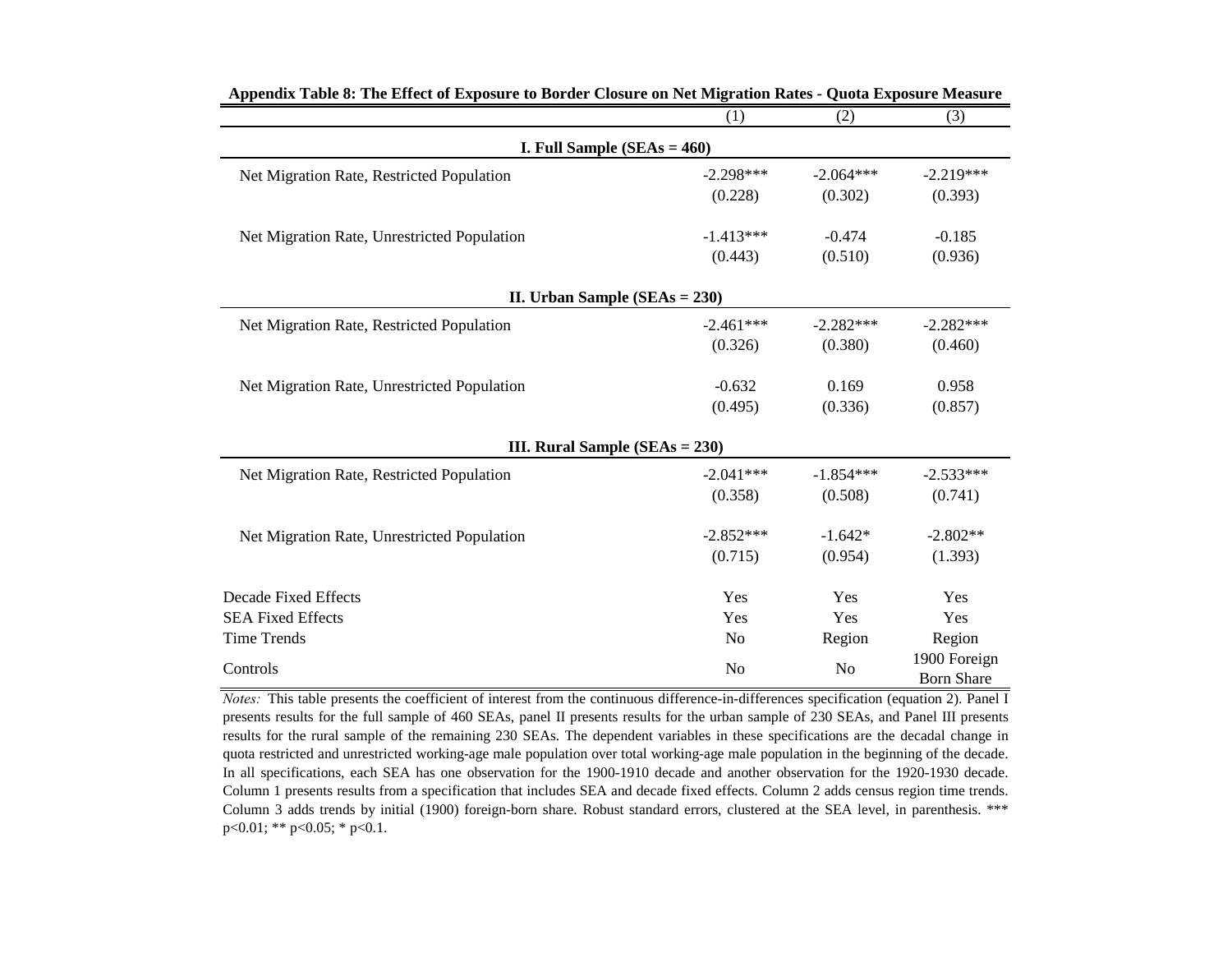**Appendix Table 8: The Effect of Exposure to Border Closure on Net Migration Rates - Quota Exposure Measure**

| | (1) | (2) | (3) |
|---|---|---|---|
| **I. Full Sample (SEAs = 460)** | | | |
| Net Migration Rate, Restricted Population | -2.298*** | -2.064*** | -2.219*** |
| | (0.228) | (0.302) | (0.393) |
| Net Migration Rate, Unrestricted Population | -1.413*** | -0.474 | -0.185 |
| | (0.443) | (0.510) | (0.936) |
| **II. Urban Sample (SEAs = 230)** | | | |
| Net Migration Rate, Restricted Population | -2.461*** | -2.282*** | -2.282*** |
| | (0.326) | (0.380) | (0.460) |
| Net Migration Rate, Unrestricted Population | -0.632 | 0.169 | 0.958 |
| | (0.495) | (0.336) | (0.857) |
| **III. Rural Sample (SEAs = 230)** | | | |
| Net Migration Rate, Restricted Population | -2.041*** | -1.854*** | -2.533*** |
| | (0.358) | (0.508) | (0.741) |
| Net Migration Rate, Unrestricted Population | -2.852*** | -1.642* | -2.802** |
| | (0.715) | (0.954) | (1.393) |
| Decade Fixed Effects | Yes | Yes | Yes |
| SEA Fixed Effects | Yes | Yes | Yes |
| Time Trends | No | Region | Region |
| Controls | No | No | 1900 Foreign Born Share |

*Notes:* This table presents the coefficient of interest from the continuous difference-in-differences specification (equation 2). Panel I presents results for the full sample of 460 SEAs, panel II presents results for the urban sample of 230 SEAs, and Panel III presents results for the rural sample of the remaining 230 SEAs. The dependent variables in these specifications are the decadal change in quota restricted and unrestricted working-age male population over total working-age male population in the beginning of the decade. In all specifications, each SEA has one observation for the 1900-1910 decade and another observation for the 1920-1930 decade. Column 1 presents results from a specification that includes SEA and decade fixed effects. Column 2 adds census region time trends. Column 3 adds trends by initial (1900) foreign-born share. Robust standard errors, clustered at the SEA level, in parenthesis. *** p<0.01; ** p<0.05; * p<0.1.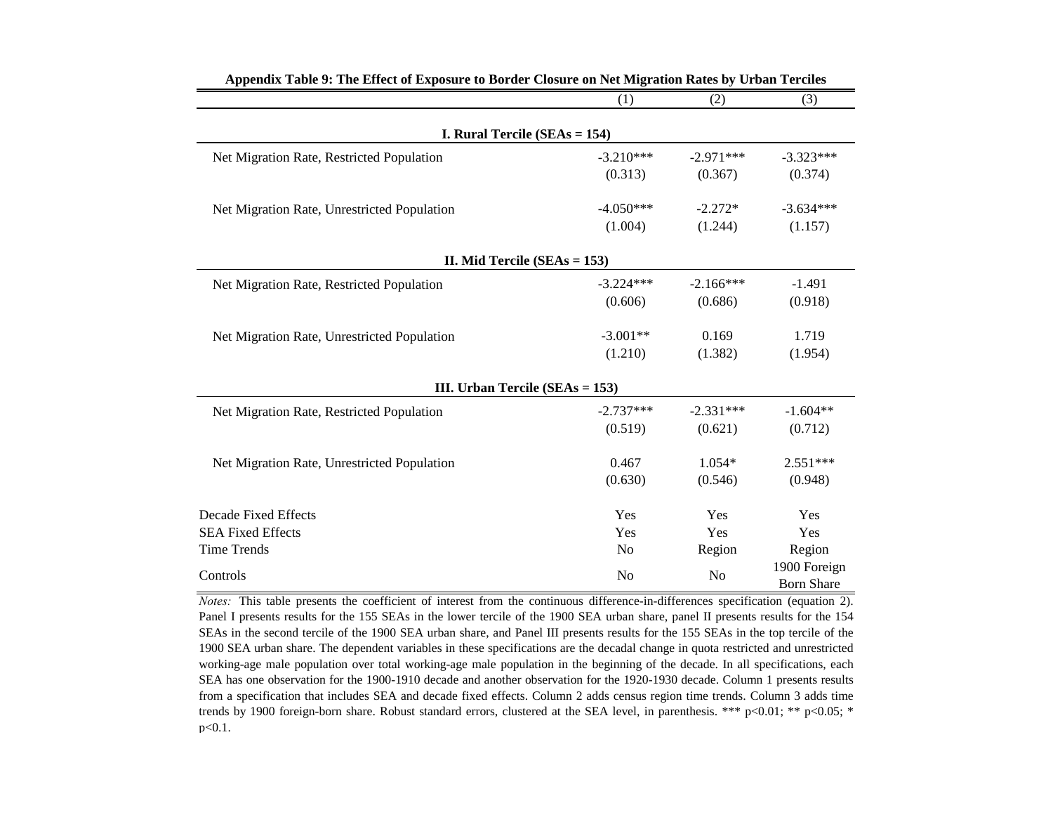**Appendix Table 9: The Effect of Exposure to Border Closure on Net Migration Rates by Urban Terciles**

| | (1) | (2) | (3) |
|---|---|---|---|
| **I. Rural Tercile (SEAs = 154)** | | | |
| Net Migration Rate, Restricted Population | -3.210*** | -2.971*** | -3.323*** |
| | (0.313) | (0.367) | (0.374) |
| Net Migration Rate, Unrestricted Population | -4.050*** | -2.272* | -3.634*** |
| | (1.004) | (1.244) | (1.157) |
| **II. Mid Tercile (SEAs = 153)** | | | |
| Net Migration Rate, Restricted Population | -3.224*** | -2.166*** | -1.491 |
| | (0.606) | (0.686) | (0.918) |
| Net Migration Rate, Unrestricted Population | -3.001** | 0.169 | 1.719 |
| | (1.210) | (1.382) | (1.954) |
| **III. Urban Tercile (SEAs = 153)** | | | |
| Net Migration Rate, Restricted Population | -2.737*** | -2.331*** | -1.604** |
| | (0.519) | (0.621) | (0.712) |
| Net Migration Rate, Unrestricted Population | 0.467 | 1.054* | 2.551*** |
| | (0.630) | (0.546) | (0.948) |
| Decade Fixed Effects | Yes | Yes | Yes |
| SEA Fixed Effects | Yes | Yes | Yes |
| Time Trends | No | Region | Region |
| Controls | No | No | 1900 Foreign Born Share |

*Notes:* This table presents the coefficient of interest from the continuous difference-in-differences specification (equation 2). Panel I presents results for the 155 SEAs in the lower tercile of the 1900 SEA urban share, panel II presents results for the 154 SEAs in the second tercile of the 1900 SEA urban share, and Panel III presents results for the 155 SEAs in the top tercile of the 1900 SEA urban share. The dependent variables in these specifications are the decadal change in quota restricted and unrestricted working-age male population over total working-age male population in the beginning of the decade. In all specifications, each SEA has one observation for the 1900-1910 decade and another observation for the 1920-1930 decade. Column 1 presents results from a specification that includes SEA and decade fixed effects. Column 2 adds census region time trends. Column 3 adds time trends by 1900 foreign-born share. Robust standard errors, clustered at the SEA level, in parenthesis. *** p<0.01; ** p<0.05; * p<0.1.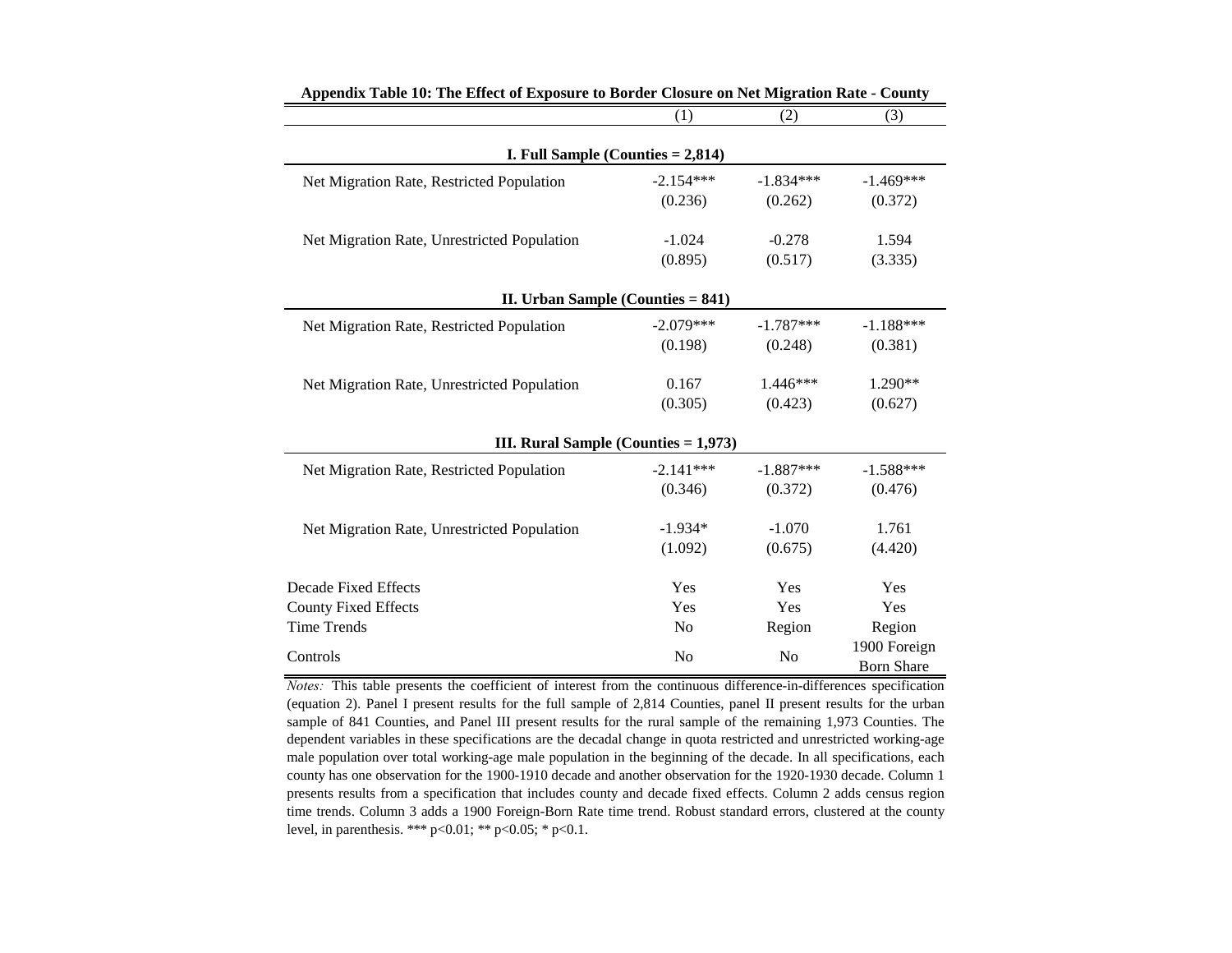**Appendix Table 10: The Effect of Exposure to Border Closure on Net Migration Rate - County**

| | (1) | (2) | (3) |
|---|---|---|---|
| **I. Full Sample (Counties = 2,814)** | | | |
| Net Migration Rate, Restricted Population | -2.154*** | -1.834*** | -1.469*** |
| | (0.236) | (0.262) | (0.372) |
| Net Migration Rate, Unrestricted Population | -1.024 | -0.278 | 1.594 |
| | (0.895) | (0.517) | (3.335) |
| **II. Urban Sample (Counties = 841)** | | | |
| Net Migration Rate, Restricted Population | -2.079*** | -1.787*** | -1.188*** |
| | (0.198) | (0.248) | (0.381) |
| Net Migration Rate, Unrestricted Population | 0.167 | 1.446*** | 1.290** |
| | (0.305) | (0.423) | (0.627) |
| **III. Rural Sample (Counties = 1,973)** | | | |
| Net Migration Rate, Restricted Population | -2.141*** | -1.887*** | -1.588*** |
| | (0.346) | (0.372) | (0.476) |
| Net Migration Rate, Unrestricted Population | -1.934* | -1.070 | 1.761 |
| | (1.092) | (0.675) | (4.420) |
| Decade Fixed Effects | Yes | Yes | Yes |
| County Fixed Effects | Yes | Yes | Yes |
| Time Trends | No | Region | Region |
| Controls | No | No | 1900 Foreign Born Share |

*Notes:* This table presents the coefficient of interest from the continuous difference-in-differences specification (equation 2). Panel I present results for the full sample of 2,814 Counties, panel II present results for the urban sample of 841 Counties, and Panel III present results for the rural sample of the remaining 1,973 Counties. The dependent variables in these specifications are the decadal change in quota restricted and unrestricted working-age male population over total working-age male population in the beginning of the decade. In all specifications, each county has one observation for the 1900-1910 decade and another observation for the 1920-1930 decade. Column 1 presents results from a specification that includes county and decade fixed effects. Column 2 adds census region time trends. Column 3 adds a 1900 Foreign-Born Rate time trend. Robust standard errors, clustered at the county level, in parenthesis. *** p<0.01; ** p<0.05; * p<0.1.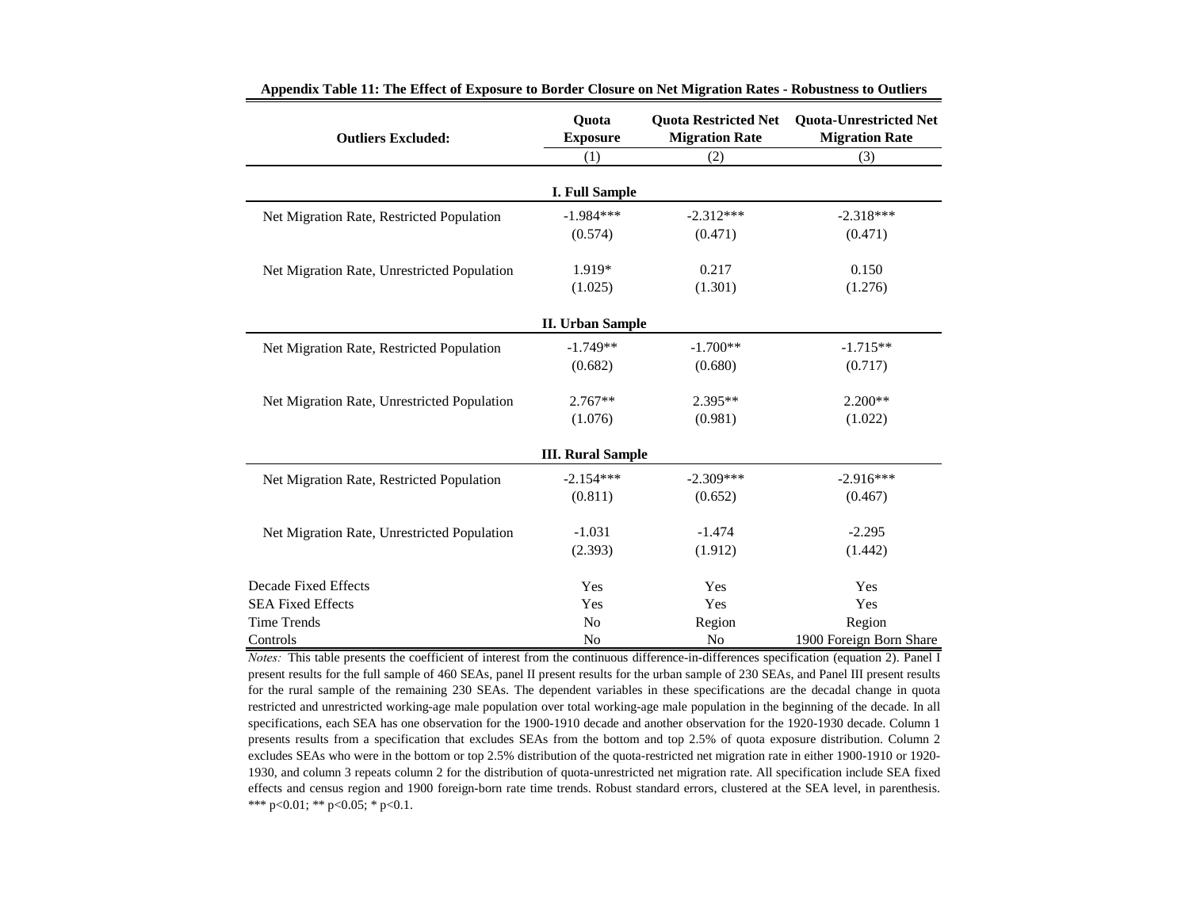**Appendix Table 11: The Effect of Exposure to Border Closure on Net Migration Rates - Robustness to Outliers**

| Outliers Excluded: | Quota Exposure | Quota Restricted Net Migration Rate | Quota-Unrestricted Net Migration Rate |
|---|---|---|---|
| | (1) | (2) | (3) |
| | **I. Full Sample** | | |
| Net Migration Rate, Restricted Population | -1.984*** | -2.312*** | -2.318*** |
| | (0.574) | (0.471) | (0.471) |
| Net Migration Rate, Unrestricted Population | 1.919* | 0.217 | 0.150 |
| | (1.025) | (1.301) | (1.276) |
| | **II. Urban Sample** | | |
| Net Migration Rate, Restricted Population | -1.749** | -1.700** | -1.715** |
| | (0.682) | (0.680) | (0.717) |
| Net Migration Rate, Unrestricted Population | 2.767** | 2.395** | 2.200** |
| | (1.076) | (0.981) | (1.022) |
| | **III. Rural Sample** | | |
| Net Migration Rate, Restricted Population | -2.154*** | -2.309*** | -2.916*** |
| | (0.811) | (0.652) | (0.467) |
| Net Migration Rate, Unrestricted Population | -1.031 | -1.474 | -2.295 |
| | (2.393) | (1.912) | (1.442) |
| Decade Fixed Effects | Yes | Yes | Yes |
| SEA Fixed Effects | Yes | Yes | Yes |
| Time Trends | No | Region | Region |
| Controls | No | No | 1900 Foreign Born Share |

*Notes:* This table presents the coefficient of interest from the continuous difference-in-differences specification (equation 2). Panel I present results for the full sample of 460 SEAs, panel II present results for the urban sample of 230 SEAs, and Panel III present results for the rural sample of the remaining 230 SEAs. The dependent variables in these specifications are the decadal change in quota restricted and unrestricted working-age male population over total working-age male population in the beginning of the decade. In all specifications, each SEA has one observation for the 1900-1910 decade and another observation for the 1920-1930 decade. Column 1 presents results from a specification that excludes SEAs from the bottom and top 2.5% of quota exposure distribution. Column 2 excludes SEAs who were in the bottom or top 2.5% distribution of the quota-restricted net migration rate in either 1900-1910 or 1920-1930, and column 3 repeats column 2 for the distribution of quota-unrestricted net migration rate. All specification include SEA fixed effects and census region and 1900 foreign-born rate time trends. Robust standard errors, clustered at the SEA level, in parenthesis. *** p<0.01; ** p<0.05; * p<0.1.